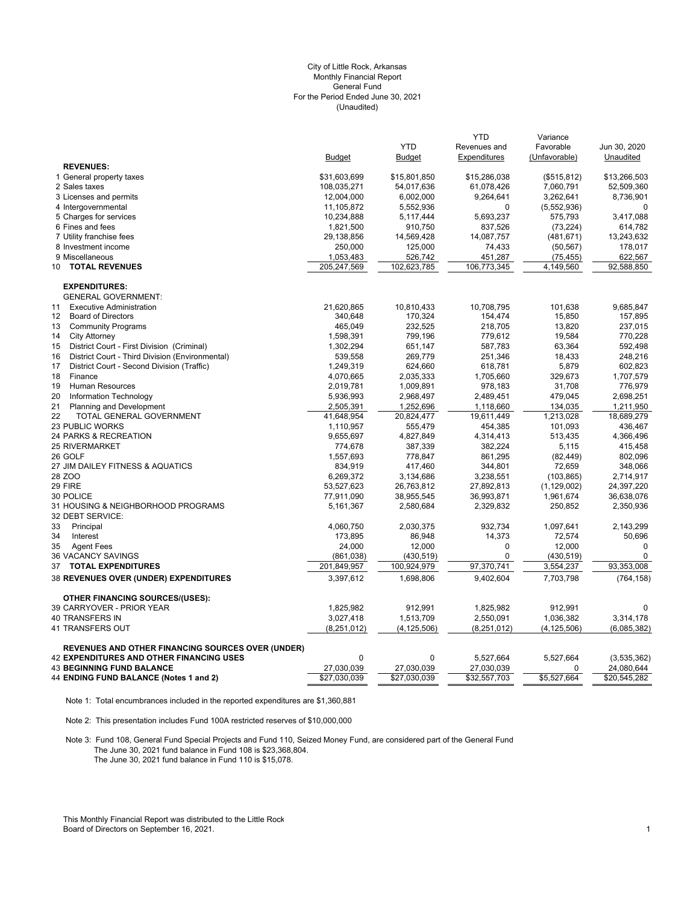City of Little Rock, Arkansas
Monthly Financial Report
General Fund
For the Period Ended June 30, 2021
(Unaudited)

| | Budget | YTD Budget | YTD Revenues and Expenditures | Variance Favorable (Unfavorable) | Jun 30, 2020 Unaudited |
|---|---|---|---|---|---|
| **REVENUES:** | | | | | |
| 1 General property taxes | $31,603,699 | $15,801,850 | $15,286,038 | ($515,812) | $13,266,503 |
| 2 Sales taxes | 108,035,271 | 54,017,636 | 61,078,426 | 7,060,791 | 52,509,360 |
| 3 Licenses and permits | 12,004,000 | 6,002,000 | 9,264,641 | 3,262,641 | 8,736,901 |
| 4 Intergovernmental | 11,105,872 | 5,552,936 | 0 | (5,552,936) | 0 |
| 5 Charges for services | 10,234,888 | 5,117,444 | 5,693,237 | 575,793 | 3,417,088 |
| 6 Fines and fees | 1,821,500 | 910,750 | 837,526 | (73,224) | 614,782 |
| 7 Utility franchise fees | 29,138,856 | 14,569,428 | 14,087,757 | (481,671) | 13,243,632 |
| 8 Investment income | 250,000 | 125,000 | 74,433 | (50,567) | 178,017 |
| 9 Miscellaneous | 1,053,483 | 526,742 | 451,287 | (75,455) | 622,567 |
| 10 **TOTAL REVENUES** | 205,247,569 | 102,623,785 | 106,773,345 | 4,149,560 | 92,588,850 |
| **EXPENDITURES:** | | | | | |
| GENERAL GOVERNMENT: | | | | | |
| 11 Executive Administration | 21,620,865 | 10,810,433 | 10,708,795 | 101,638 | 9,685,847 |
| 12 Board of Directors | 340,648 | 170,324 | 154,474 | 15,850 | 157,895 |
| 13 Community Programs | 465,049 | 232,525 | 218,705 | 13,820 | 237,015 |
| 14 City Attorney | 1,598,391 | 799,196 | 779,612 | 19,584 | 770,228 |
| 15 District Court - First Division (Criminal) | 1,302,294 | 651,147 | 587,783 | 63,364 | 592,498 |
| 16 District Court - Third Division (Environmental) | 539,558 | 269,779 | 251,346 | 18,433 | 248,216 |
| 17 District Court - Second Division (Traffic) | 1,249,319 | 624,660 | 618,781 | 5,879 | 602,823 |
| 18 Finance | 4,070,665 | 2,035,333 | 1,705,660 | 329,673 | 1,707,579 |
| 19 Human Resources | 2,019,781 | 1,009,891 | 978,183 | 31,708 | 776,979 |
| 20 Information Technology | 5,936,993 | 2,968,497 | 2,489,451 | 479,045 | 2,698,251 |
| 21 Planning and Development | 2,505,391 | 1,252,696 | 1,118,660 | 134,035 | 1,211,950 |
| 22 TOTAL GENERAL GOVERNMENT | 41,648,954 | 20,824,477 | 19,611,449 | 1,213,028 | 18,689,279 |
| 23 PUBLIC WORKS | 1,110,957 | 555,479 | 454,385 | 101,093 | 436,467 |
| 24 PARKS & RECREATION | 9,655,697 | 4,827,849 | 4,314,413 | 513,435 | 4,366,496 |
| 25 RIVERMARKET | 774,678 | 387,339 | 382,224 | 5,115 | 415,458 |
| 26 GOLF | 1,557,693 | 778,847 | 861,295 | (82,449) | 802,096 |
| 27 JIM DAILEY FITNESS & AQUATICS | 834,919 | 417,460 | 344,801 | 72,659 | 348,066 |
| 28 ZOO | 6,269,372 | 3,134,686 | 3,238,551 | (103,865) | 2,714,917 |
| 29 FIRE | 53,527,623 | 26,763,812 | 27,892,813 | (1,129,002) | 24,397,220 |
| 30 POLICE | 77,911,090 | 38,955,545 | 36,993,871 | 1,961,674 | 36,638,076 |
| 31 HOUSING & NEIGHBORHOOD PROGRAMS | 5,161,367 | 2,580,684 | 2,329,832 | 250,852 | 2,350,936 |
| 32 DEBT SERVICE: | | | | | |
| 33 Principal | 4,060,750 | 2,030,375 | 932,734 | 1,097,641 | 2,143,299 |
| 34 Interest | 173,895 | 86,948 | 14,373 | 72,574 | 50,696 |
| 35 Agent Fees | 24,000 | 12,000 | 0 | 12,000 | 0 |
| 36 VACANCY SAVINGS | (861,038) | (430,519) | 0 | (430,519) | 0 |
| 37 **TOTAL EXPENDITURES** | 201,849,957 | 100,924,979 | 97,370,741 | 3,554,237 | 93,353,008 |
| 38 **REVENUES OVER (UNDER) EXPENDITURES** | 3,397,612 | 1,698,806 | 9,402,604 | 7,703,798 | (764,158) |
| **OTHER FINANCING SOURCES/(USES):** | | | | | |
| 39 CARRYOVER - PRIOR YEAR | 1,825,982 | 912,991 | 1,825,982 | 912,991 | 0 |
| 40 TRANSFERS IN | 3,027,418 | 1,513,709 | 2,550,091 | 1,036,382 | 3,314,178 |
| 41 TRANSFERS OUT | (8,251,012) | (4,125,506) | (8,251,012) | (4,125,506) | (6,085,382) |
| **REVENUES AND OTHER FINANCING SOURCES OVER (UNDER)** | | | | | |
| 42 **EXPENDITURES AND OTHER FINANCING USES** | 0 | 0 | 5,527,664 | 5,527,664 | (3,535,362) |
| 43 **BEGINNING FUND BALANCE** | 27,030,039 | 27,030,039 | 27,030,039 | 0 | 24,080,644 |
| 44 **ENDING FUND BALANCE (Notes 1 and 2)** | $27,030,039 | $27,030,039 | $32,557,703 | $5,527,664 | $20,545,282 |

Note 1: Total encumbrances included in the reported expenditures are $1,360,881

Note 2: This presentation includes Fund 100A restricted reserves of $10,000,000

Note 3: Fund 108, General Fund Special Projects and Fund 110, Seized Money Fund, are considered part of the General Fund
The June 30, 2021 fund balance in Fund 108 is $23,368,804.
The June 30, 2021 fund balance in Fund 110 is $15,078.

This Monthly Financial Report was distributed to the Little Rock Board of Directors on September 16, 2021.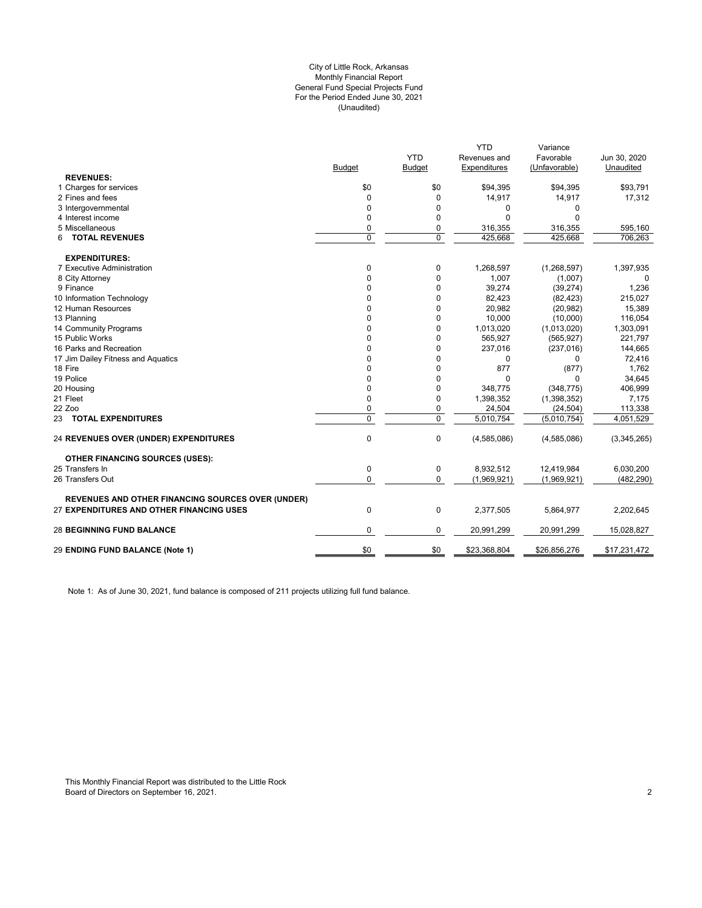City of Little Rock, Arkansas
Monthly Financial Report
General Fund Special Projects Fund
For the Period Ended June 30, 2021
(Unaudited)

| | Budget | YTD Budget | YTD Revenues and Expenditures | Variance Favorable (Unfavorable) | Jun 30, 2020 Unaudited |
|---|---|---|---|---|---|
| **REVENUES:** | | | | | |
| 1 Charges for services | $0 | $0 | $94,395 | $94,395 | $93,791 |
| 2 Fines and fees | 0 | 0 | 14,917 | 14,917 | 17,312 |
| 3 Intergovernmental | 0 | 0 | 0 | 0 | |
| 4 Interest income | 0 | 0 | 0 | 0 | |
| 5 Miscellaneous | 0 | 0 | 316,355 | 316,355 | 595,160 |
| 6 **TOTAL REVENUES** | 0 | 0 | 425,668 | 425,668 | 706,263 |
| **EXPENDITURES:** | | | | | |
| 7 Executive Administration | 0 | 0 | 1,268,597 | (1,268,597) | 1,397,935 |
| 8 City Attorney | 0 | 0 | 1,007 | (1,007) | 0 |
| 9 Finance | 0 | 0 | 39,274 | (39,274) | 1,236 |
| 10 Information Technology | 0 | 0 | 82,423 | (82,423) | 215,027 |
| 12 Human Resources | 0 | 0 | 20,982 | (20,982) | 15,389 |
| 13 Planning | 0 | 0 | 10,000 | (10,000) | 116,054 |
| 14 Community Programs | 0 | 0 | 1,013,020 | (1,013,020) | 1,303,091 |
| 15 Public Works | 0 | 0 | 565,927 | (565,927) | 221,797 |
| 16 Parks and Recreation | 0 | 0 | 237,016 | (237,016) | 144,665 |
| 17 Jim Dailey Fitness and Aquatics | 0 | 0 | 0 | 0 | 72,416 |
| 18 Fire | 0 | 0 | 877 | (877) | 1,762 |
| 19 Police | 0 | 0 | 0 | 0 | 34,645 |
| 20 Housing | 0 | 0 | 348,775 | (348,775) | 406,999 |
| 21 Fleet | 0 | 0 | 1,398,352 | (1,398,352) | 7,175 |
| 22 Zoo | 0 | 0 | 24,504 | (24,504) | 113,338 |
| 23 **TOTAL EXPENDITURES** | 0 | 0 | 5,010,754 | (5,010,754) | 4,051,529 |
| 24 **REVENUES OVER (UNDER) EXPENDITURES** | 0 | 0 | (4,585,086) | (4,585,086) | (3,345,265) |
| **OTHER FINANCING SOURCES (USES):** | | | | | |
| 25 Transfers In | 0 | 0 | 8,932,512 | 12,419,984 | 6,030,200 |
| 26 Transfers Out | 0 | 0 | (1,969,921) | (1,969,921) | (482,290) |
| **REVENUES AND OTHER FINANCING SOURCES OVER (UNDER)** | | | | | |
| 27 **EXPENDITURES AND OTHER FINANCING USES** | 0 | 0 | 2,377,505 | 5,864,977 | 2,202,645 |
| 28 **BEGINNING FUND BALANCE** | 0 | 0 | 20,991,299 | 20,991,299 | 15,028,827 |
| 29 **ENDING FUND BALANCE (Note 1)** | $0 | $0 | $23,368,804 | $26,856,276 | $17,231,472 |

Note 1: As of June 30, 2021, fund balance is composed of 211 projects utilizing full fund balance.

This Monthly Financial Report was distributed to the Little Rock Board of Directors on September 16, 2021.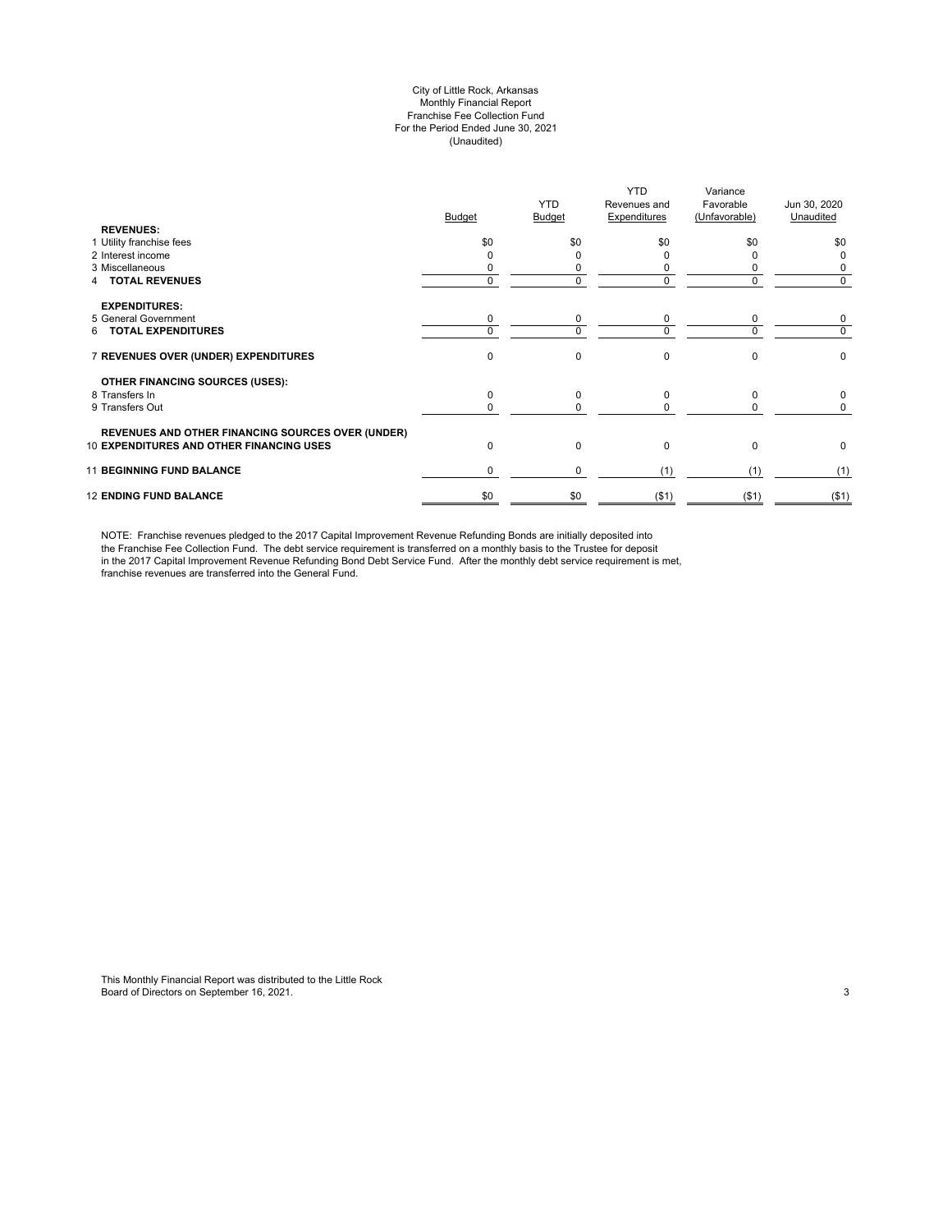City of Little Rock, Arkansas
Monthly Financial Report
Franchise Fee Collection Fund
For the Period Ended June 30, 2021
(Unaudited)

| | Budget | YTD Budget | YTD Revenues and Expenditures | Variance Favorable (Unfavorable) | Jun 30, 2020 Unaudited |
|---|---|---|---|---|---|
| **REVENUES:** | | | | | |
| 1 Utility franchise fees | $0 | $0 | $0 | $0 | $0 |
| 2 Interest income | 0 | 0 | 0 | 0 | 0 |
| 3 Miscellaneous | 0 | 0 | 0 | 0 | 0 |
| 4 **TOTAL REVENUES** | 0 | 0 | 0 | 0 | 0 |
| **EXPENDITURES:** | | | | | |
| 5 General Government | 0 | 0 | 0 | 0 | 0 |
| 6 **TOTAL EXPENDITURES** | 0 | 0 | 0 | 0 | 0 |
| 7 **REVENUES OVER (UNDER) EXPENDITURES** | 0 | 0 | 0 | 0 | 0 |
| **OTHER FINANCING SOURCES (USES):** | | | | | |
| 8 Transfers In | 0 | 0 | 0 | 0 | 0 |
| 9 Transfers Out | 0 | 0 | 0 | 0 | 0 |
| 10 **REVENUES AND OTHER FINANCING SOURCES OVER (UNDER) EXPENDITURES AND OTHER FINANCING USES** | 0 | 0 | 0 | 0 | 0 |
| 11 **BEGINNING FUND BALANCE** | 0 | 0 | (1) | (1) | (1) |
| 12 **ENDING FUND BALANCE** | $0 | $0 | ($1) | ($1) | ($1) |

NOTE: Franchise revenues pledged to the 2017 Capital Improvement Revenue Refunding Bonds are initially deposited into the Franchise Fee Collection Fund. The debt service requirement is transferred on a monthly basis to the Trustee for deposit in the 2017 Capital Improvement Revenue Refunding Bond Debt Service Fund. After the monthly debt service requirement is met, franchise revenues are transferred into the General Fund.

This Monthly Financial Report was distributed to the Little Rock Board of Directors on September 16, 2021.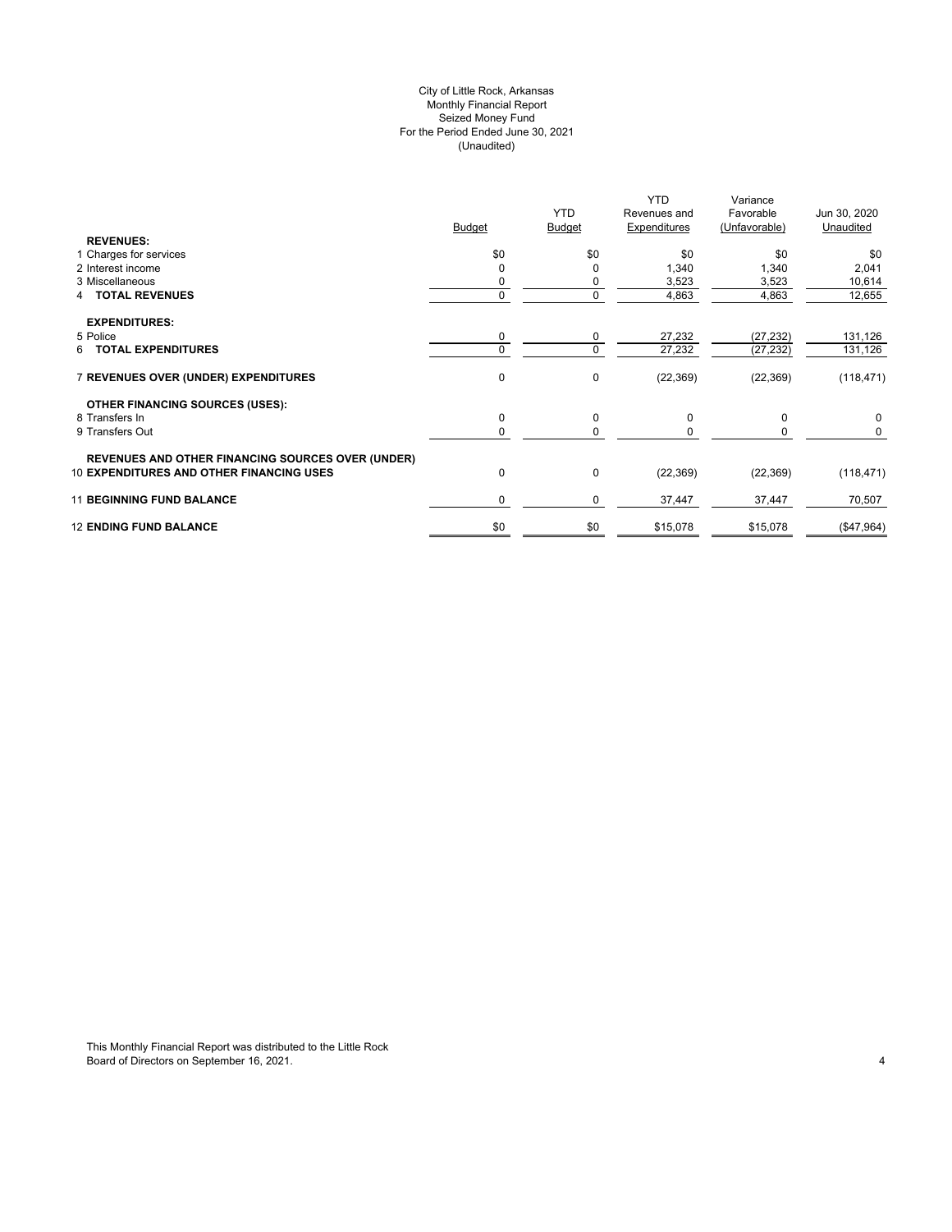City of Little Rock, Arkansas
Monthly Financial Report
Seized Money Fund
For the Period Ended June 30, 2021
(Unaudited)

| | Budget | YTD Budget | YTD Revenues and Expenditures | Variance Favorable (Unfavorable) | Jun 30, 2020 Unaudited |
|---|---|---|---|---|---|
| **REVENUES:** | | | | | |
| 1 Charges for services | $0 | $0 | $0 | $0 | $0 |
| 2 Interest income | 0 | 0 | 1,340 | 1,340 | 2,041 |
| 3 Miscellaneous | 0 | 0 | 3,523 | 3,523 | 10,614 |
| 4 **TOTAL REVENUES** | 0 | 0 | 4,863 | 4,863 | 12,655 |
| **EXPENDITURES:** | | | | | |
| 5 Police | 0 | 0 | 27,232 | (27,232) | 131,126 |
| 6 **TOTAL EXPENDITURES** | 0 | 0 | 27,232 | (27,232) | 131,126 |
| 7 **REVENUES OVER (UNDER) EXPENDITURES** | 0 | 0 | (22,369) | (22,369) | (118,471) |
| **OTHER FINANCING SOURCES (USES):** | | | | | |
| 8 Transfers In | 0 | 0 | 0 | 0 | 0 |
| 9 Transfers Out | 0 | 0 | 0 | 0 | 0 |
| **REVENUES AND OTHER FINANCING SOURCES OVER (UNDER)** | | | | | |
| 10 **EXPENDITURES AND OTHER FINANCING USES** | 0 | 0 | (22,369) | (22,369) | (118,471) |
| 11 **BEGINNING FUND BALANCE** | 0 | 0 | 37,447 | 37,447 | 70,507 |
| 12 **ENDING FUND BALANCE** | $0 | $0 | $15,078 | $15,078 | ($47,964) |

This Monthly Financial Report was distributed to the Little Rock Board of Directors on September 16, 2021.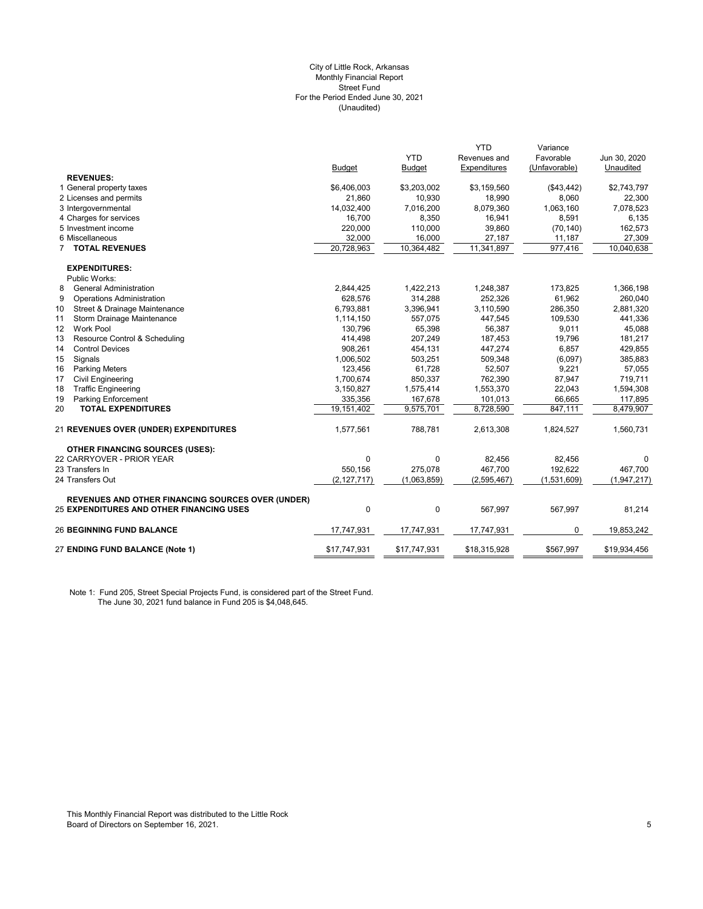City of Little Rock, Arkansas
Monthly Financial Report
Street Fund
For the Period Ended June 30, 2021
(Unaudited)

| | Budget | YTD Budget | YTD Revenues and Expenditures | Variance Favorable (Unfavorable) | Jun 30, 2020 Unaudited |
|---|---|---|---|---|---|
| **REVENUES:** | | | | | |
| 1 General property taxes | $6,406,003 | $3,203,002 | $3,159,560 | ($43,442) | $2,743,797 |
| 2 Licenses and permits | 21,860 | 10,930 | 18,990 | 8,060 | 22,300 |
| 3 Intergovernmental | 14,032,400 | 7,016,200 | 8,079,360 | 1,063,160 | 7,078,523 |
| 4 Charges for services | 16,700 | 8,350 | 16,941 | 8,591 | 6,135 |
| 5 Investment income | 220,000 | 110,000 | 39,860 | (70,140) | 162,573 |
| 6 Miscellaneous | 32,000 | 16,000 | 27,187 | 11,187 | 27,309 |
| 7 **TOTAL REVENUES** | 20,728,963 | 10,364,482 | 11,341,897 | 977,416 | 10,040,638 |
| **EXPENDITURES:** | | | | | |
| Public Works: | | | | | |
| 8 General Administration | 2,844,425 | 1,422,213 | 1,248,387 | 173,825 | 1,366,198 |
| 9 Operations Administration | 628,576 | 314,288 | 252,326 | 61,962 | 260,040 |
| 10 Street & Drainage Maintenance | 6,793,881 | 3,396,941 | 3,110,590 | 286,350 | 2,881,320 |
| 11 Storm Drainage Maintenance | 1,114,150 | 557,075 | 447,545 | 109,530 | 441,336 |
| 12 Work Pool | 130,796 | 65,398 | 56,387 | 9,011 | 45,088 |
| 13 Resource Control & Scheduling | 414,498 | 207,249 | 187,453 | 19,796 | 181,217 |
| 14 Control Devices | 908,261 | 454,131 | 447,274 | 6,857 | 429,855 |
| 15 Signals | 1,006,502 | 503,251 | 509,348 | (6,097) | 385,883 |
| 16 Parking Meters | 123,456 | 61,728 | 52,507 | 9,221 | 57,055 |
| 17 Civil Engineering | 1,700,674 | 850,337 | 762,390 | 87,947 | 719,711 |
| 18 Traffic Engineering | 3,150,827 | 1,575,414 | 1,553,370 | 22,043 | 1,594,308 |
| 19 Parking Enforcement | 335,356 | 167,678 | 101,013 | 66,665 | 117,895 |
| 20 **TOTAL EXPENDITURES** | 19,151,402 | 9,575,701 | 8,728,590 | 847,111 | 8,479,907 |
| 21 **REVENUES OVER (UNDER) EXPENDITURES** | 1,577,561 | 788,781 | 2,613,308 | 1,824,527 | 1,560,731 |
| **OTHER FINANCING SOURCES (USES):** | | | | | |
| 22 CARRYOVER - PRIOR YEAR | 0 | 0 | 82,456 | 82,456 | 0 |
| 23 Transfers In | 550,156 | 275,078 | 467,700 | 192,622 | 467,700 |
| 24 Transfers Out | (2,127,717) | (1,063,859) | (2,595,467) | (1,531,609) | (1,947,217) |
| **REVENUES AND OTHER FINANCING SOURCES OVER (UNDER)** | | | | | |
| 25 **EXPENDITURES AND OTHER FINANCING USES** | 0 | 0 | 567,997 | 567,997 | 81,214 |
| 26 **BEGINNING FUND BALANCE** | 17,747,931 | 17,747,931 | 17,747,931 | 0 | 19,853,242 |
| 27 **ENDING FUND BALANCE (Note 1)** | $17,747,931 | $17,747,931 | $18,315,928 | $567,997 | $19,934,456 |

Note 1: Fund 205, Street Special Projects Fund, is considered part of the Street Fund.
The June 30, 2021 fund balance in Fund 205 is $4,048,645.

This Monthly Financial Report was distributed to the Little Rock Board of Directors on September 16, 2021.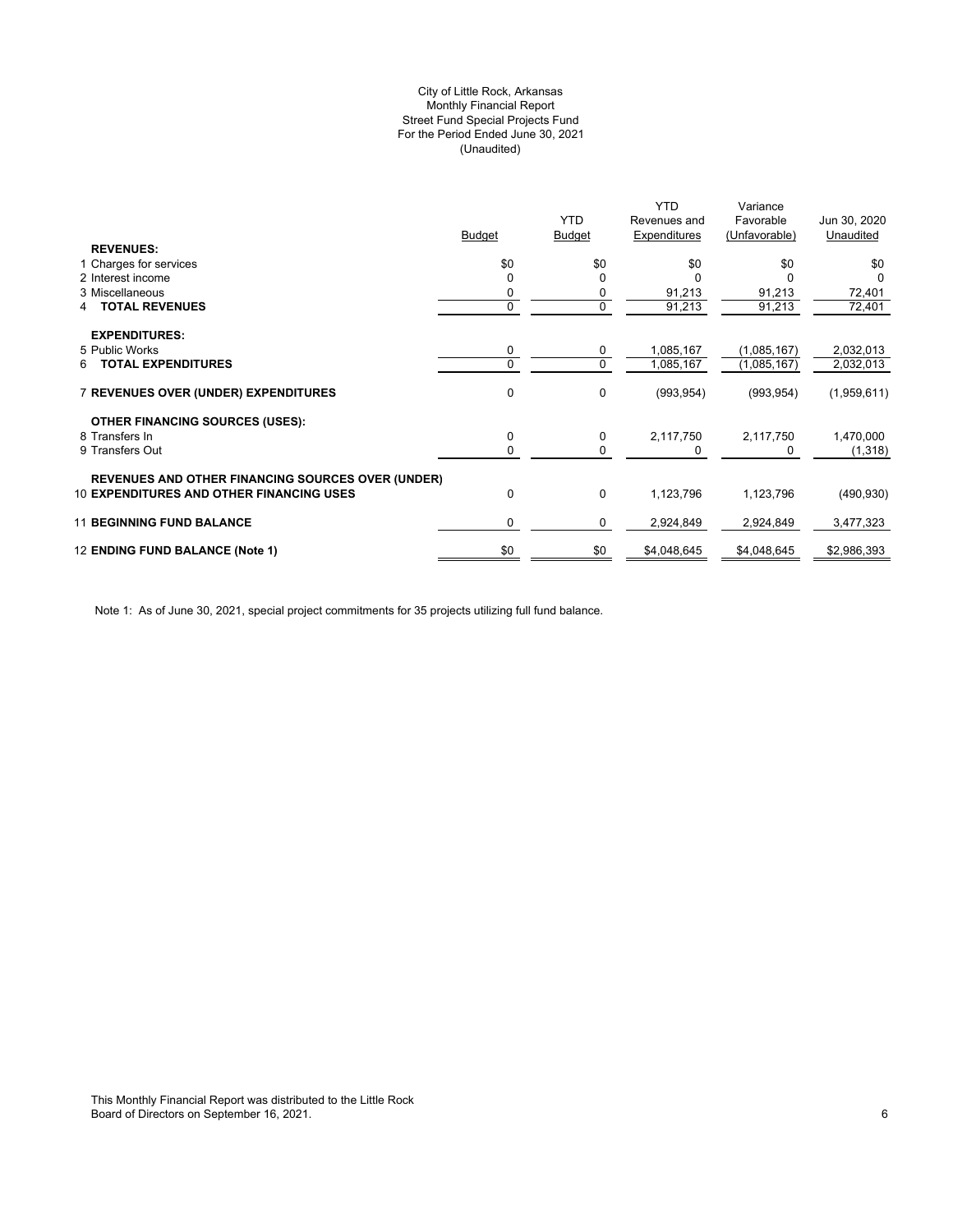City of Little Rock, Arkansas
Monthly Financial Report
Street Fund Special Projects Fund
For the Period Ended June 30, 2021
(Unaudited)

| | Budget | YTD Budget | YTD Revenues and Expenditures | Variance Favorable (Unfavorable) | Jun 30, 2020 Unaudited |
|---|---|---|---|---|---|
| **REVENUES:** | | | | | |
| 1 Charges for services | $0 | $0 | $0 | $0 | $0 |
| 2 Interest income | 0 | 0 | 0 | 0 | 0 |
| 3 Miscellaneous | 0 | 0 | 91,213 | 91,213 | 72,401 |
| 4 **TOTAL REVENUES** | 0 | 0 | 91,213 | 91,213 | 72,401 |
| **EXPENDITURES:** | | | | | |
| 5 Public Works | 0 | 0 | 1,085,167 | (1,085,167) | 2,032,013 |
| 6 **TOTAL EXPENDITURES** | 0 | 0 | 1,085,167 | (1,085,167) | 2,032,013 |
| 7 **REVENUES OVER (UNDER) EXPENDITURES** | 0 | 0 | (993,954) | (993,954) | (1,959,611) |
| **OTHER FINANCING SOURCES (USES):** | | | | | |
| 8 Transfers In | 0 | 0 | 2,117,750 | 2,117,750 | 1,470,000 |
| 9 Transfers Out | 0 | 0 | 0 | 0 | (1,318) |
| **REVENUES AND OTHER FINANCING SOURCES OVER (UNDER)** | | | | | |
| 10 **EXPENDITURES AND OTHER FINANCING USES** | 0 | 0 | 1,123,796 | 1,123,796 | (490,930) |
| 11 **BEGINNING FUND BALANCE** | 0 | 0 | 2,924,849 | 2,924,849 | 3,477,323 |
| 12 **ENDING FUND BALANCE (Note 1)** | $0 | $0 | $4,048,645 | $4,048,645 | $2,986,393 |

Note 1: As of June 30, 2021, special project commitments for 35 projects utilizing full fund balance.

This Monthly Financial Report was distributed to the Little Rock Board of Directors on September 16, 2021.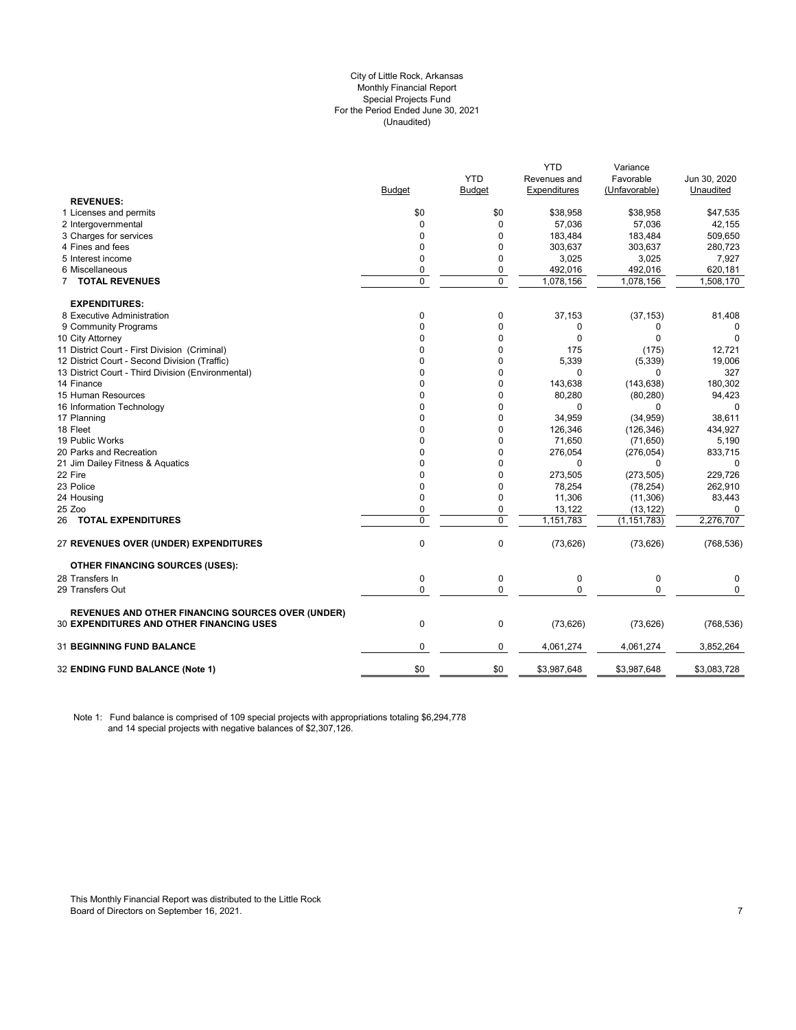City of Little Rock, Arkansas
Monthly Financial Report
Special Projects Fund
For the Period Ended June 30, 2021
(Unaudited)

| | Budget | YTD Budget | YTD Revenues and Expenditures | Variance Favorable (Unfavorable) | Jun 30, 2020 Unaudited |
|---|---|---|---|---|---|
| **REVENUES:** | | | | | |
| 1 Licenses and permits | $0 | $0 | $38,958 | $38,958 | $47,535 |
| 2 Intergovernmental | 0 | 0 | 57,036 | 57,036 | 42,155 |
| 3 Charges for services | 0 | 0 | 183,484 | 183,484 | 509,650 |
| 4 Fines and fees | 0 | 0 | 303,637 | 303,637 | 280,723 |
| 5 Interest income | 0 | 0 | 3,025 | 3,025 | 7,927 |
| 6 Miscellaneous | 0 | 0 | 492,016 | 492,016 | 620,181 |
| 7 **TOTAL REVENUES** | 0 | 0 | 1,078,156 | 1,078,156 | 1,508,170 |
| **EXPENDITURES:** | | | | | |
| 8 Executive Administration | 0 | 0 | 37,153 | (37,153) | 81,408 |
| 9 Community Programs | 0 | 0 | 0 | 0 | 0 |
| 10 City Attorney | 0 | 0 | 0 | 0 | 0 |
| 11 District Court - First Division (Criminal) | 0 | 0 | 175 | (175) | 12,721 |
| 12 District Court - Second Division (Traffic) | 0 | 0 | 5,339 | (5,339) | 19,006 |
| 13 District Court - Third Division (Environmental) | 0 | 0 | 0 | 0 | 327 |
| 14 Finance | 0 | 0 | 143,638 | (143,638) | 180,302 |
| 15 Human Resources | 0 | 0 | 80,280 | (80,280) | 94,423 |
| 16 Information Technology | 0 | 0 | 0 | 0 | 0 |
| 17 Planning | 0 | 0 | 34,959 | (34,959) | 38,611 |
| 18 Fleet | 0 | 0 | 126,346 | (126,346) | 434,927 |
| 19 Public Works | 0 | 0 | 71,650 | (71,650) | 5,190 |
| 20 Parks and Recreation | 0 | 0 | 276,054 | (276,054) | 833,715 |
| 21 Jim Dailey Fitness & Aquatics | 0 | 0 | 0 | 0 | 0 |
| 22 Fire | 0 | 0 | 273,505 | (273,505) | 229,726 |
| 23 Police | 0 | 0 | 78,254 | (78,254) | 262,910 |
| 24 Housing | 0 | 0 | 11,306 | (11,306) | 83,443 |
| 25 Zoo | 0 | 0 | 13,122 | (13,122) | 0 |
| 26 **TOTAL EXPENDITURES** | 0 | 0 | 1,151,783 | (1,151,783) | 2,276,707 |
| 27 **REVENUES OVER (UNDER) EXPENDITURES** | 0 | 0 | (73,626) | (73,626) | (768,536) |
| **OTHER FINANCING SOURCES (USES):** | | | | | |
| 28 Transfers In | 0 | 0 | 0 | 0 | 0 |
| 29 Transfers Out | 0 | 0 | 0 | 0 | 0 |
| 30 **REVENUES AND OTHER FINANCING SOURCES OVER (UNDER) EXPENDITURES AND OTHER FINANCING USES** | 0 | 0 | (73,626) | (73,626) | (768,536) |
| 31 **BEGINNING FUND BALANCE** | 0 | 0 | 4,061,274 | 4,061,274 | 3,852,264 |
| 32 **ENDING FUND BALANCE (Note 1)** | $0 | $0 | $3,987,648 | $3,987,648 | $3,083,728 |

Note 1: Fund balance is comprised of 109 special projects with appropriations totaling $6,294,778 and 14 special projects with negative balances of $2,307,126.

This Monthly Financial Report was distributed to the Little Rock Board of Directors on September 16, 2021.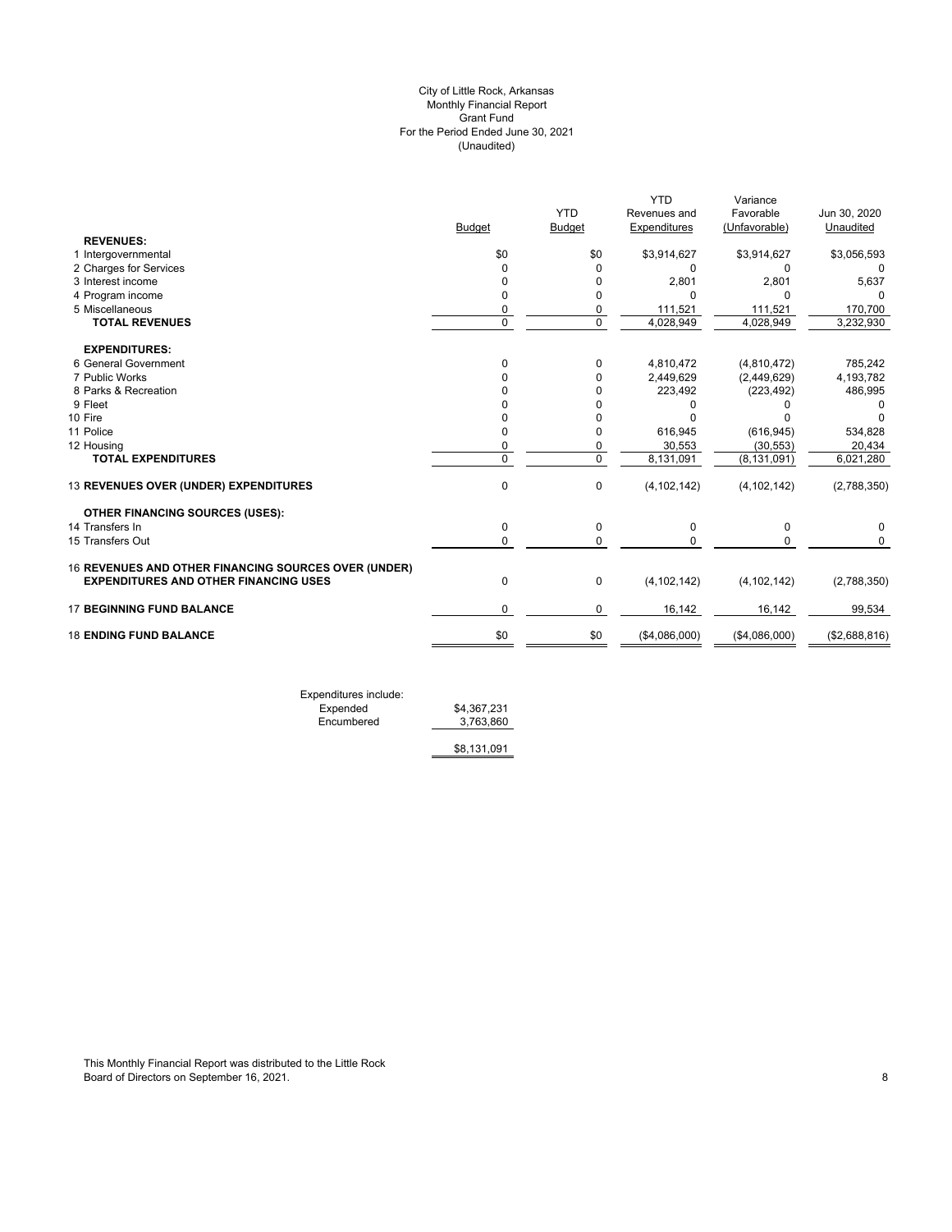City of Little Rock, Arkansas
Monthly Financial Report
Grant Fund
For the Period Ended June 30, 2021
(Unaudited)

| | Budget | YTD Budget | YTD Revenues and Expenditures | Variance Favorable (Unfavorable) | Jun 30, 2020 Unaudited |
|---|---|---|---|---|---|
| **REVENUES:** | | | | | |
| 1 Intergovernmental | $0 | $0 | $3,914,627 | $3,914,627 | $3,056,593 |
| 2 Charges for Services | 0 | 0 | 0 | 0 | 0 |
| 3 Interest income | 0 | 0 | 2,801 | 2,801 | 5,637 |
| 4 Program income | 0 | 0 | 0 | 0 | 0 |
| 5 Miscellaneous | 0 | 0 | 111,521 | 111,521 | 170,700 |
| **TOTAL REVENUES** | 0 | 0 | 4,028,949 | 4,028,949 | 3,232,930 |
| **EXPENDITURES:** | | | | | |
| 6 General Government | 0 | 0 | 4,810,472 | (4,810,472) | 785,242 |
| 7 Public Works | 0 | 0 | 2,449,629 | (2,449,629) | 4,193,782 |
| 8 Parks & Recreation | 0 | 0 | 223,492 | (223,492) | 486,995 |
| 9 Fleet | 0 | 0 | 0 | 0 | 0 |
| 10 Fire | 0 | 0 | 0 | 0 | 0 |
| 11 Police | 0 | 0 | 616,945 | (616,945) | 534,828 |
| 12 Housing | 0 | 0 | 30,553 | (30,553) | 20,434 |
| **TOTAL EXPENDITURES** | 0 | 0 | 8,131,091 | (8,131,091) | 6,021,280 |
| 13 **REVENUES OVER (UNDER) EXPENDITURES** | 0 | 0 | (4,102,142) | (4,102,142) | (2,788,350) |
| **OTHER FINANCING SOURCES (USES):** | | | | | |
| 14 Transfers In | 0 | 0 | 0 | 0 | 0 |
| 15 Transfers Out | 0 | 0 | 0 | 0 | 0 |
| 16 **REVENUES AND OTHER FINANCING SOURCES OVER (UNDER) EXPENDITURES AND OTHER FINANCING USES** | 0 | 0 | (4,102,142) | (4,102,142) | (2,788,350) |
| 17 **BEGINNING FUND BALANCE** | 0 | 0 | 16,142 | 16,142 | 99,534 |
| 18 **ENDING FUND BALANCE** | $0 | $0 | ($4,086,000) | ($4,086,000) | ($2,688,816) |

| Expenditures include: | |
|---|---|
| Expended | $4,367,231 |
| Encumbered | 3,763,860 |
| | $8,131,091 |

This Monthly Financial Report was distributed to the Little Rock Board of Directors on September 16, 2021.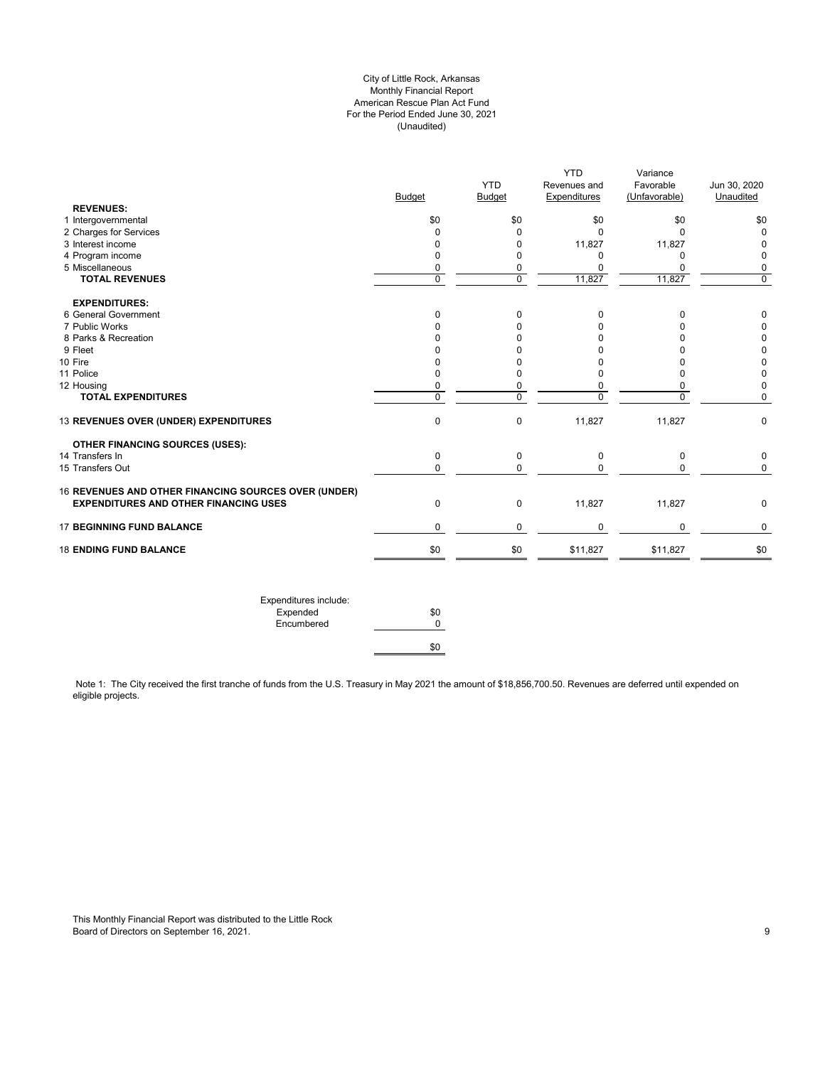City of Little Rock, Arkansas
Monthly Financial Report
American Rescue Plan Act Fund
For the Period Ended June 30, 2021
(Unaudited)

| | Budget | YTD Budget | YTD Revenues and Expenditures | Variance Favorable (Unfavorable) | Jun 30, 2020 Unaudited |
|---|---|---|---|---|---|
| **REVENUES:** | | | | | |
| 1 Intergovernmental | $0 | $0 | $0 | $0 | $0 |
| 2 Charges for Services | 0 | 0 | 0 | 0 | 0 |
| 3 Interest income | 0 | 0 | 11,827 | 11,827 | 0 |
| 4 Program income | 0 | 0 | 0 | 0 | 0 |
| 5 Miscellaneous | 0 | 0 | 0 | 0 | 0 |
| **TOTAL REVENUES** | 0 | 0 | 11,827 | 11,827 | 0 |
| **EXPENDITURES:** | | | | | |
| 6 General Government | 0 | 0 | 0 | 0 | 0 |
| 7 Public Works | 0 | 0 | 0 | 0 | 0 |
| 8 Parks & Recreation | 0 | 0 | 0 | 0 | 0 |
| 9 Fleet | 0 | 0 | 0 | 0 | 0 |
| 10 Fire | 0 | 0 | 0 | 0 | 0 |
| 11 Police | 0 | 0 | 0 | 0 | 0 |
| 12 Housing | 0 | 0 | 0 | 0 | 0 |
| **TOTAL EXPENDITURES** | 0 | 0 | 0 | 0 | 0 |
| 13 **REVENUES OVER (UNDER) EXPENDITURES** | 0 | 0 | 11,827 | 11,827 | 0 |
| **OTHER FINANCING SOURCES (USES):** | | | | | |
| 14 Transfers In | 0 | 0 | 0 | 0 | 0 |
| 15 Transfers Out | 0 | 0 | 0 | 0 | 0 |
| 16 **REVENUES AND OTHER FINANCING SOURCES OVER (UNDER) EXPENDITURES AND OTHER FINANCING USES** | 0 | 0 | 11,827 | 11,827 | 0 |
| 17 **BEGINNING FUND BALANCE** | 0 | 0 | 0 | 0 | 0 |
| 18 **ENDING FUND BALANCE** | $0 | $0 | $11,827 | $11,827 | $0 |

| Expenditures include: | |
|---|---|
| Expended | $0 |
| Encumbered | 0 |
| | $0 |

Note 1: The City received the first tranche of funds from the U.S. Treasury in May 2021 the amount of $18,856,700.50. Revenues are deferred until expended on eligible projects.

This Monthly Financial Report was distributed to the Little Rock Board of Directors on September 16, 2021.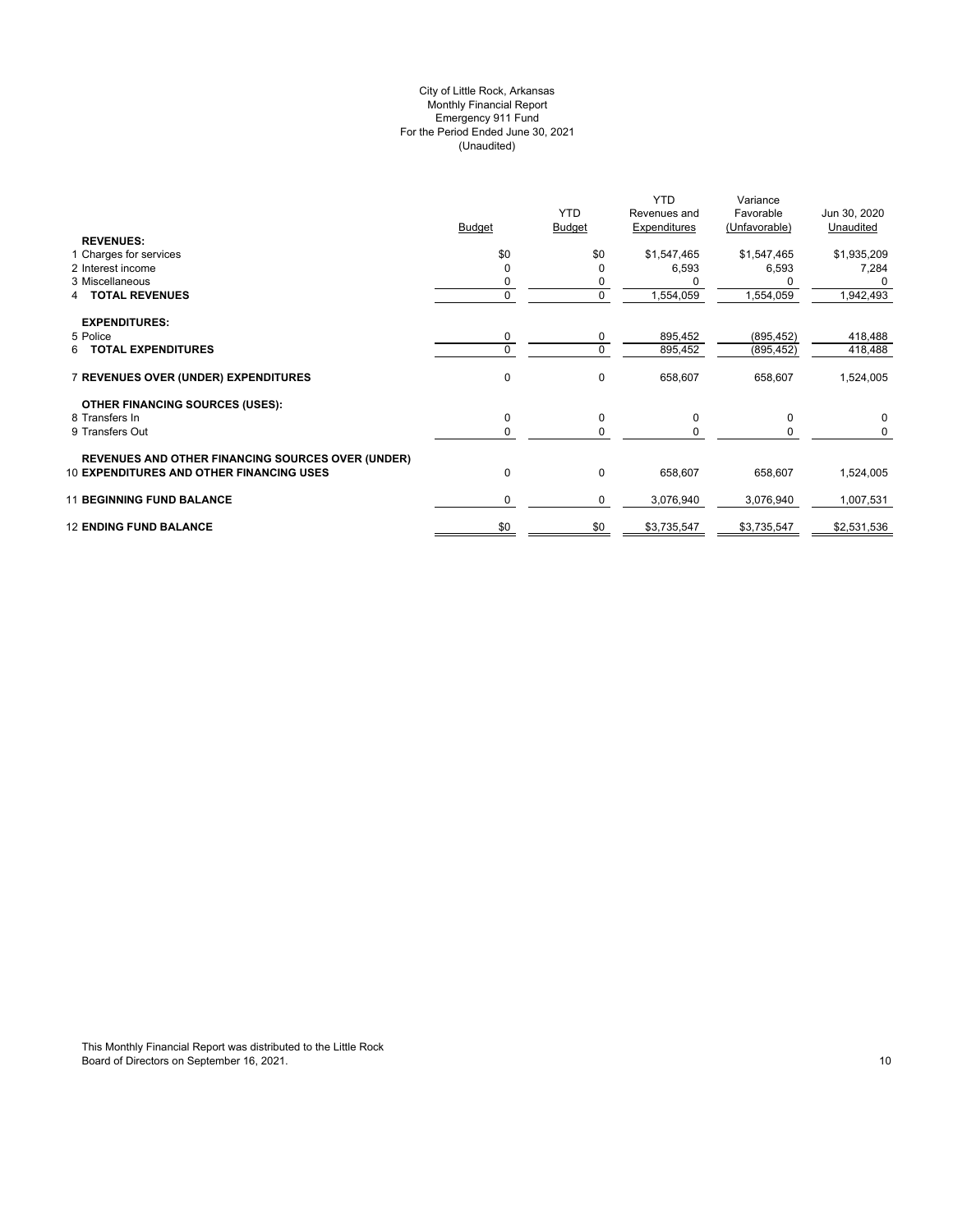City of Little Rock, Arkansas
Monthly Financial Report
Emergency 911 Fund
For the Period Ended June 30, 2021
(Unaudited)

| | Budget | YTD Budget | YTD Revenues and Expenditures | Variance Favorable (Unfavorable) | Jun 30, 2020 Unaudited |
|---|---|---|---|---|---|
| **REVENUES:** | | | | | |
| 1 Charges for services | $0 | $0 | $1,547,465 | $1,547,465 | $1,935,209 |
| 2 Interest income | 0 | 0 | 6,593 | 6,593 | 7,284 |
| 3 Miscellaneous | 0 | 0 | 0 | 0 | 0 |
| 4 **TOTAL REVENUES** | 0 | 0 | 1,554,059 | 1,554,059 | 1,942,493 |
| **EXPENDITURES:** | | | | | |
| 5 Police | 0 | 0 | 895,452 | (895,452) | 418,488 |
| 6 **TOTAL EXPENDITURES** | 0 | 0 | 895,452 | (895,452) | 418,488 |
| 7 **REVENUES OVER (UNDER) EXPENDITURES** | 0 | 0 | 658,607 | 658,607 | 1,524,005 |
| **OTHER FINANCING SOURCES (USES):** | | | | | |
| 8 Transfers In | 0 | 0 | 0 | 0 | 0 |
| 9 Transfers Out | 0 | 0 | 0 | 0 | 0 |
| **REVENUES AND OTHER FINANCING SOURCES OVER (UNDER)** | | | | | |
| 10 **EXPENDITURES AND OTHER FINANCING USES** | 0 | 0 | 658,607 | 658,607 | 1,524,005 |
| 11 **BEGINNING FUND BALANCE** | 0 | 0 | 3,076,940 | 3,076,940 | 1,007,531 |
| 12 **ENDING FUND BALANCE** | $0 | $0 | $3,735,547 | $3,735,547 | $2,531,536 |

This Monthly Financial Report was distributed to the Little Rock Board of Directors on September 16, 2021.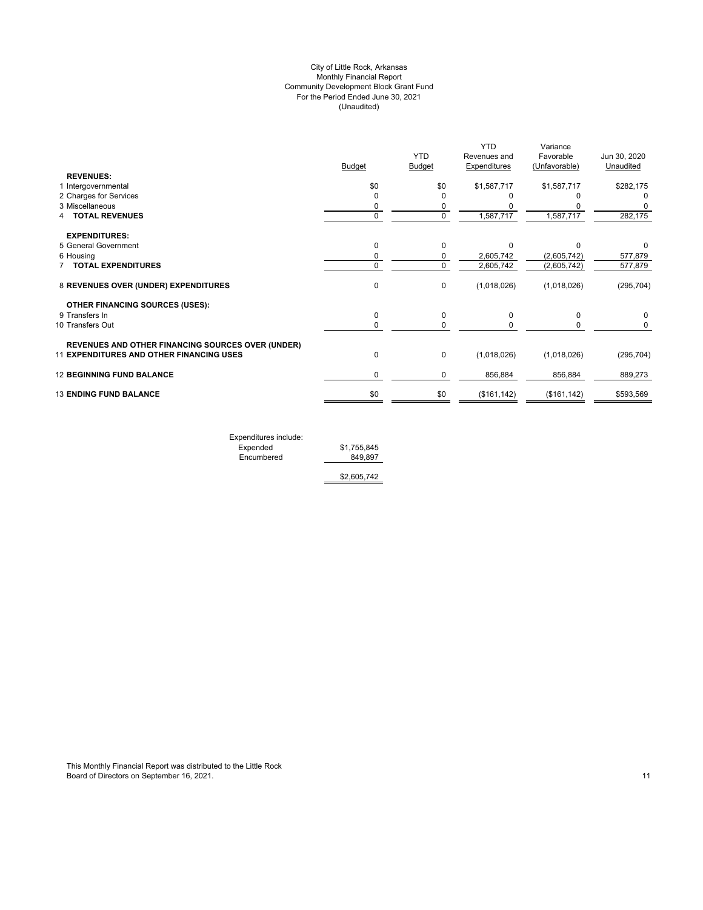City of Little Rock, Arkansas
Monthly Financial Report
Community Development Block Grant Fund
For the Period Ended June 30, 2021
(Unaudited)

| | Budget | YTD Budget | YTD Revenues and Expenditures | Variance Favorable (Unfavorable) | Jun 30, 2020 Unaudited |
|---|---|---|---|---|---|
| **REVENUES:** | | | | | |
| 1 Intergovernmental | $0 | $0 | $1,587,717 | $1,587,717 | $282,175 |
| 2 Charges for Services | 0 | 0 | 0 | 0 | 0 |
| 3 Miscellaneous | 0 | 0 | 0 | 0 | 0 |
| 4 **TOTAL REVENUES** | 0 | 0 | 1,587,717 | 1,587,717 | 282,175 |
| **EXPENDITURES:** | | | | | |
| 5 General Government | 0 | 0 | 0 | 0 | 0 |
| 6 Housing | 0 | 0 | 2,605,742 | (2,605,742) | 577,879 |
| 7 **TOTAL EXPENDITURES** | 0 | 0 | 2,605,742 | (2,605,742) | 577,879 |
| 8 **REVENUES OVER (UNDER) EXPENDITURES** | 0 | 0 | (1,018,026) | (1,018,026) | (295,704) |
| **OTHER FINANCING SOURCES (USES):** | | | | | |
| 9 Transfers In | 0 | 0 | 0 | 0 | 0 |
| 10 Transfers Out | 0 | 0 | 0 | 0 | 0 |
| **REVENUES AND OTHER FINANCING SOURCES OVER (UNDER)** 11 **EXPENDITURES AND OTHER FINANCING USES** | 0 | 0 | (1,018,026) | (1,018,026) | (295,704) |
| 12 **BEGINNING FUND BALANCE** | 0 | 0 | 856,884 | 856,884 | 889,273 |
| 13 **ENDING FUND BALANCE** | $0 | $0 | ($161,142) | ($161,142) | $593,569 |

| Expenditures include: | |
|---|---|
| Expended | $1,755,845 |
| Encumbered | 849,897 |
| | $2,605,742 |

This Monthly Financial Report was distributed to the Little Rock Board of Directors on September 16, 2021.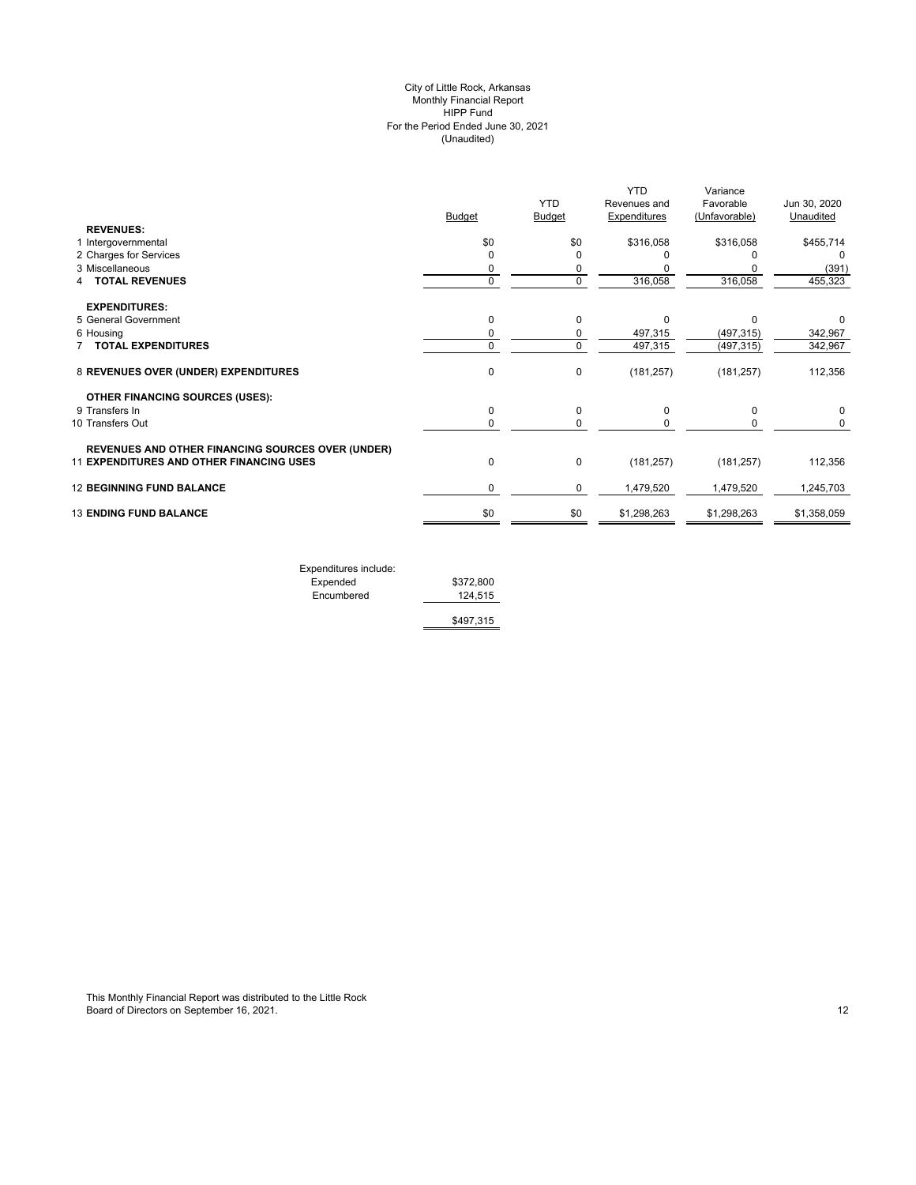City of Little Rock, Arkansas
Monthly Financial Report
HIPP Fund
For the Period Ended June 30, 2021
(Unaudited)

| | Budget | YTD Budget | YTD Revenues and Expenditures | Variance Favorable (Unfavorable) | Jun 30, 2020 Unaudited |
|---|---|---|---|---|---|
| **REVENUES:** | | | | | |
| 1 Intergovernmental | $0 | $0 | $316,058 | $316,058 | $455,714 |
| 2 Charges for Services | 0 | 0 | 0 | 0 | 0 |
| 3 Miscellaneous | 0 | 0 | 0 | 0 | (391) |
| 4 **TOTAL REVENUES** | 0 | 0 | 316,058 | 316,058 | 455,323 |
| **EXPENDITURES:** | | | | | |
| 5 General Government | 0 | 0 | 0 | 0 | 0 |
| 6 Housing | 0 | 0 | 497,315 | (497,315) | 342,967 |
| 7 **TOTAL EXPENDITURES** | 0 | 0 | 497,315 | (497,315) | 342,967 |
| 8 **REVENUES OVER (UNDER) EXPENDITURES** | 0 | 0 | (181,257) | (181,257) | 112,356 |
| **OTHER FINANCING SOURCES (USES):** | | | | | |
| 9 Transfers In | 0 | 0 | 0 | 0 | 0 |
| 10 Transfers Out | 0 | 0 | 0 | 0 | 0 |
| **REVENUES AND OTHER FINANCING SOURCES OVER (UNDER)** | | | | | |
| 11 **EXPENDITURES AND OTHER FINANCING USES** | 0 | 0 | (181,257) | (181,257) | 112,356 |
| 12 **BEGINNING FUND BALANCE** | 0 | 0 | 1,479,520 | 1,479,520 | 1,245,703 |
| 13 **ENDING FUND BALANCE** | $0 | $0 | $1,298,263 | $1,298,263 | $1,358,059 |

| Expenditures include: | |
|---|---|
| Expended | $372,800 |
| Encumbered | 124,515 |
| | $497,315 |

This Monthly Financial Report was distributed to the Little Rock Board of Directors on September 16, 2021.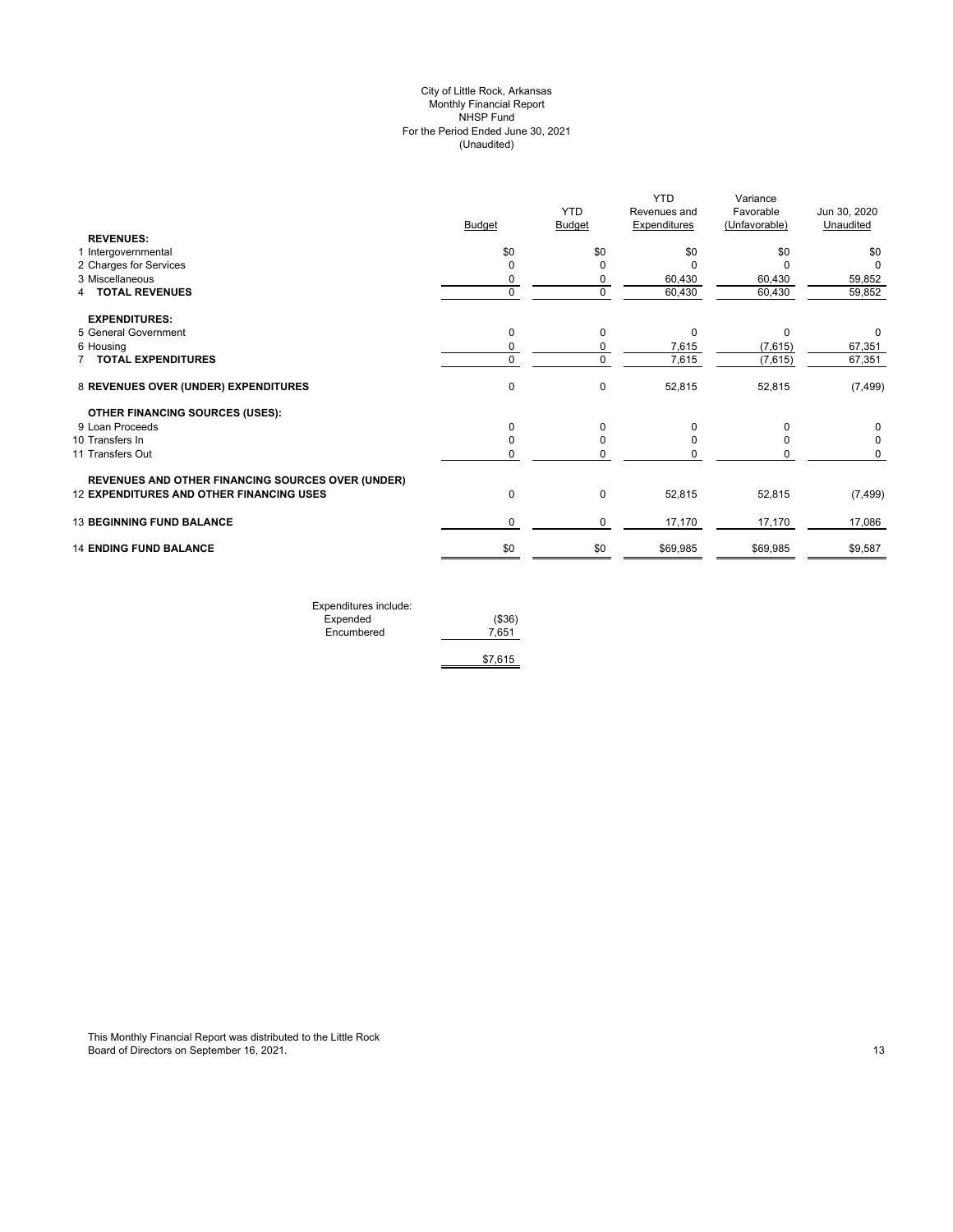City of Little Rock, Arkansas
Monthly Financial Report
NHSP Fund
For the Period Ended June 30, 2021
(Unaudited)

| | Budget | YTD Budget | YTD Revenues and Expenditures | Variance Favorable (Unfavorable) | Jun 30, 2020 Unaudited |
|---|---|---|---|---|---|
| **REVENUES:** | | | | | |
| 1 Intergovernmental | $0 | $0 | $0 | $0 | $0 |
| 2 Charges for Services | 0 | 0 | 0 | 0 | 0 |
| 3 Miscellaneous | 0 | 0 | 60,430 | 60,430 | 59,852 |
| 4 **TOTAL REVENUES** | 0 | 0 | 60,430 | 60,430 | 59,852 |
| **EXPENDITURES:** | | | | | |
| 5 General Government | 0 | 0 | 0 | 0 | 0 |
| 6 Housing | 0 | 0 | 7,615 | (7,615) | 67,351 |
| 7 **TOTAL EXPENDITURES** | 0 | 0 | 7,615 | (7,615) | 67,351 |
| 8 **REVENUES OVER (UNDER) EXPENDITURES** | 0 | 0 | 52,815 | 52,815 | (7,499) |
| **OTHER FINANCING SOURCES (USES):** | | | | | |
| 9 Loan Proceeds | 0 | 0 | 0 | 0 | 0 |
| 10 Transfers In | 0 | 0 | 0 | 0 | 0 |
| 11 Transfers Out | 0 | 0 | 0 | 0 | 0 |
| **REVENUES AND OTHER FINANCING SOURCES OVER (UNDER)** 12 **EXPENDITURES AND OTHER FINANCING USES** | 0 | 0 | 52,815 | 52,815 | (7,499) |
| 13 **BEGINNING FUND BALANCE** | 0 | 0 | 17,170 | 17,170 | 17,086 |
| 14 **ENDING FUND BALANCE** | $0 | $0 | $69,985 | $69,985 | $9,587 |

| Expenditures include: | |
|---|---|
| Expended | ($36) |
| Encumbered | 7,651 |
| | $7,615 |

This Monthly Financial Report was distributed to the Little Rock Board of Directors on September 16, 2021.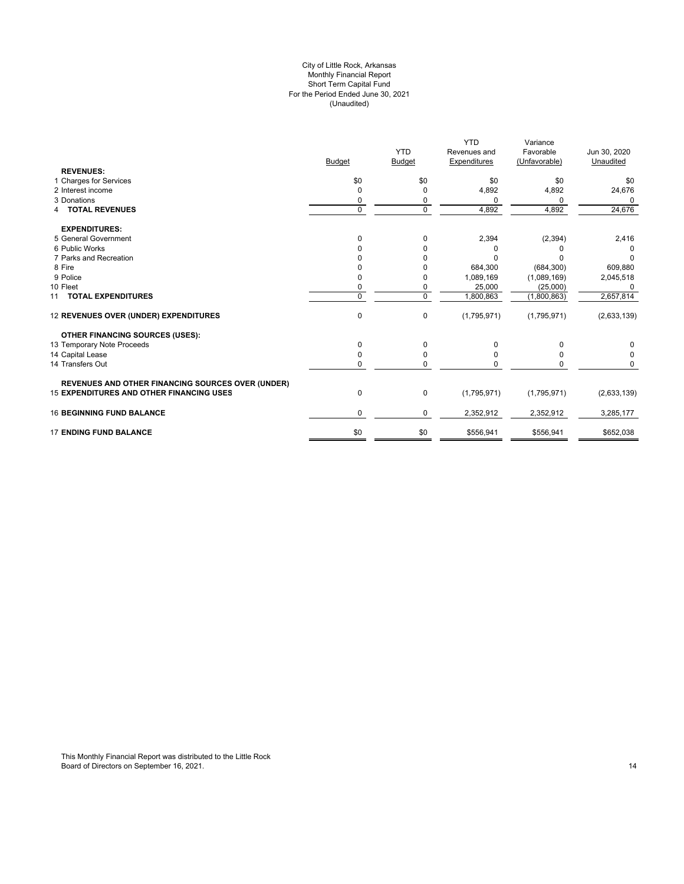City of Little Rock, Arkansas
Monthly Financial Report
Short Term Capital Fund
For the Period Ended June 30, 2021
(Unaudited)

| | Budget | YTD Budget | YTD Revenues and Expenditures | Variance Favorable (Unfavorable) | Jun 30, 2020 Unaudited |
|---|---|---|---|---|---|
| **REVENUES:** | | | | | |
| 1 Charges for Services | $0 | $0 | $0 | $0 | $0 |
| 2 Interest income | 0 | 0 | 4,892 | 4,892 | 24,676 |
| 3 Donations | 0 | 0 | 0 | 0 | 0 |
| 4 **TOTAL REVENUES** | 0 | 0 | 4,892 | 4,892 | 24,676 |
| **EXPENDITURES:** | | | | | |
| 5 General Government | 0 | 0 | 2,394 | (2,394) | 2,416 |
| 6 Public Works | 0 | 0 | 0 | 0 | 0 |
| 7 Parks and Recreation | 0 | 0 | 0 | 0 | 0 |
| 8 Fire | 0 | 0 | 684,300 | (684,300) | 609,880 |
| 9 Police | 0 | 0 | 1,089,169 | (1,089,169) | 2,045,518 |
| 10 Fleet | 0 | 0 | 25,000 | (25,000) | 0 |
| 11 **TOTAL EXPENDITURES** | 0 | 0 | 1,800,863 | (1,800,863) | 2,657,814 |
| 12 **REVENUES OVER (UNDER) EXPENDITURES** | 0 | 0 | (1,795,971) | (1,795,971) | (2,633,139) |
| **OTHER FINANCING SOURCES (USES):** | | | | | |
| 13 Temporary Note Proceeds | 0 | 0 | 0 | 0 | 0 |
| 14 Capital Lease | 0 | 0 | 0 | 0 | 0 |
| 14 Transfers Out | 0 | 0 | 0 | 0 | 0 |
| **REVENUES AND OTHER FINANCING SOURCES OVER (UNDER)** | | | | | |
| 15 **EXPENDITURES AND OTHER FINANCING USES** | 0 | 0 | (1,795,971) | (1,795,971) | (2,633,139) |
| 16 **BEGINNING FUND BALANCE** | 0 | 0 | 2,352,912 | 2,352,912 | 3,285,177 |
| 17 **ENDING FUND BALANCE** | $0 | $0 | $556,941 | $556,941 | $652,038 |

This Monthly Financial Report was distributed to the Little Rock Board of Directors on September 16, 2021.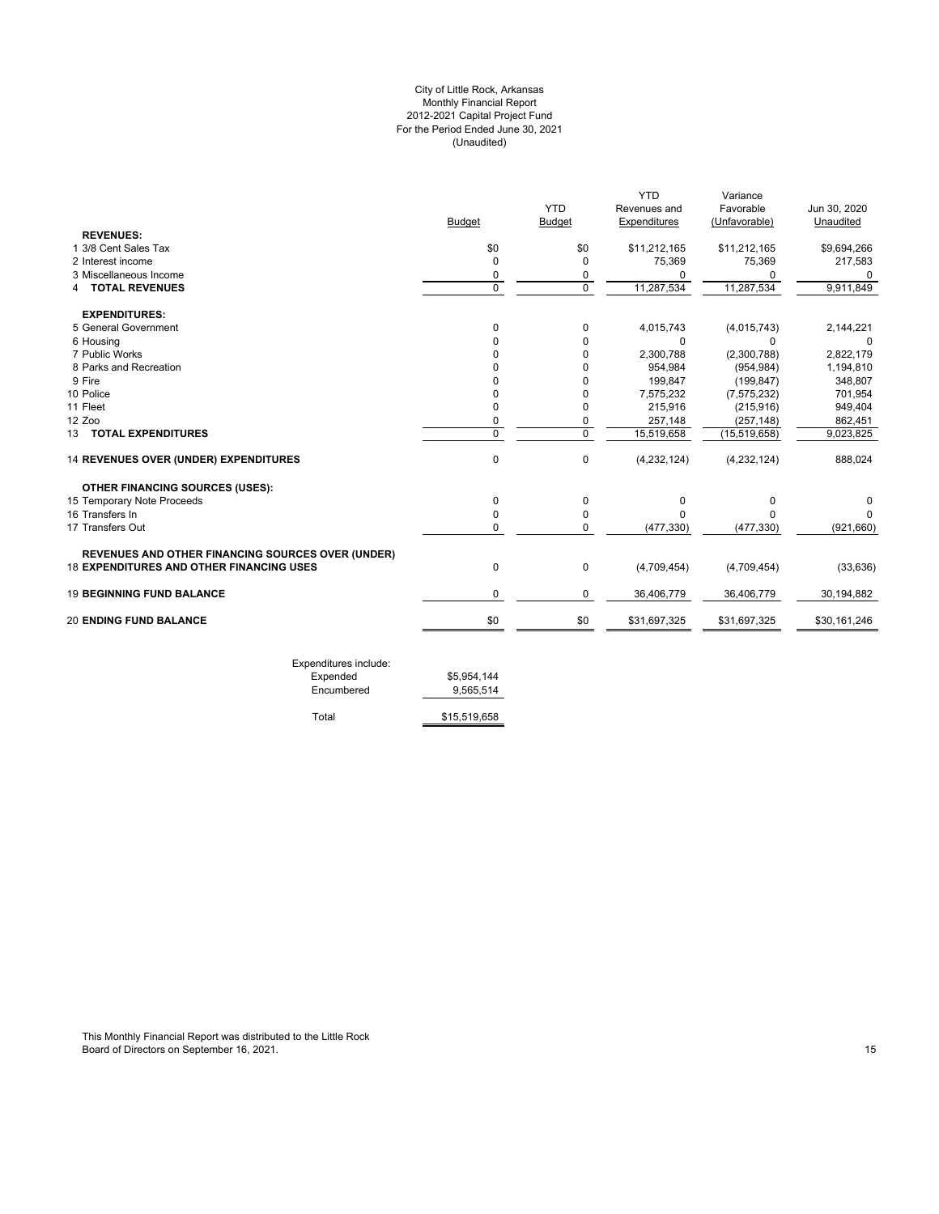City of Little Rock, Arkansas
Monthly Financial Report
2012-2021 Capital Project Fund
For the Period Ended June 30, 2021
(Unaudited)

| | Budget | YTD Budget | YTD Revenues and Expenditures | Variance Favorable (Unfavorable) | Jun 30, 2020 Unaudited |
|---|---|---|---|---|---|
| **REVENUES:** | | | | | |
| 1 3/8 Cent Sales Tax | $0 | $0 | $11,212,165 | $11,212,165 | $9,694,266 |
| 2 Interest income | 0 | 0 | 75,369 | 75,369 | 217,583 |
| 3 Miscellaneous Income | 0 | 0 | 0 | 0 | 0 |
| 4 **TOTAL REVENUES** | 0 | 0 | 11,287,534 | 11,287,534 | 9,911,849 |
| **EXPENDITURES:** | | | | | |
| 5 General Government | 0 | 0 | 4,015,743 | (4,015,743) | 2,144,221 |
| 6 Housing | 0 | 0 | 0 | 0 | 0 |
| 7 Public Works | 0 | 0 | 2,300,788 | (2,300,788) | 2,822,179 |
| 8 Parks and Recreation | 0 | 0 | 954,984 | (954,984) | 1,194,810 |
| 9 Fire | 0 | 0 | 199,847 | (199,847) | 348,807 |
| 10 Police | 0 | 0 | 7,575,232 | (7,575,232) | 701,954 |
| 11 Fleet | 0 | 0 | 215,916 | (215,916) | 949,404 |
| 12 Zoo | 0 | 0 | 257,148 | (257,148) | 862,451 |
| 13 **TOTAL EXPENDITURES** | 0 | 0 | 15,519,658 | (15,519,658) | 9,023,825 |
| 14 **REVENUES OVER (UNDER) EXPENDITURES** | 0 | 0 | (4,232,124) | (4,232,124) | 888,024 |
| **OTHER FINANCING SOURCES (USES):** | | | | | |
| 15 Temporary Note Proceeds | 0 | 0 | 0 | 0 | 0 |
| 16 Transfers In | 0 | 0 | 0 | 0 | 0 |
| 17 Transfers Out | 0 | 0 | (477,330) | (477,330) | (921,660) |
| **REVENUES AND OTHER FINANCING SOURCES OVER (UNDER)** 18 **EXPENDITURES AND OTHER FINANCING USES** | 0 | 0 | (4,709,454) | (4,709,454) | (33,636) |
| 19 **BEGINNING FUND BALANCE** | 0 | 0 | 36,406,779 | 36,406,779 | 30,194,882 |
| 20 **ENDING FUND BALANCE** | $0 | $0 | $31,697,325 | $31,697,325 | $30,161,246 |

| Expenditures include: | |
|---|---|
| Expended | $5,954,144 |
| Encumbered | 9,565,514 |
| Total | $15,519,658 |

This Monthly Financial Report was distributed to the Little Rock Board of Directors on September 16, 2021.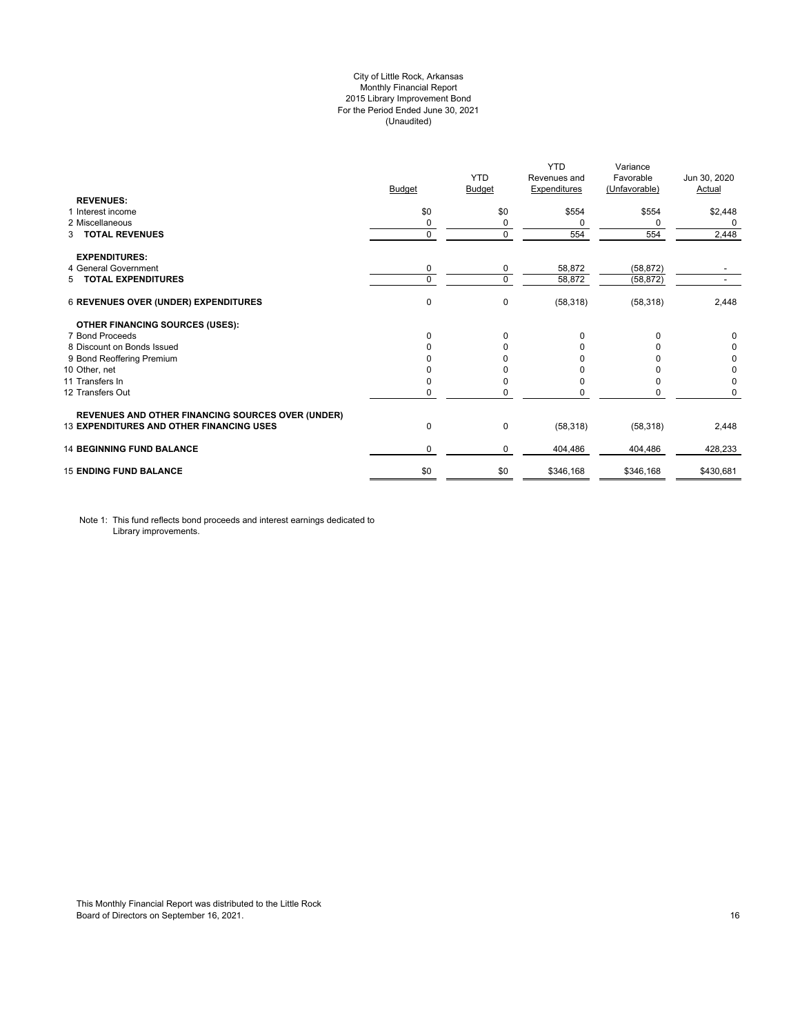City of Little Rock, Arkansas
Monthly Financial Report
2015 Library Improvement Bond
For the Period Ended June 30, 2021
(Unaudited)

| | Budget | YTD Budget | YTD Revenues and Expenditures | Variance Favorable (Unfavorable) | Jun 30, 2020 Actual |
|---|---|---|---|---|---|
| **REVENUES:** | | | | | |
| 1 Interest income | $0 | $0 | $554 | $554 | $2,448 |
| 2 Miscellaneous | 0 | 0 | 0 | 0 | 0 |
| 3 **TOTAL REVENUES** | 0 | 0 | 554 | 554 | 2,448 |
| **EXPENDITURES:** | | | | | |
| 4 General Government | 0 | 0 | 58,872 | (58,872) | - |
| 5 **TOTAL EXPENDITURES** | 0 | 0 | 58,872 | (58,872) | - |
| 6 **REVENUES OVER (UNDER) EXPENDITURES** | 0 | 0 | (58,318) | (58,318) | 2,448 |
| **OTHER FINANCING SOURCES (USES):** | | | | | |
| 7 Bond Proceeds | 0 | 0 | 0 | 0 | 0 |
| 8 Discount on Bonds Issued | 0 | 0 | 0 | 0 | 0 |
| 9 Bond Reoffering Premium | 0 | 0 | 0 | 0 | 0 |
| 10 Other, net | 0 | 0 | 0 | 0 | 0 |
| 11 Transfers In | 0 | 0 | 0 | 0 | 0 |
| 12 Transfers Out | 0 | 0 | 0 | 0 | 0 |
| **REVENUES AND OTHER FINANCING SOURCES OVER (UNDER)** 13 **EXPENDITURES AND OTHER FINANCING USES** | 0 | 0 | (58,318) | (58,318) | 2,448 |
| 14 **BEGINNING FUND BALANCE** | 0 | 0 | 404,486 | 404,486 | 428,233 |
| 15 **ENDING FUND BALANCE** | $0 | $0 | $346,168 | $346,168 | $430,681 |

Note 1: This fund reflects bond proceeds and interest earnings dedicated to Library improvements.

This Monthly Financial Report was distributed to the Little Rock Board of Directors on September 16, 2021.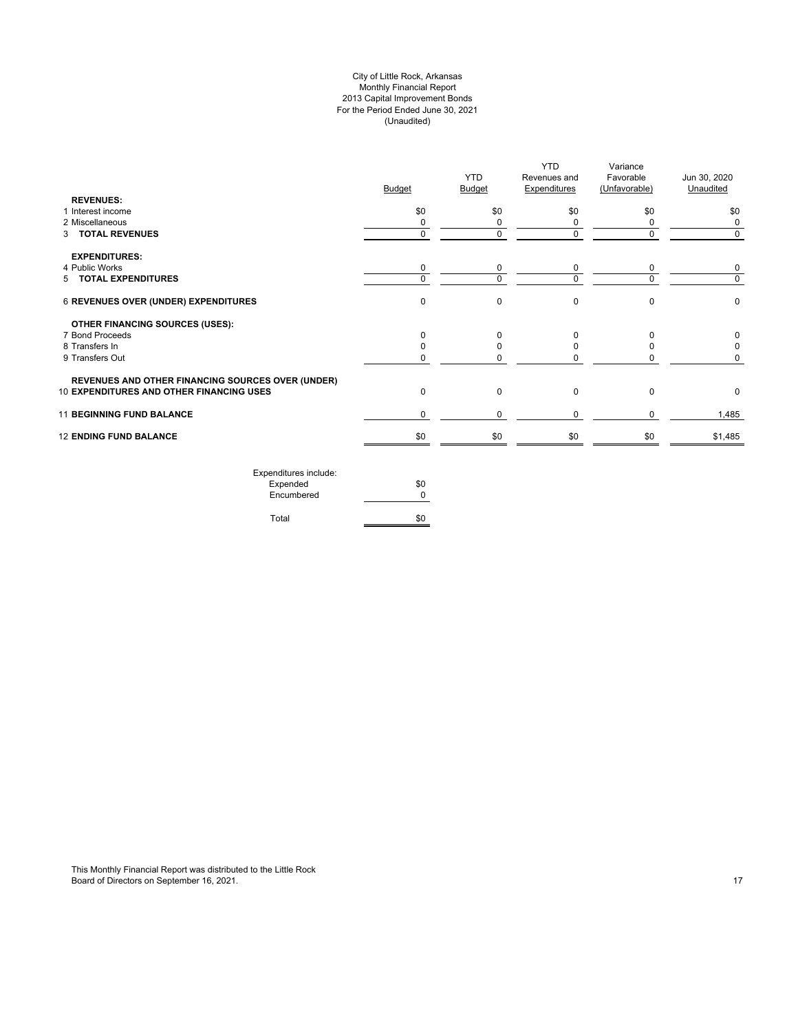City of Little Rock, Arkansas
Monthly Financial Report
2013 Capital Improvement Bonds
For the Period Ended June 30, 2021
(Unaudited)

| | Budget | YTD Budget | YTD Revenues and Expenditures | Variance Favorable (Unfavorable) | Jun 30, 2020 Unaudited |
|---|---|---|---|---|---|
| **REVENUES:** | | | | | |
| 1 Interest income | $0 | $0 | $0 | $0 | $0 |
| 2 Miscellaneous | 0 | 0 | 0 | 0 | 0 |
| 3 **TOTAL REVENUES** | 0 | 0 | 0 | 0 | 0 |
| **EXPENDITURES:** | | | | | |
| 4 Public Works | 0 | 0 | 0 | 0 | 0 |
| 5 **TOTAL EXPENDITURES** | 0 | 0 | 0 | 0 | 0 |
| 6 **REVENUES OVER (UNDER) EXPENDITURES** | 0 | 0 | 0 | 0 | 0 |
| **OTHER FINANCING SOURCES (USES):** | | | | | |
| 7 Bond Proceeds | 0 | 0 | 0 | 0 | 0 |
| 8 Transfers In | 0 | 0 | 0 | 0 | 0 |
| 9 Transfers Out | 0 | 0 | 0 | 0 | 0 |
| **REVENUES AND OTHER FINANCING SOURCES OVER (UNDER)** 10 **EXPENDITURES AND OTHER FINANCING USES** | 0 | 0 | 0 | 0 | 0 |
| 11 **BEGINNING FUND BALANCE** | 0 | 0 | 0 | 0 | 1,485 |
| 12 **ENDING FUND BALANCE** | $0 | $0 | $0 | $0 | $1,485 |

| Expenditures include: | |
|---|---|
| Expended | $0 |
| Encumbered | 0 |
| Total | $0 |

This Monthly Financial Report was distributed to the Little Rock Board of Directors on September 16, 2021.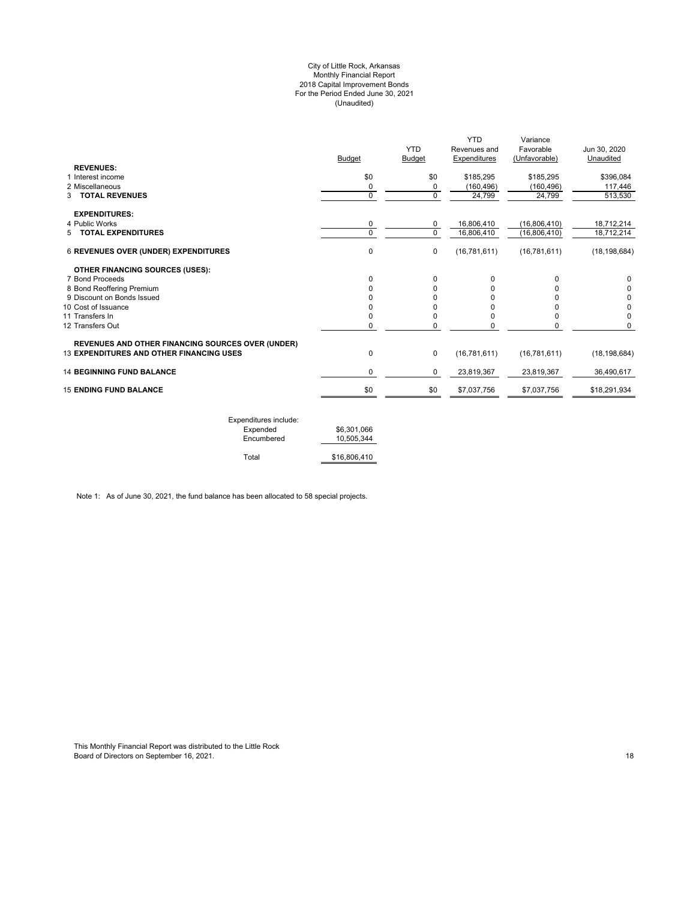City of Little Rock, Arkansas
Monthly Financial Report
2018 Capital Improvement Bonds
For the Period Ended June 30, 2021
(Unaudited)

| | Budget | YTD Budget | YTD Revenues and Expenditures | Variance Favorable (Unfavorable) | Jun 30, 2020 Unaudited |
|---|---|---|---|---|---|
| **REVENUES:** | | | | | |
| 1 Interest income | $0 | $0 | $185,295 | $185,295 | $396,084 |
| 2 Miscellaneous | 0 | 0 | (160,496) | (160,496) | 117,446 |
| 3 **TOTAL REVENUES** | 0 | 0 | 24,799 | 24,799 | 513,530 |
| **EXPENDITURES:** | | | | | |
| 4 Public Works | 0 | 0 | 16,806,410 | (16,806,410) | 18,712,214 |
| 5 **TOTAL EXPENDITURES** | 0 | 0 | 16,806,410 | (16,806,410) | 18,712,214 |
| 6 **REVENUES OVER (UNDER) EXPENDITURES** | 0 | 0 | (16,781,611) | (16,781,611) | (18,198,684) |
| **OTHER FINANCING SOURCES (USES):** | | | | | |
| 7 Bond Proceeds | 0 | 0 | 0 | 0 | 0 |
| 8 Bond Reoffering Premium | 0 | 0 | 0 | 0 | 0 |
| 9 Discount on Bonds Issued | 0 | 0 | 0 | 0 | 0 |
| 10 Cost of Issuance | 0 | 0 | 0 | 0 | 0 |
| 11 Transfers In | 0 | 0 | 0 | 0 | 0 |
| 12 Transfers Out | 0 | 0 | 0 | 0 | 0 |
| **REVENUES AND OTHER FINANCING SOURCES OVER (UNDER)** | | | | | |
| 13 **EXPENDITURES AND OTHER FINANCING USES** | 0 | 0 | (16,781,611) | (16,781,611) | (18,198,684) |
| 14 **BEGINNING FUND BALANCE** | 0 | 0 | 23,819,367 | 23,819,367 | 36,490,617 |
| 15 **ENDING FUND BALANCE** | $0 | $0 | $7,037,756 | $7,037,756 | $18,291,934 |

| Expenditures include: | |
|---|---|
| Expended | $6,301,066 |
| Encumbered | 10,505,344 |
| Total | $16,806,410 |

Note 1: As of June 30, 2021, the fund balance has been allocated to 58 special projects.

This Monthly Financial Report was distributed to the Little Rock Board of Directors on September 16, 2021.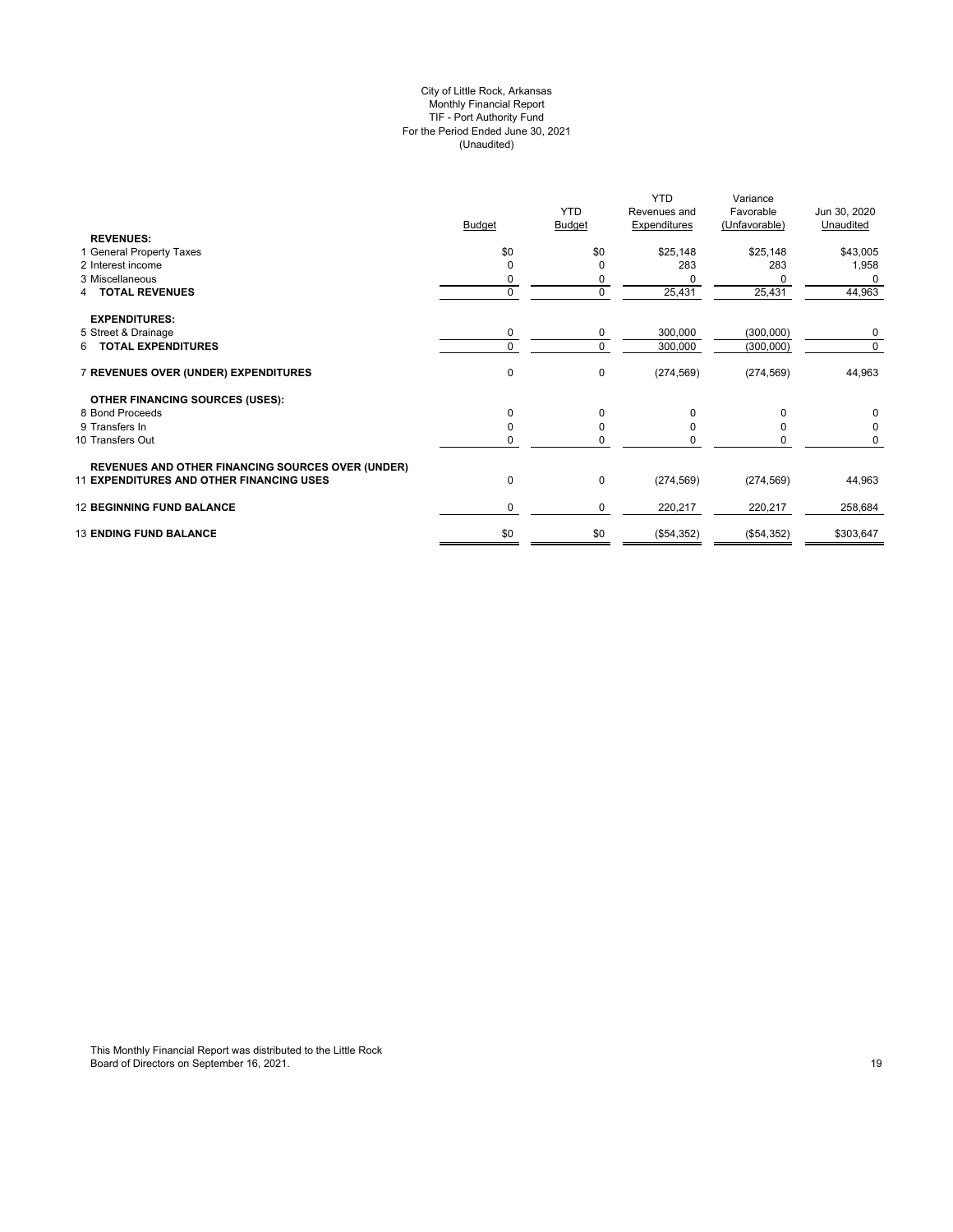City of Little Rock, Arkansas
Monthly Financial Report
TIF - Port Authority Fund
For the Period Ended June 30, 2021
(Unaudited)

| | Budget | YTD Budget | YTD Revenues and Expenditures | Variance Favorable (Unfavorable) | Jun 30, 2020 Unaudited |
|---|---|---|---|---|---|
| **REVENUES:** | | | | | |
| 1 General Property Taxes | $0 | $0 | $25,148 | $25,148 | $43,005 |
| 2 Interest income | 0 | 0 | 283 | 283 | 1,958 |
| 3 Miscellaneous | 0 | 0 | 0 | 0 | 0 |
| 4 **TOTAL REVENUES** | 0 | 0 | 25,431 | 25,431 | 44,963 |
| **EXPENDITURES:** | | | | | |
| 5 Street & Drainage | 0 | 0 | 300,000 | (300,000) | 0 |
| 6 **TOTAL EXPENDITURES** | 0 | 0 | 300,000 | (300,000) | 0 |
| 7 **REVENUES OVER (UNDER) EXPENDITURES** | 0 | 0 | (274,569) | (274,569) | 44,963 |
| **OTHER FINANCING SOURCES (USES):** | | | | | |
| 8 Bond Proceeds | 0 | 0 | 0 | 0 | 0 |
| 9 Transfers In | 0 | 0 | 0 | 0 | 0 |
| 10 Transfers Out | 0 | 0 | 0 | 0 | 0 |
| **REVENUES AND OTHER FINANCING SOURCES OVER (UNDER)** 11 **EXPENDITURES AND OTHER FINANCING USES** | 0 | 0 | (274,569) | (274,569) | 44,963 |
| 12 **BEGINNING FUND BALANCE** | 0 | 0 | 220,217 | 220,217 | 258,684 |
| 13 **ENDING FUND BALANCE** | $0 | $0 | ($54,352) | ($54,352) | $303,647 |

This Monthly Financial Report was distributed to the Little Rock Board of Directors on September 16, 2021.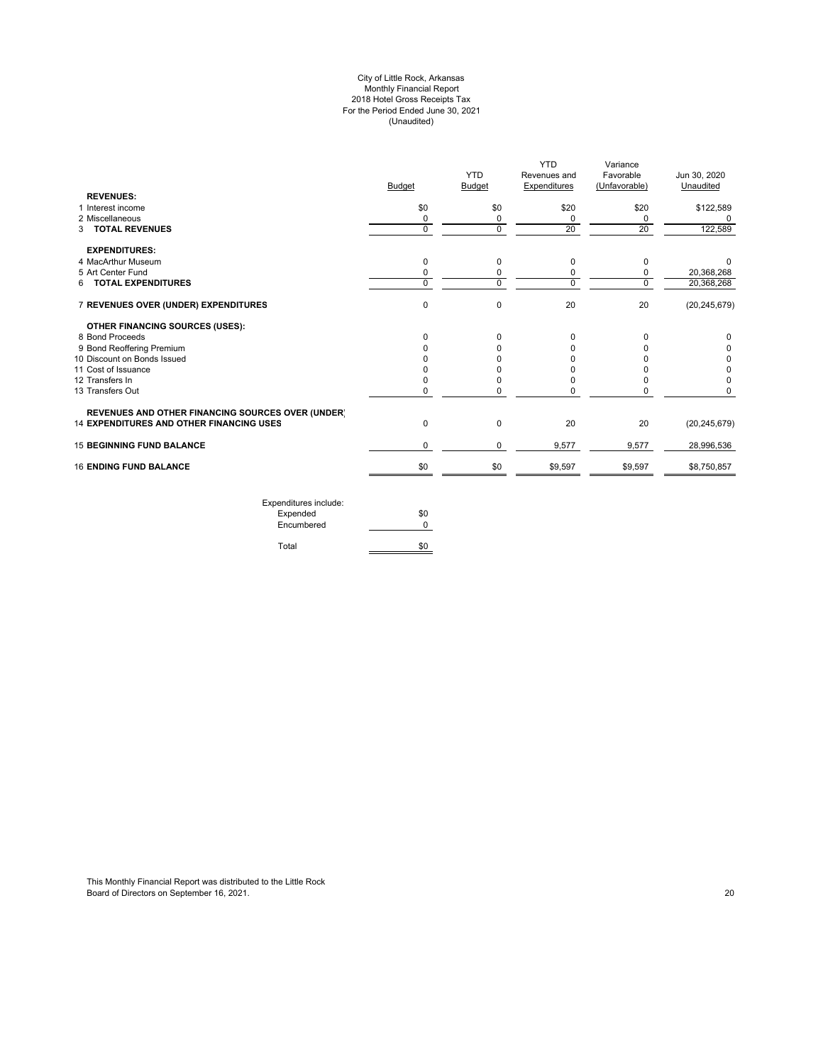City of Little Rock, Arkansas
Monthly Financial Report
2018 Hotel Gross Receipts Tax
For the Period Ended June 30, 2021
(Unaudited)

| | Budget | YTD Budget | YTD Revenues and Expenditures | Variance Favorable (Unfavorable) | Jun 30, 2020 Unaudited |
|---|---|---|---|---|---|
| **REVENUES:** | | | | | |
| 1 Interest income | $0 | $0 | $20 | $20 | $122,589 |
| 2 Miscellaneous | 0 | 0 | 0 | 0 | 0 |
| 3 **TOTAL REVENUES** | 0 | 0 | 20 | 20 | 122,589 |
| **EXPENDITURES:** | | | | | |
| 4 MacArthur Museum | 0 | 0 | 0 | 0 | 0 |
| 5 Art Center Fund | 0 | 0 | 0 | 0 | 20,368,268 |
| 6 **TOTAL EXPENDITURES** | 0 | 0 | 0 | 0 | 20,368,268 |
| 7 **REVENUES OVER (UNDER) EXPENDITURES** | 0 | 0 | 20 | 20 | (20,245,679) |
| **OTHER FINANCING SOURCES (USES):** | | | | | |
| 8 Bond Proceeds | 0 | 0 | 0 | 0 | 0 |
| 9 Bond Reoffering Premium | 0 | 0 | 0 | 0 | 0 |
| 10 Discount on Bonds Issued | 0 | 0 | 0 | 0 | 0 |
| 11 Cost of Issuance | 0 | 0 | 0 | 0 | 0 |
| 12 Transfers In | 0 | 0 | 0 | 0 | 0 |
| 13 Transfers Out | 0 | 0 | 0 | 0 | 0 |
| **REVENUES AND OTHER FINANCING SOURCES OVER (UNDER)** 14 **EXPENDITURES AND OTHER FINANCING USES** | 0 | 0 | 20 | 20 | (20,245,679) |
| 15 **BEGINNING FUND BALANCE** | 0 | 0 | 9,577 | 9,577 | 28,996,536 |
| 16 **ENDING FUND BALANCE** | $0 | $0 | $9,597 | $9,597 | $8,750,857 |

| Expenditures include: | |
|---|---|
| Expended | $0 |
| Encumbered | 0 |
| Total | $0 |

This Monthly Financial Report was distributed to the Little Rock Board of Directors on September 16, 2021.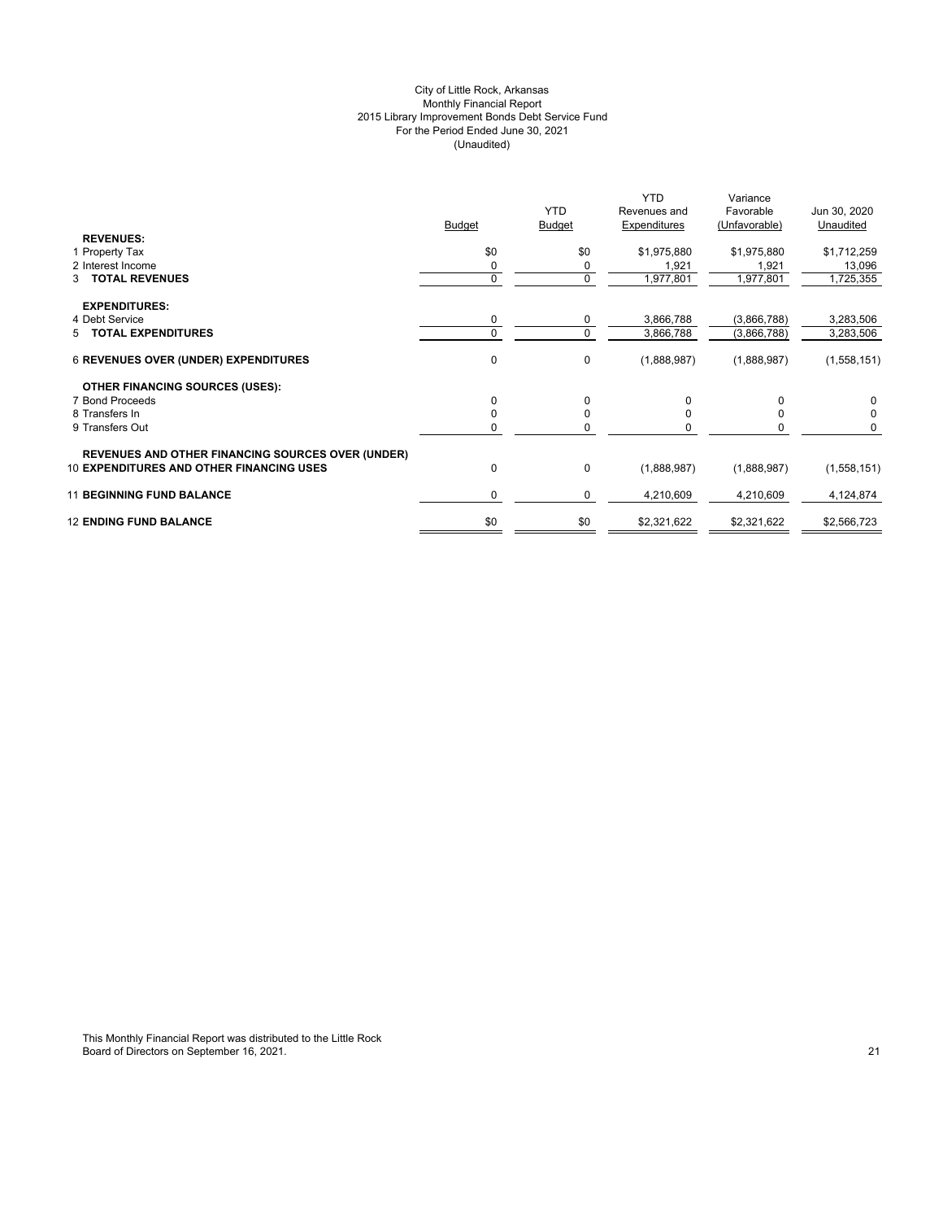City of Little Rock, Arkansas
Monthly Financial Report
2015 Library Improvement Bonds Debt Service Fund
For the Period Ended June 30, 2021
(Unaudited)

| | Budget | YTD Budget | YTD Revenues and Expenditures | Variance Favorable (Unfavorable) | Jun 30, 2020 Unaudited |
|---|---|---|---|---|---|
| **REVENUES:** | | | | | |
| 1 Property Tax | $0 | $0 | $1,975,880 | $1,975,880 | $1,712,259 |
| 2 Interest Income | 0 | 0 | 1,921 | 1,921 | 13,096 |
| 3 **TOTAL REVENUES** | 0 | 0 | 1,977,801 | 1,977,801 | 1,725,355 |
| **EXPENDITURES:** | | | | | |
| 4 Debt Service | 0 | 0 | 3,866,788 | (3,866,788) | 3,283,506 |
| 5 **TOTAL EXPENDITURES** | 0 | 0 | 3,866,788 | (3,866,788) | 3,283,506 |
| 6 **REVENUES OVER (UNDER) EXPENDITURES** | 0 | 0 | (1,888,987) | (1,888,987) | (1,558,151) |
| **OTHER FINANCING SOURCES (USES):** | | | | | |
| 7 Bond Proceeds | 0 | 0 | 0 | 0 | 0 |
| 8 Transfers In | 0 | 0 | 0 | 0 | 0 |
| 9 Transfers Out | 0 | 0 | 0 | 0 | 0 |
| **REVENUES AND OTHER FINANCING SOURCES OVER (UNDER)** | | | | | |
| 10 **EXPENDITURES AND OTHER FINANCING USES** | 0 | 0 | (1,888,987) | (1,888,987) | (1,558,151) |
| 11 **BEGINNING FUND BALANCE** | 0 | 0 | 4,210,609 | 4,210,609 | 4,124,874 |
| 12 **ENDING FUND BALANCE** | $0 | $0 | $2,321,622 | $2,321,622 | $2,566,723 |

This Monthly Financial Report was distributed to the Little Rock Board of Directors on September 16, 2021.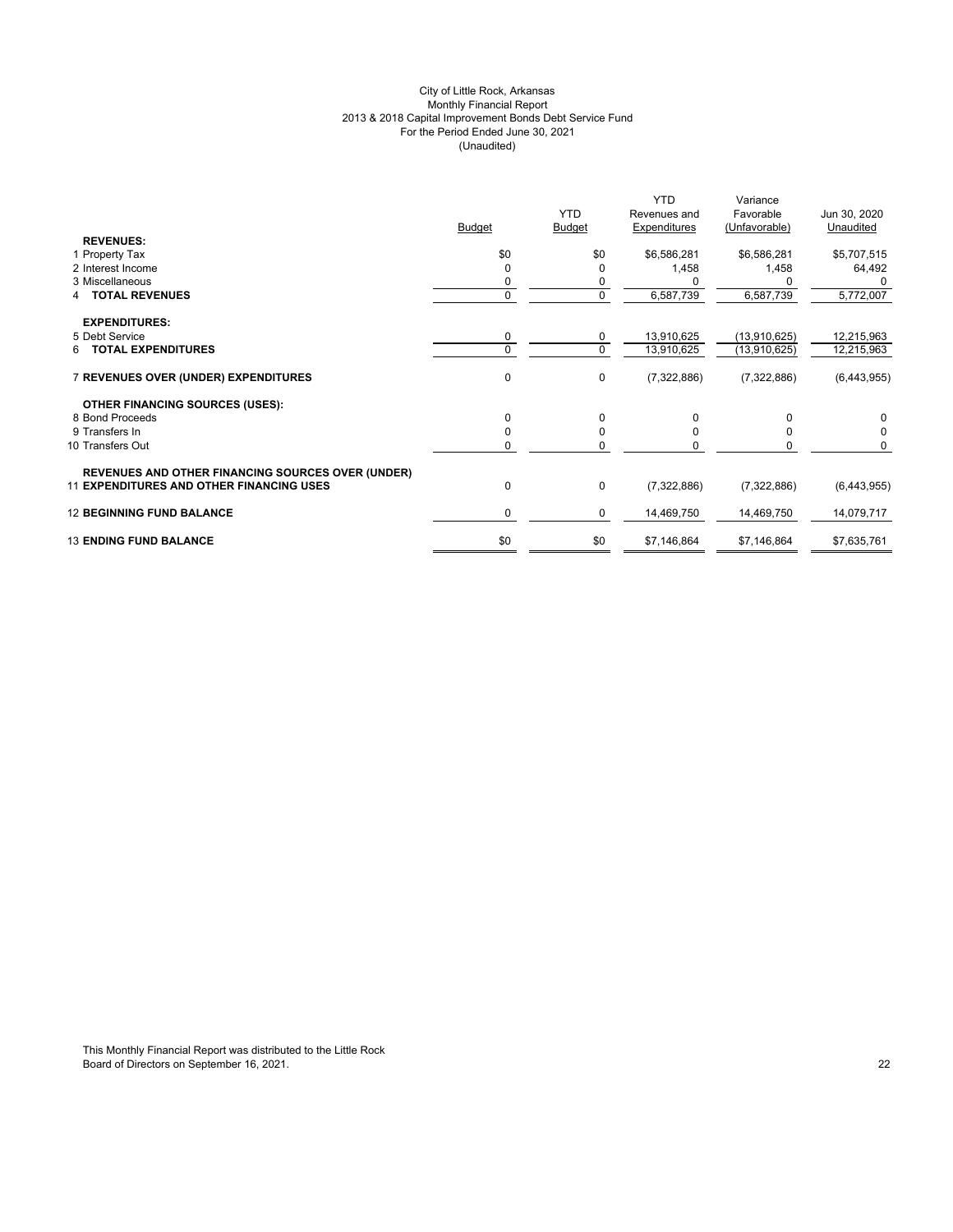City of Little Rock, Arkansas
Monthly Financial Report
2013 & 2018 Capital Improvement Bonds Debt Service Fund
For the Period Ended June 30, 2021
(Unaudited)

| | Budget | YTD Budget | YTD Revenues and Expenditures | Variance Favorable (Unfavorable) | Jun 30, 2020 Unaudited |
|---|---|---|---|---|---|
| **REVENUES:** | | | | | |
| 1 Property Tax | $0 | $0 | $6,586,281 | $6,586,281 | $5,707,515 |
| 2 Interest Income | 0 | 0 | 1,458 | 1,458 | 64,492 |
| 3 Miscellaneous | 0 | 0 | 0 | 0 | 0 |
| 4 **TOTAL REVENUES** | 0 | 0 | 6,587,739 | 6,587,739 | 5,772,007 |
| **EXPENDITURES:** | | | | | |
| 5 Debt Service | 0 | 0 | 13,910,625 | (13,910,625) | 12,215,963 |
| 6 **TOTAL EXPENDITURES** | 0 | 0 | 13,910,625 | (13,910,625) | 12,215,963 |
| 7 **REVENUES OVER (UNDER) EXPENDITURES** | 0 | 0 | (7,322,886) | (7,322,886) | (6,443,955) |
| **OTHER FINANCING SOURCES (USES):** | | | | | |
| 8 Bond Proceeds | 0 | 0 | 0 | 0 | 0 |
| 9 Transfers In | 0 | 0 | 0 | 0 | 0 |
| 10 Transfers Out | 0 | 0 | 0 | 0 | 0 |
| **REVENUES AND OTHER FINANCING SOURCES OVER (UNDER)** 11 **EXPENDITURES AND OTHER FINANCING USES** | 0 | 0 | (7,322,886) | (7,322,886) | (6,443,955) |
| 12 **BEGINNING FUND BALANCE** | 0 | 0 | 14,469,750 | 14,469,750 | 14,079,717 |
| 13 **ENDING FUND BALANCE** | $0 | $0 | $7,146,864 | $7,146,864 | $7,635,761 |

This Monthly Financial Report was distributed to the Little Rock Board of Directors on September 16, 2021.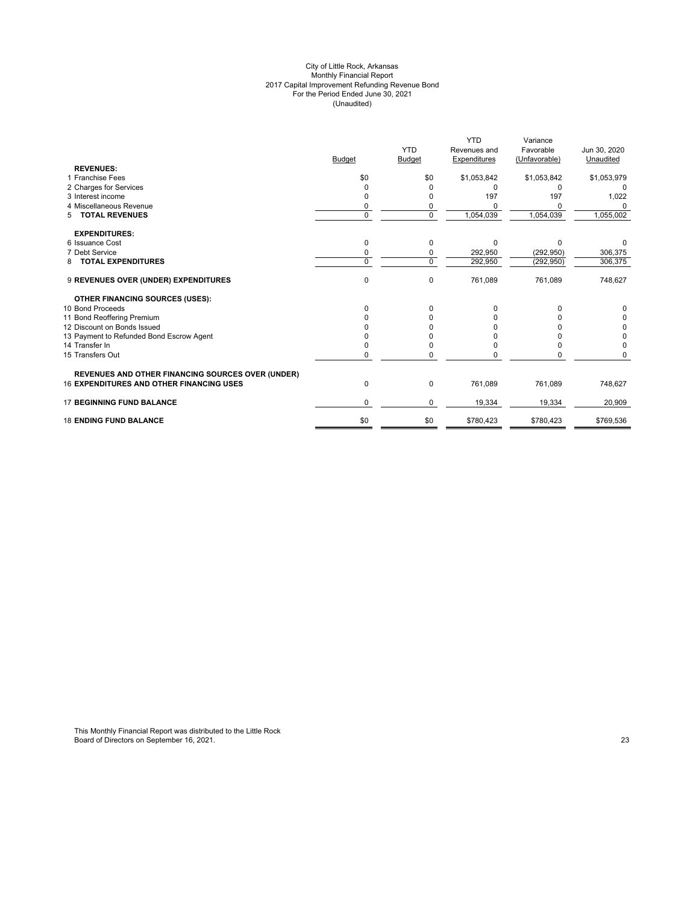City of Little Rock, Arkansas
Monthly Financial Report
2017 Capital Improvement Refunding Revenue Bond
For the Period Ended June 30, 2021
(Unaudited)

| | Budget | YTD Budget | YTD Revenues and Expenditures | Variance Favorable (Unfavorable) | Jun 30, 2020 Unaudited |
|---|---|---|---|---|---|
| **REVENUES:** | | | | | |
| 1 Franchise Fees | $0 | $0 | $1,053,842 | $1,053,842 | $1,053,979 |
| 2 Charges for Services | 0 | 0 | 0 | 0 | 0 |
| 3 Interest income | 0 | 0 | 197 | 197 | 1,022 |
| 4 Miscellaneous Revenue | 0 | 0 | 0 | 0 | 0 |
| 5 **TOTAL REVENUES** | 0 | 0 | 1,054,039 | 1,054,039 | 1,055,002 |
| **EXPENDITURES:** | | | | | |
| 6 Issuance Cost | 0 | 0 | 0 | 0 | 0 |
| 7 Debt Service | 0 | 0 | 292,950 | (292,950) | 306,375 |
| 8 **TOTAL EXPENDITURES** | 0 | 0 | 292,950 | (292,950) | 306,375 |
| 9 **REVENUES OVER (UNDER) EXPENDITURES** | 0 | 0 | 761,089 | 761,089 | 748,627 |
| **OTHER FINANCING SOURCES (USES):** | | | | | |
| 10 Bond Proceeds | 0 | 0 | 0 | 0 | 0 |
| 11 Bond Reoffering Premium | 0 | 0 | 0 | 0 | 0 |
| 12 Discount on Bonds Issued | 0 | 0 | 0 | 0 | 0 |
| 13 Payment to Refunded Bond Escrow Agent | 0 | 0 | 0 | 0 | 0 |
| 14 Transfer In | 0 | 0 | 0 | 0 | 0 |
| 15 Transfers Out | 0 | 0 | 0 | 0 | 0 |
| **REVENUES AND OTHER FINANCING SOURCES OVER (UNDER)** 16 **EXPENDITURES AND OTHER FINANCING USES** | 0 | 0 | 761,089 | 761,089 | 748,627 |
| 17 **BEGINNING FUND BALANCE** | 0 | 0 | 19,334 | 19,334 | 20,909 |
| 18 **ENDING FUND BALANCE** | $0 | $0 | $780,423 | $780,423 | $769,536 |

This Monthly Financial Report was distributed to the Little Rock Board of Directors on September 16, 2021.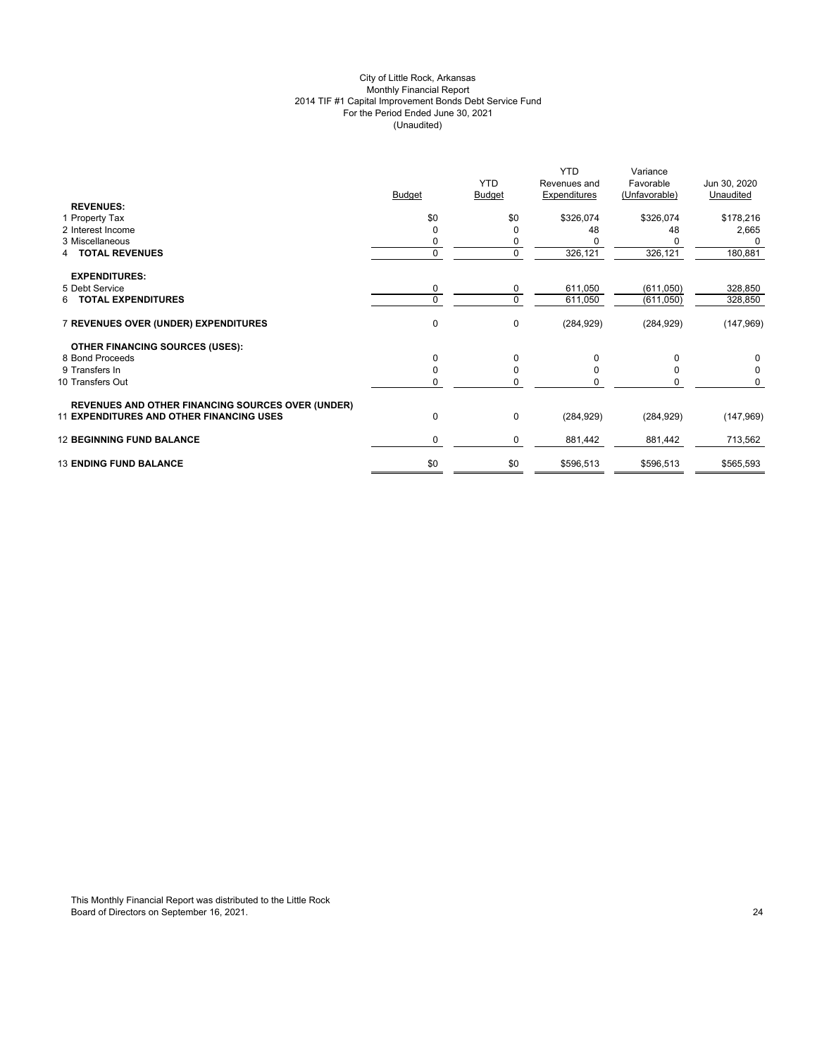City of Little Rock, Arkansas
Monthly Financial Report
2014 TIF #1 Capital Improvement Bonds Debt Service Fund
For the Period Ended June 30, 2021
(Unaudited)

| | Budget | YTD Budget | YTD Revenues and Expenditures | Variance Favorable (Unfavorable) | Jun 30, 2020 Unaudited |
|---|---|---|---|---|---|
| **REVENUES:** | | | | | |
| 1 Property Tax | $0 | $0 | $326,074 | $326,074 | $178,216 |
| 2 Interest Income | 0 | 0 | 48 | 48 | 2,665 |
| 3 Miscellaneous | 0 | 0 | 0 | 0 | 0 |
| 4 **TOTAL REVENUES** | 0 | 0 | 326,121 | 326,121 | 180,881 |
| **EXPENDITURES:** | | | | | |
| 5 Debt Service | 0 | 0 | 611,050 | (611,050) | 328,850 |
| 6 **TOTAL EXPENDITURES** | 0 | 0 | 611,050 | (611,050) | 328,850 |
| 7 **REVENUES OVER (UNDER) EXPENDITURES** | 0 | 0 | (284,929) | (284,929) | (147,969) |
| **OTHER FINANCING SOURCES (USES):** | | | | | |
| 8 Bond Proceeds | 0 | 0 | 0 | 0 | 0 |
| 9 Transfers In | 0 | 0 | 0 | 0 | 0 |
| 10 Transfers Out | 0 | 0 | 0 | 0 | 0 |
| **REVENUES AND OTHER FINANCING SOURCES OVER (UNDER)** 11 **EXPENDITURES AND OTHER FINANCING USES** | 0 | 0 | (284,929) | (284,929) | (147,969) |
| 12 **BEGINNING FUND BALANCE** | 0 | 0 | 881,442 | 881,442 | 713,562 |
| 13 **ENDING FUND BALANCE** | $0 | $0 | $596,513 | $596,513 | $565,593 |

This Monthly Financial Report was distributed to the Little Rock Board of Directors on September 16, 2021.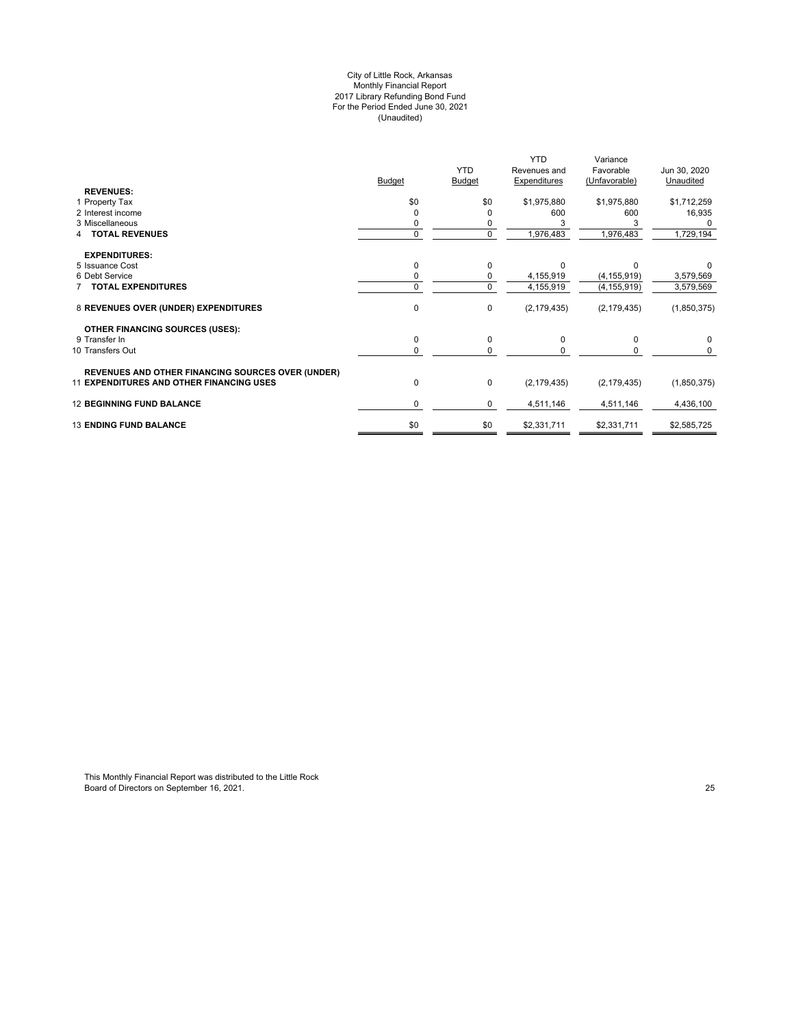City of Little Rock, Arkansas
Monthly Financial Report
2017 Library Refunding Bond Fund
For the Period Ended June 30, 2021
(Unaudited)

| | Budget | YTD Budget | YTD Revenues and Expenditures | Variance Favorable (Unfavorable) | Jun 30, 2020 Unaudited |
|---|---|---|---|---|---|
| **REVENUES:** | | | | | |
| 1 Property Tax | $0 | $0 | $1,975,880 | $1,975,880 | $1,712,259 |
| 2 Interest income | 0 | 0 | 600 | 600 | 16,935 |
| 3 Miscellaneous | 0 | 0 | 3 | 3 | 0 |
| 4 **TOTAL REVENUES** | 0 | 0 | 1,976,483 | 1,976,483 | 1,729,194 |
| **EXPENDITURES:** | | | | | |
| 5 Issuance Cost | 0 | 0 | 0 | 0 | 0 |
| 6 Debt Service | 0 | 0 | 4,155,919 | (4,155,919) | 3,579,569 |
| 7 **TOTAL EXPENDITURES** | 0 | 0 | 4,155,919 | (4,155,919) | 3,579,569 |
| 8 **REVENUES OVER (UNDER) EXPENDITURES** | 0 | 0 | (2,179,435) | (2,179,435) | (1,850,375) |
| **OTHER FINANCING SOURCES (USES):** | | | | | |
| 9 Transfer In | 0 | 0 | 0 | 0 | 0 |
| 10 Transfers Out | 0 | 0 | 0 | 0 | 0 |
| 11 **REVENUES AND OTHER FINANCING SOURCES OVER (UNDER) EXPENDITURES AND OTHER FINANCING USES** | 0 | 0 | (2,179,435) | (2,179,435) | (1,850,375) |
| 12 **BEGINNING FUND BALANCE** | 0 | 0 | 4,511,146 | 4,511,146 | 4,436,100 |
| 13 **ENDING FUND BALANCE** | $0 | $0 | $2,331,711 | $2,331,711 | $2,585,725 |

This Monthly Financial Report was distributed to the Little Rock Board of Directors on September 16, 2021.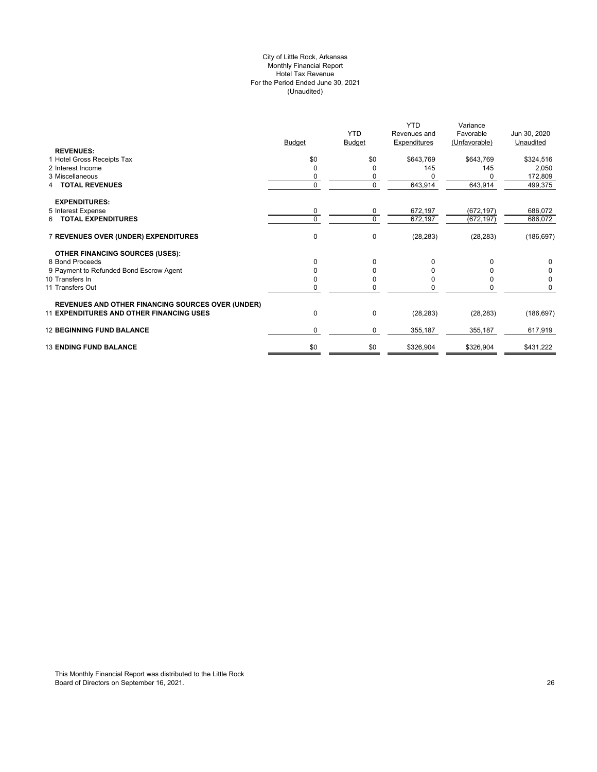City of Little Rock, Arkansas
Monthly Financial Report
Hotel Tax Revenue
For the Period Ended June 30, 2021
(Unaudited)

| | Budget | YTD Budget | YTD Revenues and Expenditures | Variance Favorable (Unfavorable) | Jun 30, 2020 Unaudited |
|---|---|---|---|---|---|
| **REVENUES:** | | | | | |
| 1 Hotel Gross Receipts Tax | $0 | $0 | $643,769 | $643,769 | $324,516 |
| 2 Interest Income | 0 | 0 | 145 | 145 | 2,050 |
| 3 Miscellaneous | 0 | 0 | 0 | 0 | 172,809 |
| 4 **TOTAL REVENUES** | 0 | 0 | 643,914 | 643,914 | 499,375 |
| **EXPENDITURES:** | | | | | |
| 5 Interest Expense | 0 | 0 | 672,197 | (672,197) | 686,072 |
| 6 **TOTAL EXPENDITURES** | 0 | 0 | 672,197 | (672,197) | 686,072 |
| 7 **REVENUES OVER (UNDER) EXPENDITURES** | 0 | 0 | (28,283) | (28,283) | (186,697) |
| **OTHER FINANCING SOURCES (USES):** | | | | | |
| 8 Bond Proceeds | 0 | 0 | 0 | 0 | 0 |
| 9 Payment to Refunded Bond Escrow Agent | 0 | 0 | 0 | 0 | 0 |
| 10 Transfers In | 0 | 0 | 0 | 0 | 0 |
| 11 Transfers Out | 0 | 0 | 0 | 0 | 0 |
| **REVENUES AND OTHER FINANCING SOURCES OVER (UNDER)** | | | | | |
| 11 **EXPENDITURES AND OTHER FINANCING USES** | 0 | 0 | (28,283) | (28,283) | (186,697) |
| 12 **BEGINNING FUND BALANCE** | 0 | 0 | 355,187 | 355,187 | 617,919 |
| 13 **ENDING FUND BALANCE** | $0 | $0 | $326,904 | $326,904 | $431,222 |

This Monthly Financial Report was distributed to the Little Rock Board of Directors on September 16, 2021.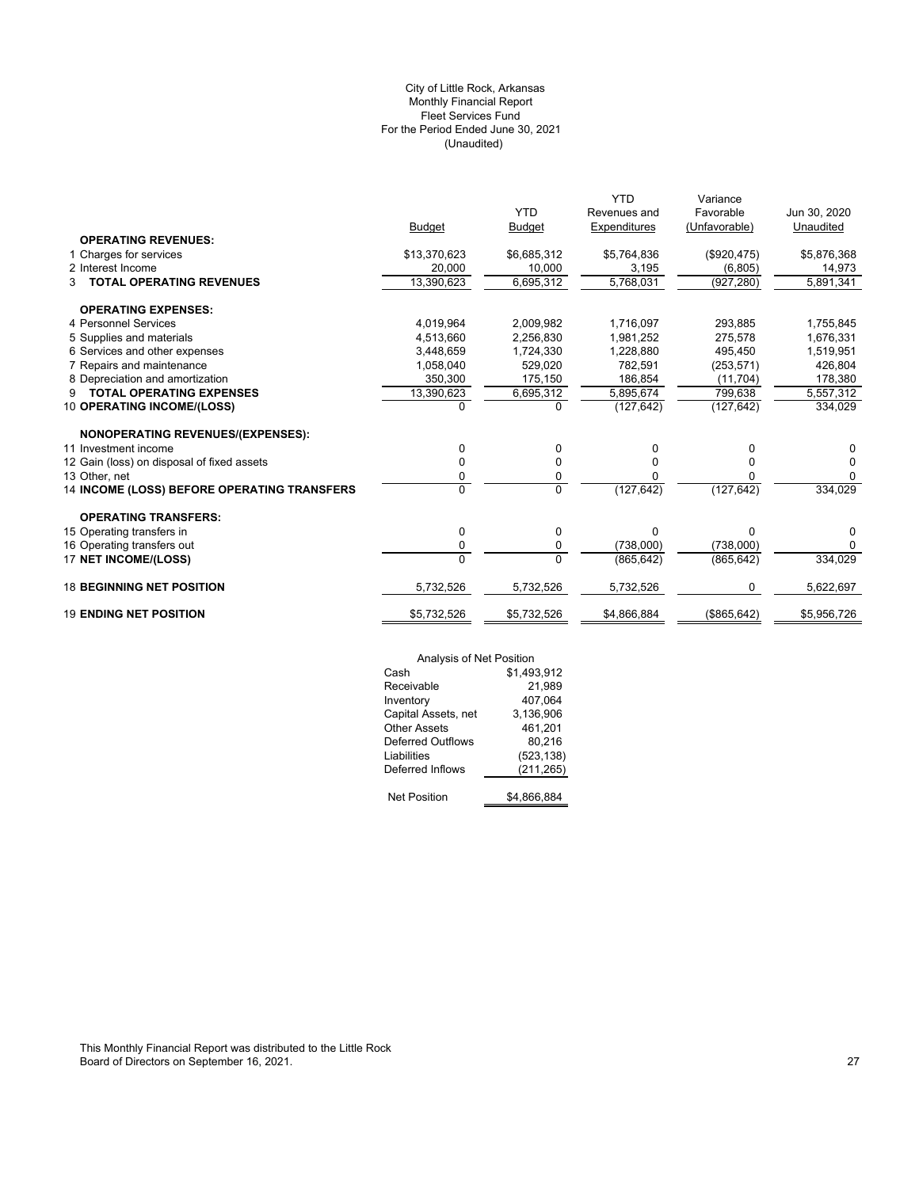City of Little Rock, Arkansas
Monthly Financial Report
Fleet Services Fund
For the Period Ended June 30, 2021
(Unaudited)

| | Budget | YTD Budget | YTD Revenues and Expenditures | Variance Favorable (Unfavorable) | Jun 30, 2020 Unaudited |
|---|---|---|---|---|---|
| **OPERATING REVENUES:** | | | | | |
| 1 Charges for services | $13,370,623 | $6,685,312 | $5,764,836 | ($920,475) | $5,876,368 |
| 2 Interest Income | 20,000 | 10,000 | 3,195 | (6,805) | 14,973 |
| 3 **TOTAL OPERATING REVENUES** | 13,390,623 | 6,695,312 | 5,768,031 | (927,280) | 5,891,341 |
| **OPERATING EXPENSES:** | | | | | |
| 4 Personnel Services | 4,019,964 | 2,009,982 | 1,716,097 | 293,885 | 1,755,845 |
| 5 Supplies and materials | 4,513,660 | 2,256,830 | 1,981,252 | 275,578 | 1,676,331 |
| 6 Services and other expenses | 3,448,659 | 1,724,330 | 1,228,880 | 495,450 | 1,519,951 |
| 7 Repairs and maintenance | 1,058,040 | 529,020 | 782,591 | (253,571) | 426,804 |
| 8 Depreciation and amortization | 350,300 | 175,150 | 186,854 | (11,704) | 178,380 |
| 9 **TOTAL OPERATING EXPENSES** | 13,390,623 | 6,695,312 | 5,895,674 | 799,638 | 5,557,312 |
| 10 **OPERATING INCOME/(LOSS)** | 0 | 0 | (127,642) | (127,642) | 334,029 |
| **NONOPERATING REVENUES/(EXPENSES):** | | | | | |
| 11 Investment income | 0 | 0 | 0 | 0 | 0 |
| 12 Gain (loss) on disposal of fixed assets | 0 | 0 | 0 | 0 | 0 |
| 13 Other, net | 0 | 0 | 0 | 0 | 0 |
| 14 **INCOME (LOSS) BEFORE OPERATING TRANSFERS** | 0 | 0 | (127,642) | (127,642) | 334,029 |
| **OPERATING TRANSFERS:** | | | | | |
| 15 Operating transfers in | 0 | 0 | 0 | 0 | 0 |
| 16 Operating transfers out | 0 | 0 | (738,000) | (738,000) | 0 |
| 17 **NET INCOME/(LOSS)** | 0 | 0 | (865,642) | (865,642) | 334,029 |
| 18 **BEGINNING NET POSITION** | 5,732,526 | 5,732,526 | 5,732,526 | 0 | 5,622,697 |
| 19 **ENDING NET POSITION** | $5,732,526 | $5,732,526 | $4,866,884 | ($865,642) | $5,956,726 |

| Analysis of Net Position | |
|---|---|
| Cash | $1,493,912 |
| Receivable | 21,989 |
| Inventory | 407,064 |
| Capital Assets, net | 3,136,906 |
| Other Assets | 461,201 |
| Deferred Outflows | 80,216 |
| Liabilities | (523,138) |
| Deferred Inflows | (211,265) |
| Net Position | $4,866,884 |

This Monthly Financial Report was distributed to the Little Rock Board of Directors on September 16, 2021.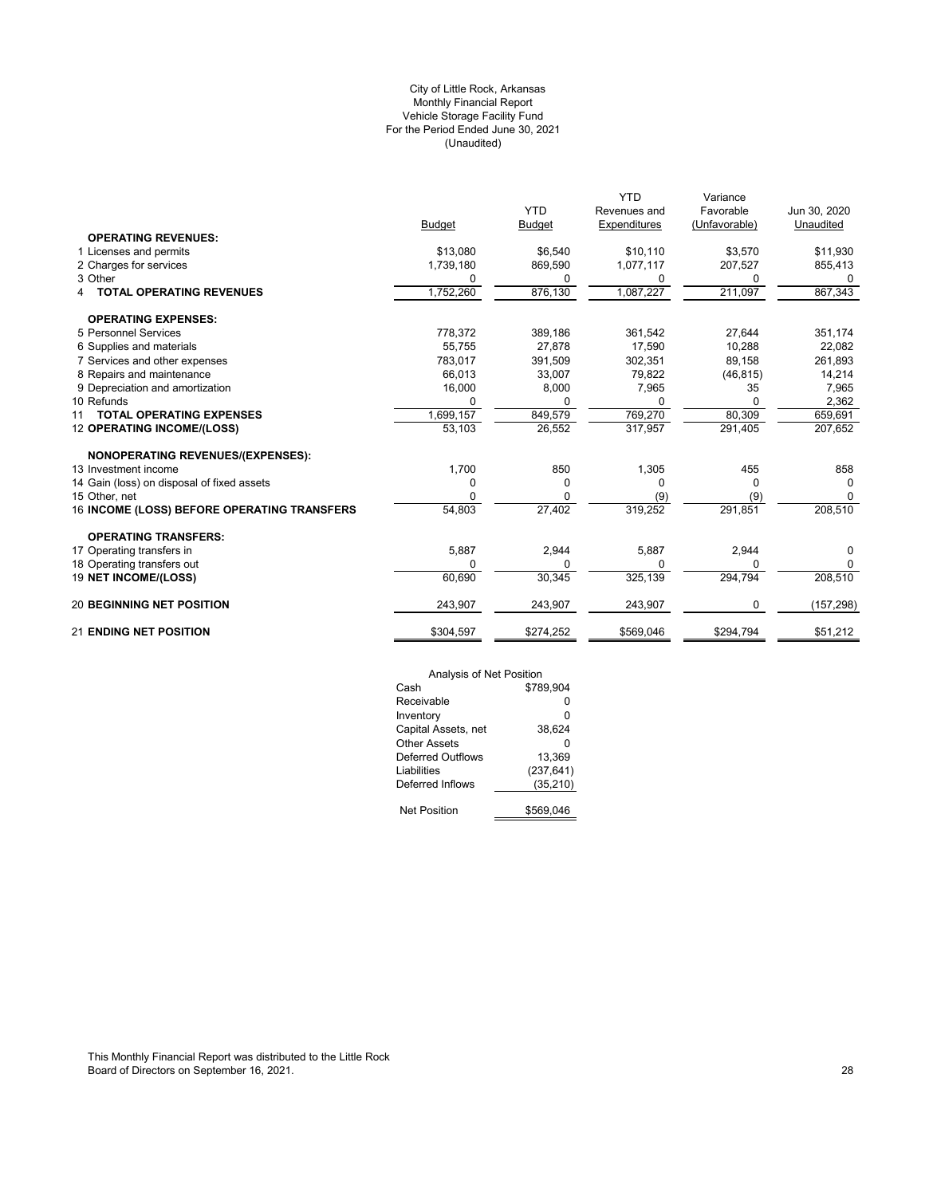City of Little Rock, Arkansas
Monthly Financial Report
Vehicle Storage Facility Fund
For the Period Ended June 30, 2021
(Unaudited)

| | Budget | YTD Budget | YTD Revenues and Expenditures | Variance Favorable (Unfavorable) | Jun 30, 2020 Unaudited |
|---|---|---|---|---|---|
| **OPERATING REVENUES:** | | | | | |
| 1 Licenses and permits | $13,080 | $6,540 | $10,110 | $3,570 | $11,930 |
| 2 Charges for services | 1,739,180 | 869,590 | 1,077,117 | 207,527 | 855,413 |
| 3 Other | 0 | 0 | 0 | 0 | 0 |
| 4 **TOTAL OPERATING REVENUES** | 1,752,260 | 876,130 | 1,087,227 | 211,097 | 867,343 |
| **OPERATING EXPENSES:** | | | | | |
| 5 Personnel Services | 778,372 | 389,186 | 361,542 | 27,644 | 351,174 |
| 6 Supplies and materials | 55,755 | 27,878 | 17,590 | 10,288 | 22,082 |
| 7 Services and other expenses | 783,017 | 391,509 | 302,351 | 89,158 | 261,893 |
| 8 Repairs and maintenance | 66,013 | 33,007 | 79,822 | (46,815) | 14,214 |
| 9 Depreciation and amortization | 16,000 | 8,000 | 7,965 | 35 | 7,965 |
| 10 Refunds | 0 | 0 | 0 | 0 | 2,362 |
| 11 **TOTAL OPERATING EXPENSES** | 1,699,157 | 849,579 | 769,270 | 80,309 | 659,691 |
| 12 **OPERATING INCOME/(LOSS)** | 53,103 | 26,552 | 317,957 | 291,405 | 207,652 |
| **NONOPERATING REVENUES/(EXPENSES):** | | | | | |
| 13 Investment income | 1,700 | 850 | 1,305 | 455 | 858 |
| 14 Gain (loss) on disposal of fixed assets | 0 | 0 | 0 | 0 | 0 |
| 15 Other, net | 0 | 0 | (9) | (9) | 0 |
| 16 **INCOME (LOSS) BEFORE OPERATING TRANSFERS** | 54,803 | 27,402 | 319,252 | 291,851 | 208,510 |
| **OPERATING TRANSFERS:** | | | | | |
| 17 Operating transfers in | 5,887 | 2,944 | 5,887 | 2,944 | 0 |
| 18 Operating transfers out | 0 | 0 | 0 | 0 | 0 |
| 19 **NET INCOME/(LOSS)** | 60,690 | 30,345 | 325,139 | 294,794 | 208,510 |
| 20 **BEGINNING NET POSITION** | 243,907 | 243,907 | 243,907 | 0 | (157,298) |
| 21 **ENDING NET POSITION** | $304,597 | $274,252 | $569,046 | $294,794 | $51,212 |

| Analysis of Net Position | |
|---|---|
| Cash | $789,904 |
| Receivable | 0 |
| Inventory | 0 |
| Capital Assets, net | 38,624 |
| Other Assets | 0 |
| Deferred Outflows | 13,369 |
| Liabilities | (237,641) |
| Deferred Inflows | (35,210) |
| Net Position | $569,046 |

This Monthly Financial Report was distributed to the Little Rock Board of Directors on September 16, 2021.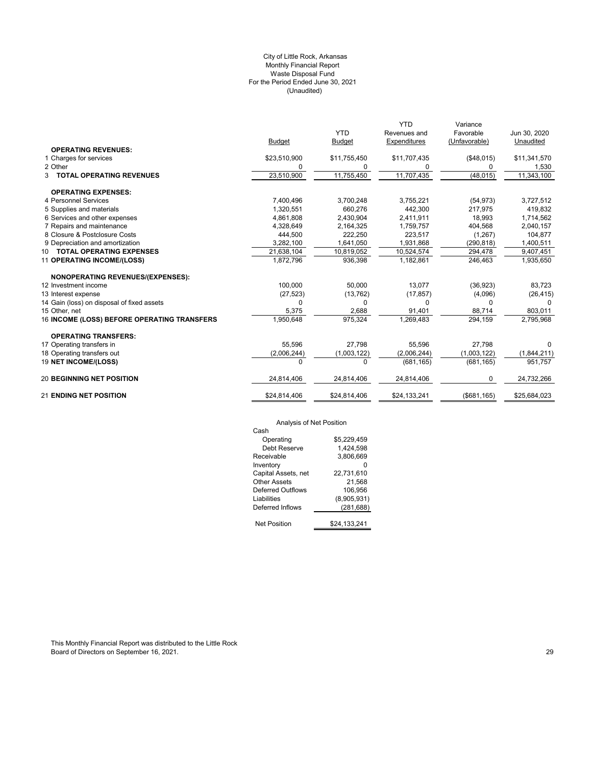City of Little Rock, Arkansas
Monthly Financial Report
Waste Disposal Fund
For the Period Ended June 30, 2021
(Unaudited)

| | Budget | YTD Budget | YTD Revenues and Expenditures | Variance Favorable (Unfavorable) | Jun 30, 2020 Unaudited |
|---|---|---|---|---|---|
| **OPERATING REVENUES:** | | | | | |
| 1 Charges for services | $23,510,900 | $11,755,450 | $11,707,435 | ($48,015) | $11,341,570 |
| 2 Other | 0 | 0 | 0 | 0 | 1,530 |
| 3 **TOTAL OPERATING REVENUES** | 23,510,900 | 11,755,450 | 11,707,435 | (48,015) | 11,343,100 |
| **OPERATING EXPENSES:** | | | | | |
| 4 Personnel Services | 7,400,496 | 3,700,248 | 3,755,221 | (54,973) | 3,727,512 |
| 5 Supplies and materials | 1,320,551 | 660,276 | 442,300 | 217,975 | 419,832 |
| 6 Services and other expenses | 4,861,808 | 2,430,904 | 2,411,911 | 18,993 | 1,714,562 |
| 7 Repairs and maintenance | 4,328,649 | 2,164,325 | 1,759,757 | 404,568 | 2,040,157 |
| 8 Closure & Postclosure Costs | 444,500 | 222,250 | 223,517 | (1,267) | 104,877 |
| 9 Depreciation and amortization | 3,282,100 | 1,641,050 | 1,931,868 | (290,818) | 1,400,511 |
| 10 **TOTAL OPERATING EXPENSES** | 21,638,104 | 10,819,052 | 10,524,574 | 294,478 | 9,407,451 |
| 11 **OPERATING INCOME/(LOSS)** | 1,872,796 | 936,398 | 1,182,861 | 246,463 | 1,935,650 |
| **NONOPERATING REVENUES/(EXPENSES):** | | | | | |
| 12 Investment income | 100,000 | 50,000 | 13,077 | (36,923) | 83,723 |
| 13 Interest expense | (27,523) | (13,762) | (17,857) | (4,096) | (26,415) |
| 14 Gain (loss) on disposal of fixed assets | 0 | 0 | 0 | 0 | 0 |
| 15 Other, net | 5,375 | 2,688 | 91,401 | 88,714 | 803,011 |
| 16 **INCOME (LOSS) BEFORE OPERATING TRANSFERS** | 1,950,648 | 975,324 | 1,269,483 | 294,159 | 2,795,968 |
| **OPERATING TRANSFERS:** | | | | | |
| 17 Operating transfers in | 55,596 | 27,798 | 55,596 | 27,798 | 0 |
| 18 Operating transfers out | (2,006,244) | (1,003,122) | (2,006,244) | (1,003,122) | (1,844,211) |
| 19 **NET INCOME/(LOSS)** | 0 | 0 | (681,165) | (681,165) | 951,757 |
| 20 **BEGINNING NET POSITION** | 24,814,406 | 24,814,406 | 24,814,406 | 0 | 24,732,266 |
| 21 **ENDING NET POSITION** | $24,814,406 | $24,814,406 | $24,133,241 | ($681,165) | $25,684,023 |

Analysis of Net Position

| | |
|---|---|
| Cash | |
| Operating | $5,229,459 |
| Debt Reserve | 1,424,598 |
| Receivable | 3,806,669 |
| Inventory | 0 |
| Capital Assets, net | 22,731,610 |
| Other Assets | 21,568 |
| Deferred Outflows | 106,956 |
| Liabilities | (8,905,931) |
| Deferred Inflows | (281,688) |
| Net Position | $24,133,241 |

This Monthly Financial Report was distributed to the Little Rock Board of Directors on September 16, 2021.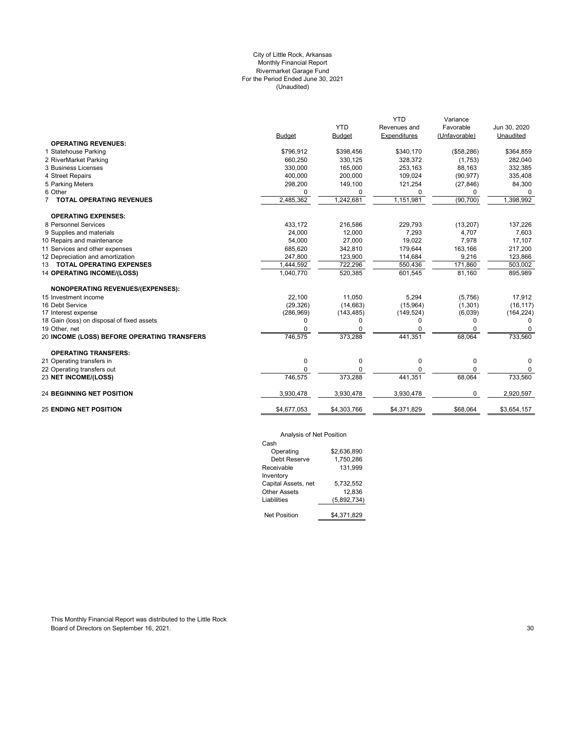City of Little Rock, Arkansas
Monthly Financial Report
Rivermarket Garage Fund
For the Period Ended June 30, 2021
(Unaudited)

| | Budget | YTD Budget | YTD Revenues and Expenditures | Variance Favorable (Unfavorable) | Jun 30, 2020 Unaudited |
|---|---|---|---|---|---|
| **OPERATING REVENUES:** | | | | | |
| 1 Statehouse Parking | $796,912 | $398,456 | $340,170 | ($58,286) | $364,859 |
| 2 RiverMarket Parking | 660,250 | 330,125 | 328,372 | (1,753) | 282,040 |
| 3 Business Licenses | 330,000 | 165,000 | 253,163 | 88,163 | 332,385 |
| 4 Street Repairs | 400,000 | 200,000 | 109,024 | (90,977) | 335,408 |
| 5 Parking Meters | 298,200 | 149,100 | 121,254 | (27,846) | 84,300 |
| 6 Other | 0 | 0 | 0 | 0 | 0 |
| 7 **TOTAL OPERATING REVENUES** | 2,485,362 | 1,242,681 | 1,151,981 | (90,700) | 1,398,992 |
| **OPERATING EXPENSES:** | | | | | |
| 8 Personnel Services | 433,172 | 216,586 | 229,793 | (13,207) | 137,226 |
| 9 Supplies and materials | 24,000 | 12,000 | 7,293 | 4,707 | 7,603 |
| 10 Repairs and maintenance | 54,000 | 27,000 | 19,022 | 7,978 | 17,107 |
| 11 Services and other expenses | 685,620 | 342,810 | 179,644 | 163,166 | 217,200 |
| 12 Depreciation and amortization | 247,800 | 123,900 | 114,684 | 9,216 | 123,866 |
| 13 **TOTAL OPERATING EXPENSES** | 1,444,592 | 722,296 | 550,436 | 171,860 | 503,002 |
| 14 **OPERATING INCOME/(LOSS)** | 1,040,770 | 520,385 | 601,545 | 81,160 | 895,989 |
| **NONOPERATING REVENUES/(EXPENSES):** | | | | | |
| 15 Investment income | 22,100 | 11,050 | 5,294 | (5,756) | 17,912 |
| 16 Debt Service | (29,326) | (14,663) | (15,964) | (1,301) | (16,117) |
| 17 Interest expense | (286,969) | (143,485) | (149,524) | (6,039) | (164,224) |
| 18 Gain (loss) on disposal of fixed assets | 0 | 0 | 0 | 0 | 0 |
| 19 Other, net | 0 | 0 | 0 | 0 | 0 |
| 20 **INCOME (LOSS) BEFORE OPERATING TRANSFERS** | 746,575 | 373,288 | 441,351 | 68,064 | 733,560 |
| **OPERATING TRANSFERS:** | | | | | |
| 21 Operating transfers in | 0 | 0 | 0 | 0 | 0 |
| 22 Operating transfers out | 0 | 0 | 0 | 0 | 0 |
| 23 **NET INCOME/(LOSS)** | 746,575 | 373,288 | 441,351 | 68,064 | 733,560 |
| 24 **BEGINNING NET POSITION** | 3,930,478 | 3,930,478 | 3,930,478 | 0 | 2,920,597 |
| 25 **ENDING NET POSITION** | $4,677,053 | $4,303,766 | $4,371,829 | $68,064 | $3,654,157 |

Analysis of Net Position

| | |
|---|---|
| Cash | |
| Operating | $2,636,890 |
| Debt Reserve | 1,750,286 |
| Receivable | 131,999 |
| Inventory | |
| Capital Assets, net | 5,732,552 |
| Other Assets | 12,836 |
| Liabilities | (5,892,734) |
| Net Position | $4,371,829 |

This Monthly Financial Report was distributed to the Little Rock Board of Directors on September 16, 2021.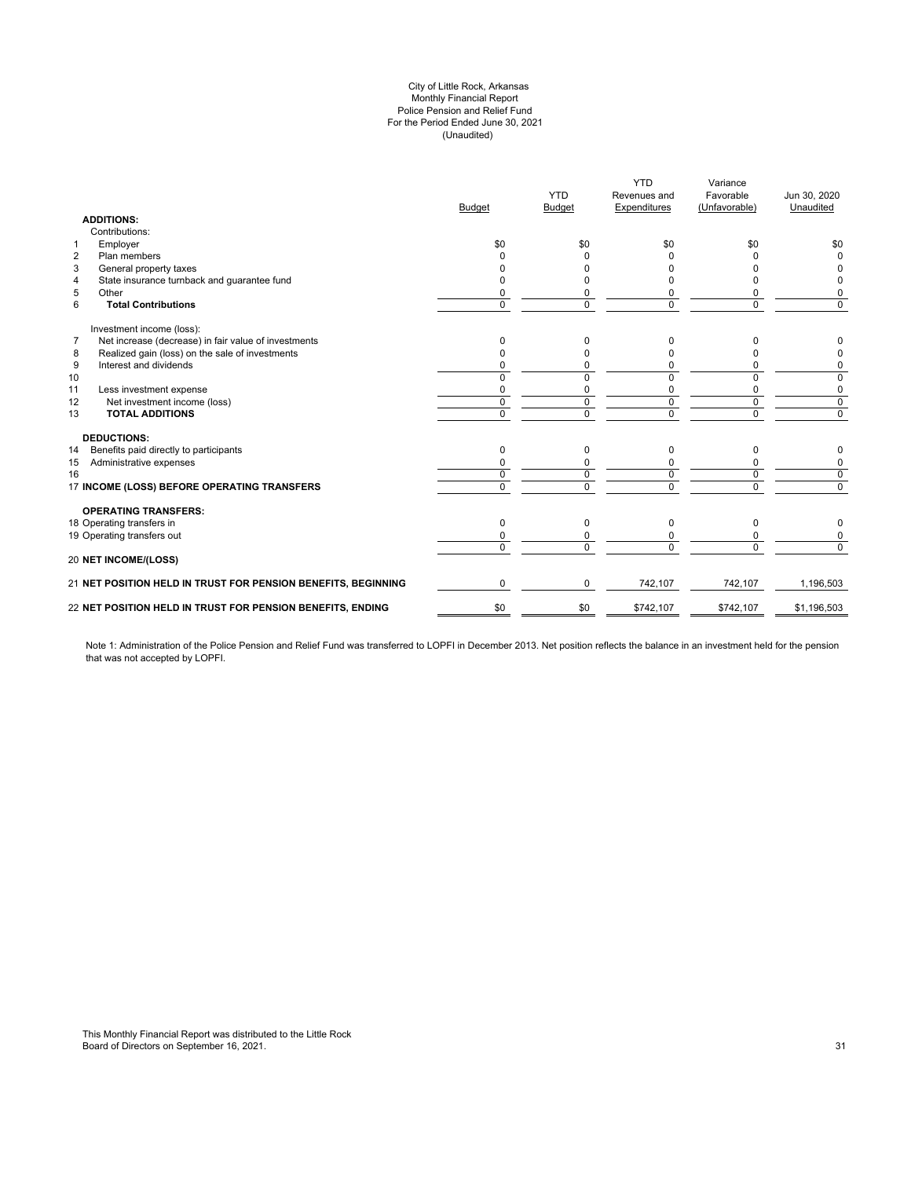City of Little Rock, Arkansas
Monthly Financial Report
Police Pension and Relief Fund
For the Period Ended June 30, 2021
(Unaudited)

| | | Budget | YTD Budget | YTD Revenues and Expenditures | Variance Favorable (Unfavorable) | Jun 30, 2020 Unaudited |
|---|---|---|---|---|---|---|
| | **ADDITIONS:** | | | | | |
| | Contributions: | | | | | |
| 1 | Employer | $0 | $0 | $0 | $0 | $0 |
| 2 | Plan members | 0 | 0 | 0 | 0 | 0 |
| 3 | General property taxes | 0 | 0 | 0 | 0 | 0 |
| 4 | State insurance turnback and guarantee fund | 0 | 0 | 0 | 0 | 0 |
| 5 | Other | 0 | 0 | 0 | 0 | 0 |
| 6 | **Total Contributions** | 0 | 0 | 0 | 0 | 0 |
| | Investment income (loss): | | | | | |
| 7 | Net increase (decrease) in fair value of investments | 0 | 0 | 0 | 0 | 0 |
| 8 | Realized gain (loss) on the sale of investments | 0 | 0 | 0 | 0 | 0 |
| 9 | Interest and dividends | 0 | 0 | 0 | 0 | 0 |
| 10 | | 0 | 0 | 0 | 0 | 0 |
| 11 | Less investment expense | 0 | 0 | 0 | 0 | 0 |
| 12 | Net investment income (loss) | 0 | 0 | 0 | 0 | 0 |
| 13 | **TOTAL ADDITIONS** | 0 | 0 | 0 | 0 | 0 |
| | **DEDUCTIONS:** | | | | | |
| 14 | Benefits paid directly to participants | 0 | 0 | 0 | 0 | 0 |
| 15 | Administrative expenses | 0 | 0 | 0 | 0 | 0 |
| 16 | | 0 | 0 | 0 | 0 | 0 |
| 17 | **INCOME (LOSS) BEFORE OPERATING TRANSFERS** | 0 | 0 | 0 | 0 | 0 |
| | **OPERATING TRANSFERS:** | | | | | |
| 18 | Operating transfers in | 0 | 0 | 0 | 0 | 0 |
| 19 | Operating transfers out | 0 | 0 | 0 | 0 | 0 |
| | | 0 | 0 | 0 | 0 | 0 |
| 20 | **NET INCOME/(LOSS)** | | | | | |
| 21 | **NET POSITION HELD IN TRUST FOR PENSION BENEFITS, BEGINNING** | 0 | 0 | 742,107 | 742,107 | 1,196,503 |
| 22 | **NET POSITION HELD IN TRUST FOR PENSION BENEFITS, ENDING** | $0 | $0 | $742,107 | $742,107 | $1,196,503 |

Note 1: Administration of the Police Pension and Relief Fund was transferred to LOPFI in December 2013. Net position reflects the balance in an investment held for the pension that was not accepted by LOPFI.

This Monthly Financial Report was distributed to the Little Rock Board of Directors on September 16, 2021.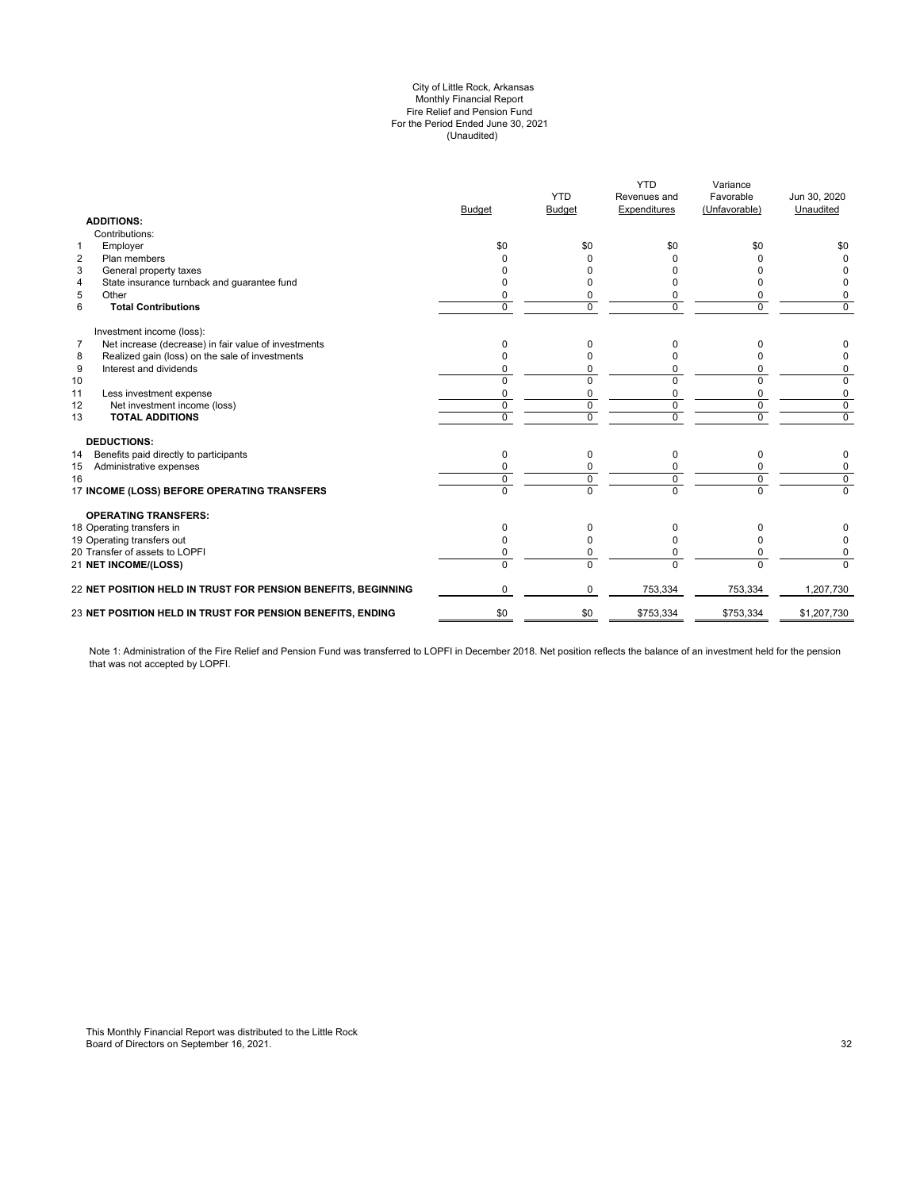City of Little Rock, Arkansas
Monthly Financial Report
Fire Relief and Pension Fund
For the Period Ended June 30, 2021
(Unaudited)

| | | Budget | YTD Budget | YTD Revenues and Expenditures | Variance Favorable (Unfavorable) | Jun 30, 2020 Unaudited |
|---|---|---|---|---|---|---|
| | **ADDITIONS:** | | | | | |
| | Contributions: | | | | | |
| 1 | Employer | $0 | $0 | $0 | $0 | $0 |
| 2 | Plan members | 0 | 0 | 0 | 0 | 0 |
| 3 | General property taxes | 0 | 0 | 0 | 0 | 0 |
| 4 | State insurance turnback and guarantee fund | 0 | 0 | 0 | 0 | 0 |
| 5 | Other | 0 | 0 | 0 | 0 | 0 |
| 6 | **Total Contributions** | 0 | 0 | 0 | 0 | 0 |
| | Investment income (loss): | | | | | |
| 7 | Net increase (decrease) in fair value of investments | 0 | 0 | 0 | 0 | 0 |
| 8 | Realized gain (loss) on the sale of investments | 0 | 0 | 0 | 0 | 0 |
| 9 | Interest and dividends | 0 | 0 | 0 | 0 | 0 |
| 10 | | 0 | 0 | 0 | 0 | 0 |
| 11 | Less investment expense | 0 | 0 | 0 | 0 | 0 |
| 12 | Net investment income (loss) | 0 | 0 | 0 | 0 | 0 |
| 13 | **TOTAL ADDITIONS** | 0 | 0 | 0 | 0 | 0 |
| | **DEDUCTIONS:** | | | | | |
| 14 | Benefits paid directly to participants | 0 | 0 | 0 | 0 | 0 |
| 15 | Administrative expenses | 0 | 0 | 0 | 0 | 0 |
| 16 | | 0 | 0 | 0 | 0 | 0 |
| 17 | **INCOME (LOSS) BEFORE OPERATING TRANSFERS** | 0 | 0 | 0 | 0 | 0 |
| | **OPERATING TRANSFERS:** | | | | | |
| 18 | Operating transfers in | 0 | 0 | 0 | 0 | 0 |
| 19 | Operating transfers out | 0 | 0 | 0 | 0 | 0 |
| 20 | Transfer of assets to LOPFI | 0 | 0 | 0 | 0 | 0 |
| 21 | **NET INCOME/(LOSS)** | 0 | 0 | 0 | 0 | 0 |
| 22 | **NET POSITION HELD IN TRUST FOR PENSION BENEFITS, BEGINNING** | 0 | 0 | 753,334 | 753,334 | 1,207,730 |
| 23 | **NET POSITION HELD IN TRUST FOR PENSION BENEFITS, ENDING** | $0 | $0 | $753,334 | $753,334 | $1,207,730 |

Note 1: Administration of the Fire Relief and Pension Fund was transferred to LOPFI in December 2018. Net position reflects the balance of an investment held for the pension that was not accepted by LOPFI.

This Monthly Financial Report was distributed to the Little Rock Board of Directors on September 16, 2021.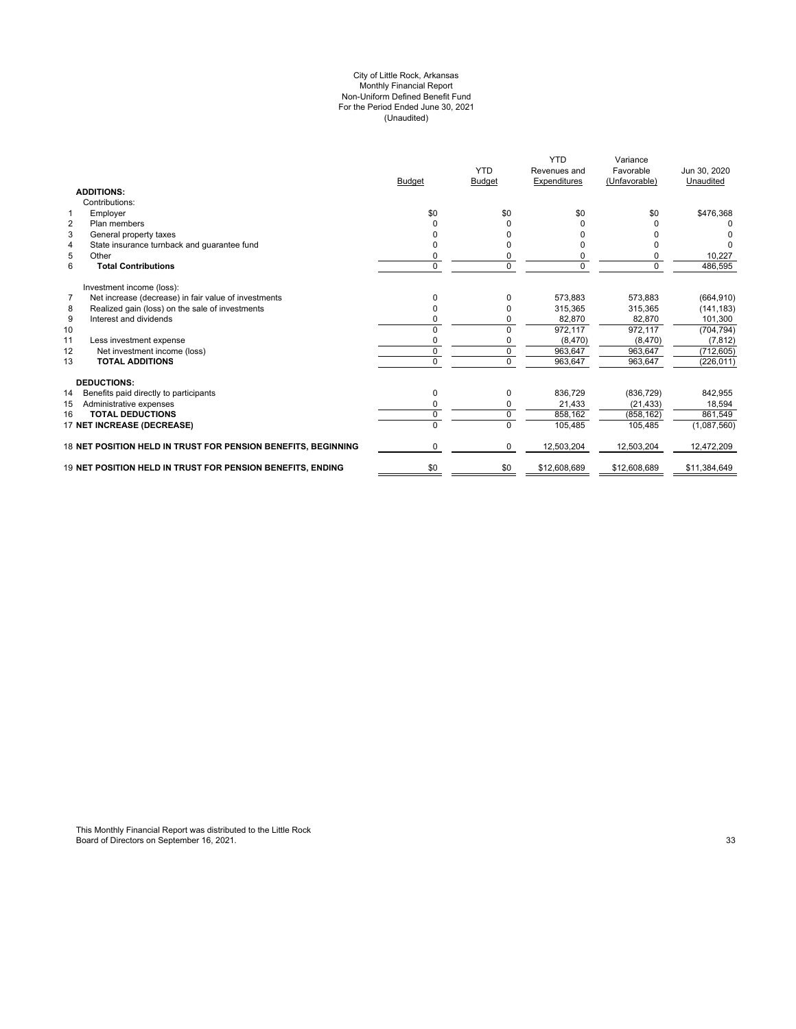City of Little Rock, Arkansas
Monthly Financial Report
Non-Uniform Defined Benefit Fund
For the Period Ended June 30, 2021
(Unaudited)

| | | Budget | YTD Budget | YTD Revenues and Expenditures | Variance Favorable (Unfavorable) | Jun 30, 2020 Unaudited |
|---|---|---|---|---|---|---|
| | **ADDITIONS:** | | | | | |
| | Contributions: | | | | | |
| 1 | Employer | $0 | $0 | $0 | $0 | $476,368 |
| 2 | Plan members | 0 | 0 | 0 | 0 | 0 |
| 3 | General property taxes | 0 | 0 | 0 | 0 | 0 |
| 4 | State insurance turnback and guarantee fund | 0 | 0 | 0 | 0 | 0 |
| 5 | Other | 0 | 0 | 0 | 0 | 10,227 |
| 6 | **Total Contributions** | 0 | 0 | 0 | 0 | 486,595 |
| | Investment income (loss): | | | | | |
| 7 | Net increase (decrease) in fair value of investments | 0 | 0 | 573,883 | 573,883 | (664,910) |
| 8 | Realized gain (loss) on the sale of investments | 0 | 0 | 315,365 | 315,365 | (141,183) |
| 9 | Interest and dividends | 0 | 0 | 82,870 | 82,870 | 101,300 |
| 10 | | 0 | 0 | 972,117 | 972,117 | (704,794) |
| 11 | Less investment expense | 0 | 0 | (8,470) | (8,470) | (7,812) |
| 12 | Net investment income (loss) | 0 | 0 | 963,647 | 963,647 | (712,605) |
| 13 | **TOTAL ADDITIONS** | 0 | 0 | 963,647 | 963,647 | (226,011) |
| | **DEDUCTIONS:** | | | | | |
| 14 | Benefits paid directly to participants | 0 | 0 | 836,729 | (836,729) | 842,955 |
| 15 | Administrative expenses | 0 | 0 | 21,433 | (21,433) | 18,594 |
| 16 | **TOTAL DEDUCTIONS** | 0 | 0 | 858,162 | (858,162) | 861,549 |
| 17 | **NET INCREASE (DECREASE)** | 0 | 0 | 105,485 | 105,485 | (1,087,560) |
| 18 | **NET POSITION HELD IN TRUST FOR PENSION BENEFITS, BEGINNING** | 0 | 0 | 12,503,204 | 12,503,204 | 12,472,209 |
| 19 | **NET POSITION HELD IN TRUST FOR PENSION BENEFITS, ENDING** | $0 | $0 | $12,608,689 | $12,608,689 | $11,384,649 |

This Monthly Financial Report was distributed to the Little Rock Board of Directors on September 16, 2021.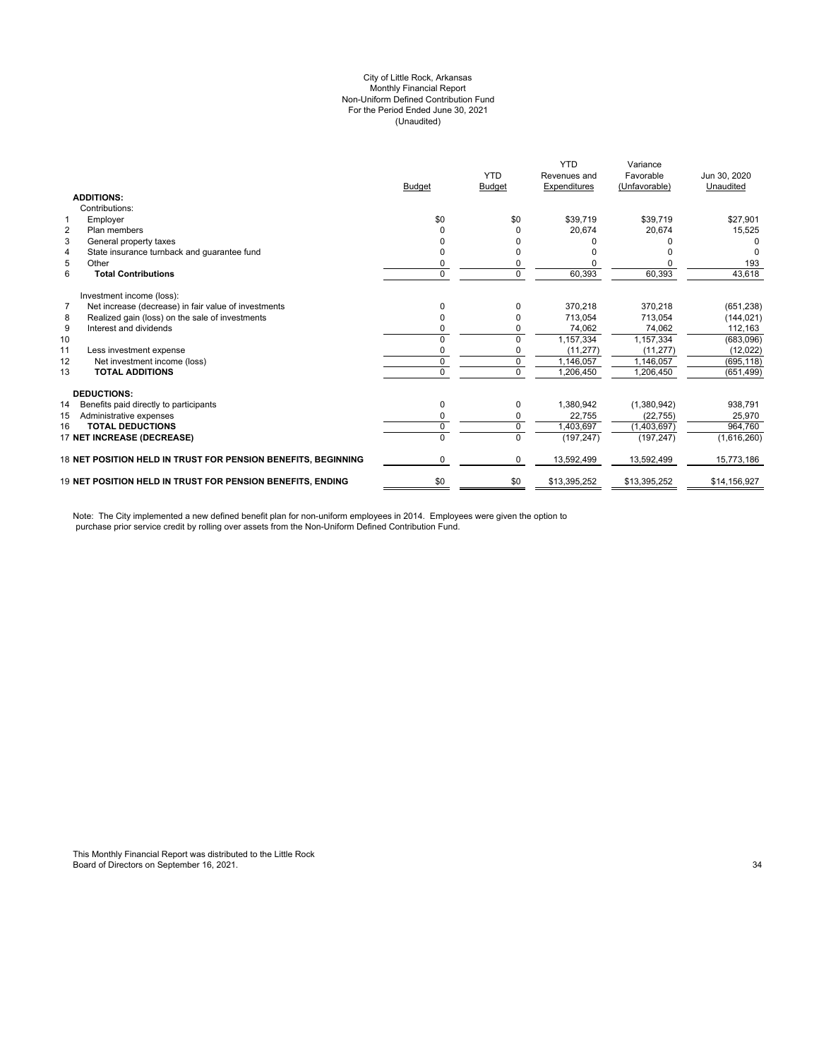City of Little Rock, Arkansas
Monthly Financial Report
Non-Uniform Defined Contribution Fund
For the Period Ended June 30, 2021
(Unaudited)

| | | Budget | YTD Budget | YTD Revenues and Expenditures | Variance Favorable (Unfavorable) | Jun 30, 2020 Unaudited |
|---|---|---|---|---|---|---|
| | **ADDITIONS:** | | | | | |
| | Contributions: | | | | | |
| 1 | Employer | $0 | $0 | $39,719 | $39,719 | $27,901 |
| 2 | Plan members | 0 | 0 | 20,674 | 20,674 | 15,525 |
| 3 | General property taxes | 0 | 0 | 0 | 0 | 0 |
| 4 | State insurance turnback and guarantee fund | 0 | 0 | 0 | 0 | 0 |
| 5 | Other | 0 | 0 | 0 | 0 | 193 |
| 6 | **Total Contributions** | 0 | 0 | 60,393 | 60,393 | 43,618 |
| | Investment income (loss): | | | | | |
| 7 | Net increase (decrease) in fair value of investments | 0 | 0 | 370,218 | 370,218 | (651,238) |
| 8 | Realized gain (loss) on the sale of investments | 0 | 0 | 713,054 | 713,054 | (144,021) |
| 9 | Interest and dividends | 0 | 0 | 74,062 | 74,062 | 112,163 |
| 10 | | 0 | 0 | 1,157,334 | 1,157,334 | (683,096) |
| 11 | Less investment expense | 0 | 0 | (11,277) | (11,277) | (12,022) |
| 12 | Net investment income (loss) | 0 | 0 | 1,146,057 | 1,146,057 | (695,118) |
| 13 | **TOTAL ADDITIONS** | 0 | 0 | 1,206,450 | 1,206,450 | (651,499) |
| | **DEDUCTIONS:** | | | | | |
| 14 | Benefits paid directly to participants | 0 | 0 | 1,380,942 | (1,380,942) | 938,791 |
| 15 | Administrative expenses | 0 | 0 | 22,755 | (22,755) | 25,970 |
| 16 | **TOTAL DEDUCTIONS** | 0 | 0 | 1,403,697 | (1,403,697) | 964,760 |
| 17 | **NET INCREASE (DECREASE)** | 0 | 0 | (197,247) | (197,247) | (1,616,260) |
| 18 | **NET POSITION HELD IN TRUST FOR PENSION BENEFITS, BEGINNING** | 0 | 0 | 13,592,499 | 13,592,499 | 15,773,186 |
| 19 | **NET POSITION HELD IN TRUST FOR PENSION BENEFITS, ENDING** | $0 | $0 | $13,395,252 | $13,395,252 | $14,156,927 |

Note: The City implemented a new defined benefit plan for non-uniform employees in 2014. Employees were given the option to purchase prior service credit by rolling over assets from the Non-Uniform Defined Contribution Fund.

This Monthly Financial Report was distributed to the Little Rock Board of Directors on September 16, 2021.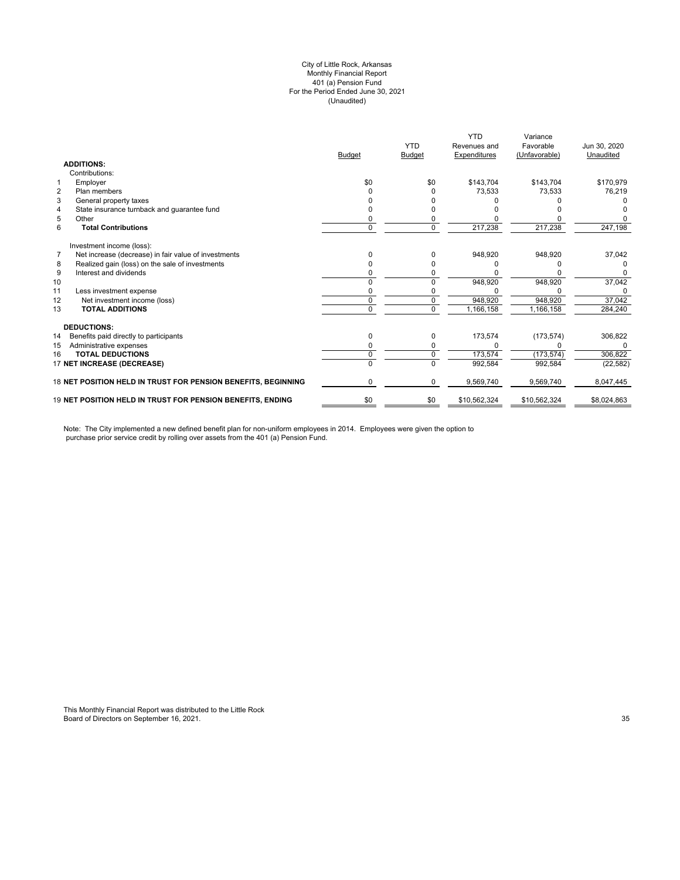City of Little Rock, Arkansas
Monthly Financial Report
401 (a) Pension Fund
For the Period Ended June 30, 2021
(Unaudited)

| | | Budget | YTD Budget | YTD Revenues and Expenditures | Variance Favorable (Unfavorable) | Jun 30, 2020 Unaudited |
|---|---|---|---|---|---|---|
| | **ADDITIONS:** | | | | | |
| | Contributions: | | | | | |
| 1 | Employer | $0 | $0 | $143,704 | $143,704 | $170,979 |
| 2 | Plan members | 0 | 0 | 73,533 | 73,533 | 76,219 |
| 3 | General property taxes | 0 | 0 | 0 | 0 | 0 |
| 4 | State insurance turnback and guarantee fund | 0 | 0 | 0 | 0 | 0 |
| 5 | Other | 0 | 0 | 0 | 0 | 0 |
| 6 | **Total Contributions** | 0 | 0 | 217,238 | 217,238 | 247,198 |
| | Investment income (loss): | | | | | |
| 7 | Net increase (decrease) in fair value of investments | 0 | 0 | 948,920 | 948,920 | 37,042 |
| 8 | Realized gain (loss) on the sale of investments | 0 | 0 | 0 | 0 | 0 |
| 9 | Interest and dividends | 0 | 0 | 0 | 0 | 0 |
| 10 | | 0 | 0 | 948,920 | 948,920 | 37,042 |
| 11 | Less investment expense | 0 | 0 | 0 | 0 | 0 |
| 12 | Net investment income (loss) | 0 | 0 | 948,920 | 948,920 | 37,042 |
| 13 | **TOTAL ADDITIONS** | 0 | 0 | 1,166,158 | 1,166,158 | 284,240 |
| | **DEDUCTIONS:** | | | | | |
| 14 | Benefits paid directly to participants | 0 | 0 | 173,574 | (173,574) | 306,822 |
| 15 | Administrative expenses | 0 | 0 | 0 | 0 | 0 |
| 16 | **TOTAL DEDUCTIONS** | 0 | 0 | 173,574 | (173,574) | 306,822 |
| 17 | **NET INCREASE (DECREASE)** | 0 | 0 | 992,584 | 992,584 | (22,582) |
| 18 | **NET POSITION HELD IN TRUST FOR PENSION BENEFITS, BEGINNING** | 0 | 0 | 9,569,740 | 9,569,740 | 8,047,445 |
| 19 | **NET POSITION HELD IN TRUST FOR PENSION BENEFITS, ENDING** | $0 | $0 | $10,562,324 | $10,562,324 | $8,024,863 |

Note: The City implemented a new defined benefit plan for non-uniform employees in 2014. Employees were given the option to purchase prior service credit by rolling over assets from the 401 (a) Pension Fund.

This Monthly Financial Report was distributed to the Little Rock Board of Directors on September 16, 2021.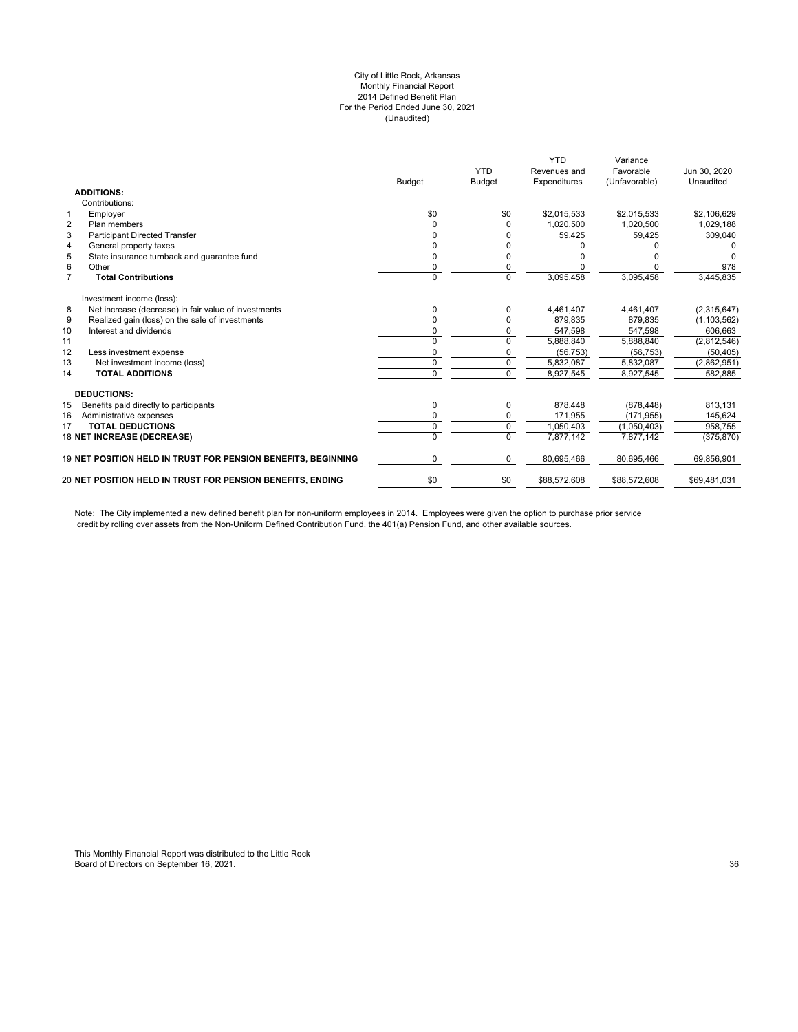City of Little Rock, Arkansas
Monthly Financial Report
2014 Defined Benefit Plan
For the Period Ended June 30, 2021
(Unaudited)

| | | Budget | YTD Budget | YTD Revenues and Expenditures | Variance Favorable (Unfavorable) | Jun 30, 2020 Unaudited |
|---|---|---|---|---|---|---|
| | **ADDITIONS:** | | | | | |
| | Contributions: | | | | | |
| 1 | Employer | $0 | $0 | $2,015,533 | $2,015,533 | $2,106,629 |
| 2 | Plan members | 0 | 0 | 1,020,500 | 1,020,500 | 1,029,188 |
| 3 | Participant Directed Transfer | 0 | 0 | 59,425 | 59,425 | 309,040 |
| 4 | General property taxes | 0 | 0 | 0 | 0 | 0 |
| 5 | State insurance turnback and guarantee fund | 0 | 0 | 0 | 0 | 0 |
| 6 | Other | 0 | 0 | 0 | 0 | 978 |
| 7 | **Total Contributions** | 0 | 0 | 3,095,458 | 3,095,458 | 3,445,835 |
| | Investment income (loss): | | | | | |
| 8 | Net increase (decrease) in fair value of investments | 0 | 0 | 4,461,407 | 4,461,407 | (2,315,647) |
| 9 | Realized gain (loss) on the sale of investments | 0 | 0 | 879,835 | 879,835 | (1,103,562) |
| 10 | Interest and dividends | 0 | 0 | 547,598 | 547,598 | 606,663 |
| 11 | | 0 | 0 | 5,888,840 | 5,888,840 | (2,812,546) |
| 12 | Less investment expense | 0 | 0 | (56,753) | (56,753) | (50,405) |
| 13 | Net investment income (loss) | 0 | 0 | 5,832,087 | 5,832,087 | (2,862,951) |
| 14 | **TOTAL ADDITIONS** | 0 | 0 | 8,927,545 | 8,927,545 | 582,885 |
| | **DEDUCTIONS:** | | | | | |
| 15 | Benefits paid directly to participants | 0 | 0 | 878,448 | (878,448) | 813,131 |
| 16 | Administrative expenses | 0 | 0 | 171,955 | (171,955) | 145,624 |
| 17 | **TOTAL DEDUCTIONS** | 0 | 0 | 1,050,403 | (1,050,403) | 958,755 |
| 18 | **NET INCREASE (DECREASE)** | 0 | 0 | 7,877,142 | 7,877,142 | (375,870) |
| 19 | **NET POSITION HELD IN TRUST FOR PENSION BENEFITS, BEGINNING** | 0 | 0 | 80,695,466 | 80,695,466 | 69,856,901 |
| 20 | **NET POSITION HELD IN TRUST FOR PENSION BENEFITS, ENDING** | $0 | $0 | $88,572,608 | $88,572,608 | $69,481,031 |

Note: The City implemented a new defined benefit plan for non-uniform employees in 2014. Employees were given the option to purchase prior service credit by rolling over assets from the Non-Uniform Defined Contribution Fund, the 401(a) Pension Fund, and other available sources.

This Monthly Financial Report was distributed to the Little Rock Board of Directors on September 16, 2021.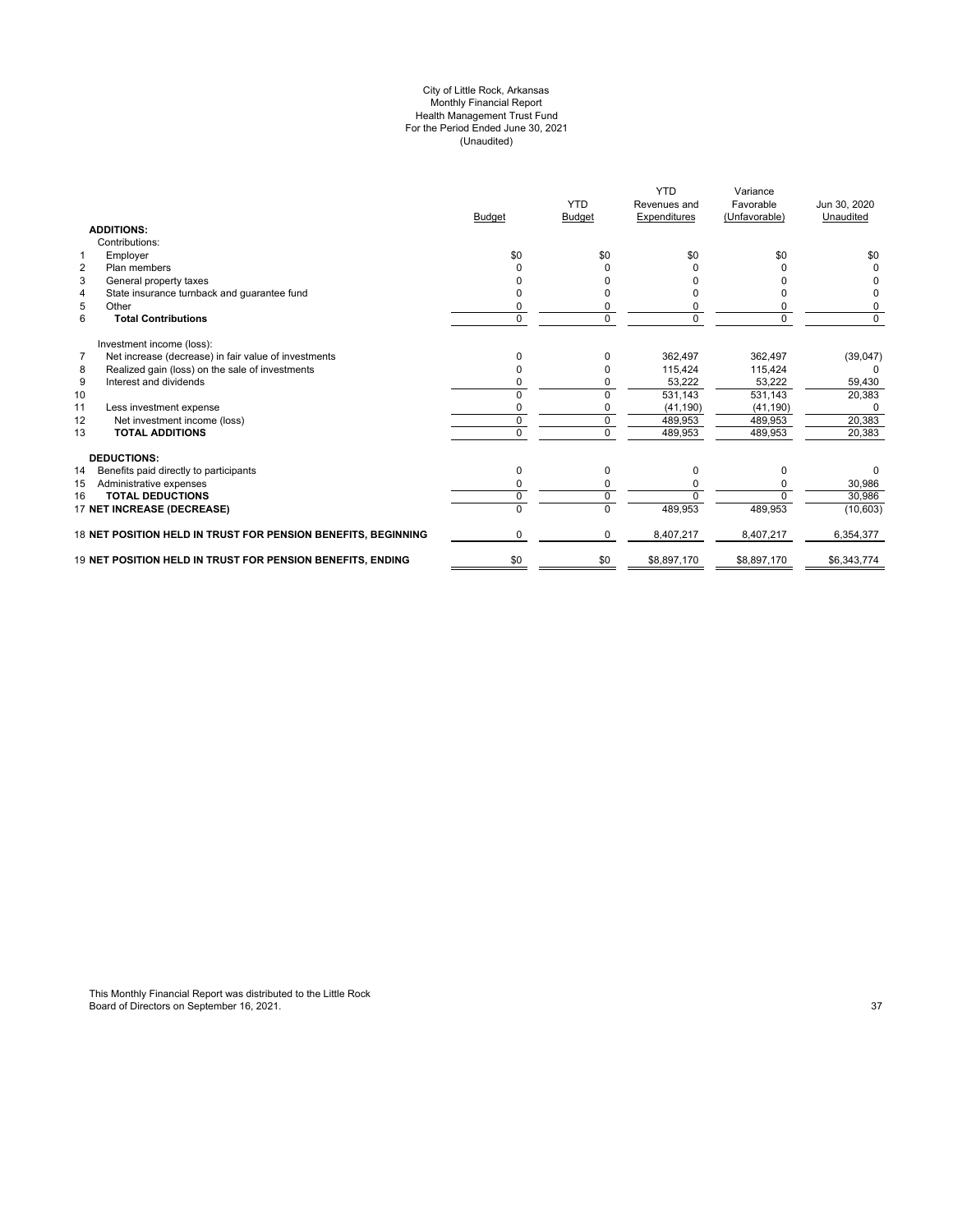City of Little Rock, Arkansas
Monthly Financial Report
Health Management Trust Fund
For the Period Ended June 30, 2021
(Unaudited)

| | | Budget | YTD Budget | YTD Revenues and Expenditures | Variance Favorable (Unfavorable) | Jun 30, 2020 Unaudited |
|---|---|---|---|---|---|---|
| | **ADDITIONS:** | | | | | |
| | Contributions: | | | | | |
| 1 | Employer | $0 | $0 | $0 | $0 | $0 |
| 2 | Plan members | 0 | 0 | 0 | 0 | 0 |
| 3 | General property taxes | 0 | 0 | 0 | 0 | 0 |
| 4 | State insurance turnback and guarantee fund | 0 | 0 | 0 | 0 | 0 |
| 5 | Other | 0 | 0 | 0 | 0 | 0 |
| 6 | **Total Contributions** | 0 | 0 | 0 | 0 | 0 |
| | Investment income (loss): | | | | | |
| 7 | Net increase (decrease) in fair value of investments | 0 | 0 | 362,497 | 362,497 | (39,047) |
| 8 | Realized gain (loss) on the sale of investments | 0 | 0 | 115,424 | 115,424 | 0 |
| 9 | Interest and dividends | 0 | 0 | 53,222 | 53,222 | 59,430 |
| 10 | | 0 | 0 | 531,143 | 531,143 | 20,383 |
| 11 | Less investment expense | 0 | 0 | (41,190) | (41,190) | 0 |
| 12 | Net investment income (loss) | 0 | 0 | 489,953 | 489,953 | 20,383 |
| 13 | **TOTAL ADDITIONS** | 0 | 0 | 489,953 | 489,953 | 20,383 |
| | **DEDUCTIONS:** | | | | | |
| 14 | Benefits paid directly to participants | 0 | 0 | 0 | 0 | 0 |
| 15 | Administrative expenses | 0 | 0 | 0 | 0 | 30,986 |
| 16 | **TOTAL DEDUCTIONS** | 0 | 0 | 0 | 0 | 30,986 |
| 17 | **NET INCREASE (DECREASE)** | 0 | 0 | 489,953 | 489,953 | (10,603) |
| 18 | **NET POSITION HELD IN TRUST FOR PENSION BENEFITS, BEGINNING** | 0 | 0 | 8,407,217 | 8,407,217 | 6,354,377 |
| 19 | **NET POSITION HELD IN TRUST FOR PENSION BENEFITS, ENDING** | $0 | $0 | $8,897,170 | $8,897,170 | $6,343,774 |

This Monthly Financial Report was distributed to the Little Rock Board of Directors on September 16, 2021.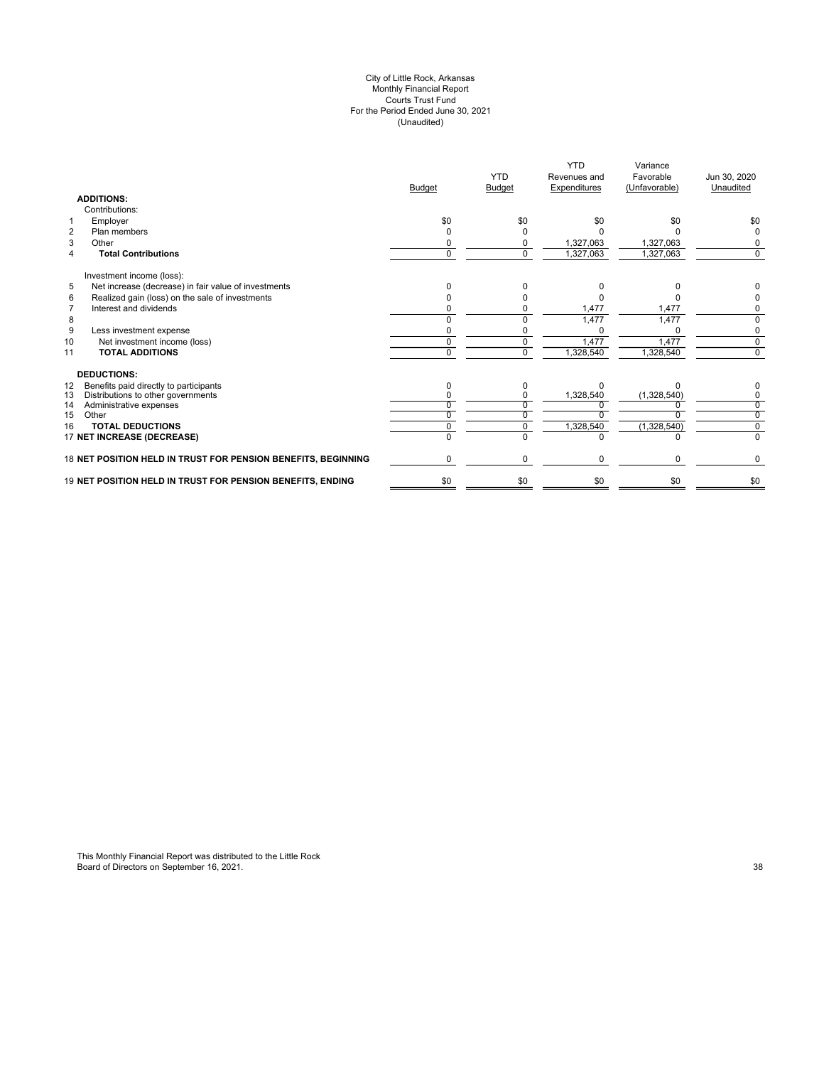City of Little Rock, Arkansas
Monthly Financial Report
Courts Trust Fund
For the Period Ended June 30, 2021
(Unaudited)

| | | Budget | YTD Budget | YTD Revenues and Expenditures | Variance Favorable (Unfavorable) | Jun 30, 2020 Unaudited |
|---|---|---|---|---|---|---|
| | **ADDITIONS:** | | | | | |
| | Contributions: | | | | | |
| 1 | Employer | $0 | $0 | $0 | $0 | $0 |
| 2 | Plan members | 0 | 0 | 0 | 0 | 0 |
| 3 | Other | 0 | 0 | 1,327,063 | 1,327,063 | 0 |
| 4 | **Total Contributions** | 0 | 0 | 1,327,063 | 1,327,063 | 0 |
| | Investment income (loss): | | | | | |
| 5 | Net increase (decrease) in fair value of investments | 0 | 0 | 0 | 0 | 0 |
| 6 | Realized gain (loss) on the sale of investments | 0 | 0 | 0 | 0 | 0 |
| 7 | Interest and dividends | 0 | 0 | 1,477 | 1,477 | 0 |
| 8 | | 0 | 0 | 1,477 | 1,477 | 0 |
| 9 | Less investment expense | 0 | 0 | 0 | 0 | 0 |
| 10 | Net investment income (loss) | 0 | 0 | 1,477 | 1,477 | 0 |
| 11 | **TOTAL ADDITIONS** | 0 | 0 | 1,328,540 | 1,328,540 | 0 |
| | **DEDUCTIONS:** | | | | | |
| 12 | Benefits paid directly to participants | 0 | 0 | 0 | 0 | 0 |
| 13 | Distributions to other governments | 0 | 0 | 1,328,540 | (1,328,540) | 0 |
| 14 | Administrative expenses | 0 | 0 | 0 | 0 | 0 |
| 15 | Other | 0 | 0 | 0 | 0 | 0 |
| 16 | **TOTAL DEDUCTIONS** | 0 | 0 | 1,328,540 | (1,328,540) | 0 |
| 17 | **NET INCREASE (DECREASE)** | 0 | 0 | 0 | 0 | 0 |
| 18 | **NET POSITION HELD IN TRUST FOR PENSION BENEFITS, BEGINNING** | 0 | 0 | 0 | 0 | 0 |
| 19 | **NET POSITION HELD IN TRUST FOR PENSION BENEFITS, ENDING** | $0 | $0 | $0 | $0 | $0 |

This Monthly Financial Report was distributed to the Little Rock Board of Directors on September 16, 2021.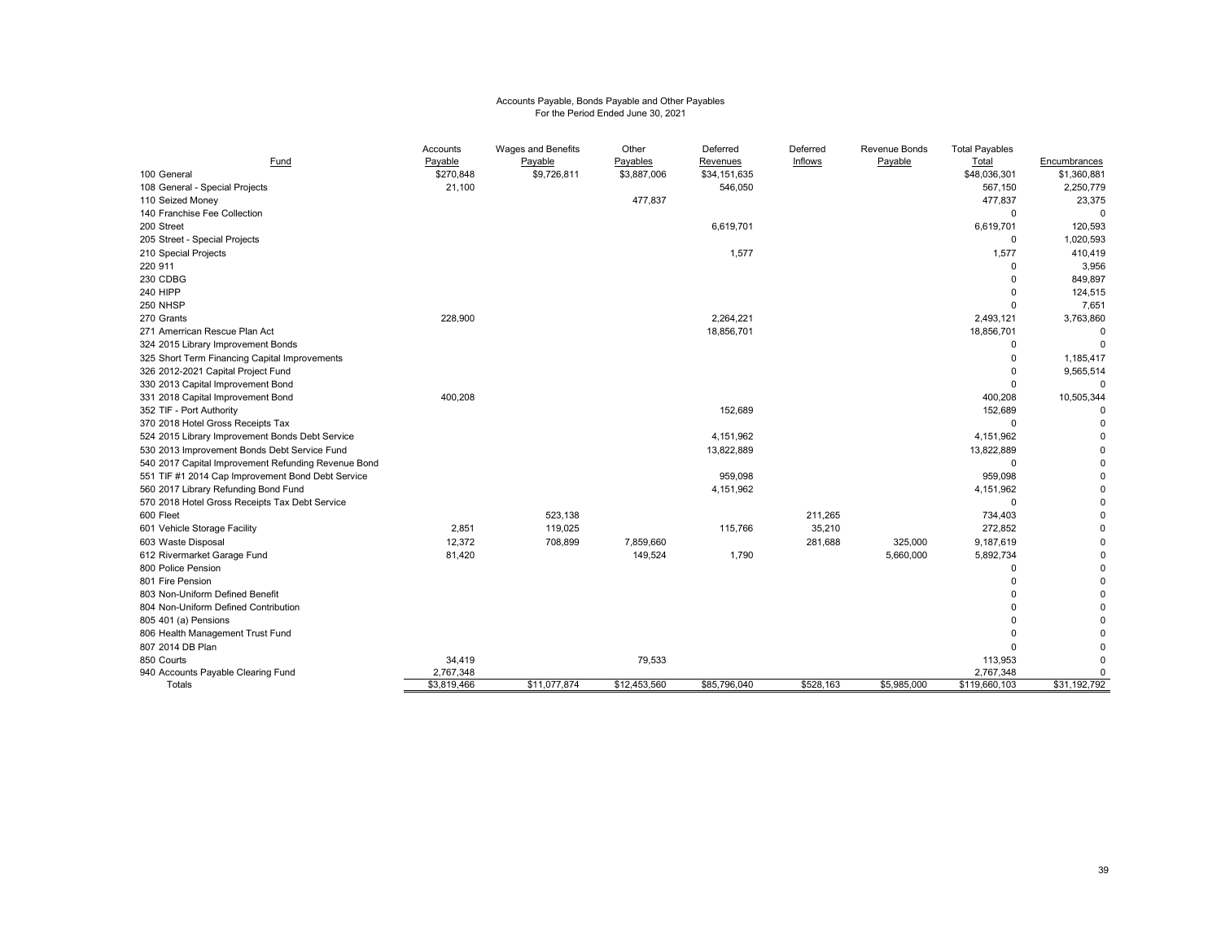Accounts Payable, Bonds Payable and Other Payables
For the Period Ended June 30, 2021

| Fund | Accounts Payable | Wages and Benefits Payable | Other Payables | Deferred Revenues | Deferred Inflows | Revenue Bonds Payable | Total Payables Total | Encumbrances |
|---|---|---|---|---|---|---|---|---|
| 100 General | $270,848 | $9,726,811 | $3,887,006 | $34,151,635 | | | $48,036,301 | $1,360,881 |
| 108 General - Special Projects | 21,100 | | | 546,050 | | | 567,150 | 2,250,779 |
| 110 Seized Money | | | 477,837 | | | | 477,837 | 23,375 |
| 140 Franchise Fee Collection | | | | | | | 0 | 0 |
| 200 Street | | | | 6,619,701 | | | 6,619,701 | 120,593 |
| 205 Street - Special Projects | | | | | | | 0 | 1,020,593 |
| 210 Special Projects | | | | 1,577 | | | 1,577 | 410,419 |
| 220 911 | | | | | | | 0 | 3,956 |
| 230 CDBG | | | | | | | 0 | 849,897 |
| 240 HIPP | | | | | | | 0 | 124,515 |
| 250 NHSP | | | | | | | 0 | 7,651 |
| 270 Grants | 228,900 | | | 2,264,221 | | | 2,493,121 | 3,763,860 |
| 271 Amerrican Rescue Plan Act | | | | 18,856,701 | | | 18,856,701 | 0 |
| 324 2015 Library Improvement Bonds | | | | | | | 0 | 0 |
| 325 Short Term Financing Capital Improvements | | | | | | | 0 | 1,185,417 |
| 326 2012-2021 Capital Project Fund | | | | | | | 0 | 9,565,514 |
| 330 2013 Capital Improvement Bond | | | | | | | 0 | 0 |
| 331 2018 Capital Improvement Bond | 400,208 | | | | | | 400,208 | 10,505,344 |
| 352 TIF - Port Authority | | | | 152,689 | | | 152,689 | 0 |
| 370 2018 Hotel Gross Receipts Tax | | | | | | | 0 | 0 |
| 524 2015 Library Improvement Bonds Debt Service | | | | 4,151,962 | | | 4,151,962 | 0 |
| 530 2013 Improvement Bonds Debt Service Fund | | | | 13,822,889 | | | 13,822,889 | 0 |
| 540 2017 Capital Improvement Refunding Revenue Bond | | | | | | | 0 | 0 |
| 551 TIF #1 2014 Cap Improvement Bond Debt Service | | | | 959,098 | | | 959,098 | 0 |
| 560 2017 Library Refunding Bond Fund | | | | 4,151,962 | | | 4,151,962 | 0 |
| 570 2018 Hotel Gross Receipts Tax Debt Service | | | | | | | 0 | 0 |
| 600 Fleet | | 523,138 | | | 211,265 | | 734,403 | 0 |
| 601 Vehicle Storage Facility | 2,851 | 119,025 | | 115,766 | 35,210 | | 272,852 | 0 |
| 603 Waste Disposal | 12,372 | 708,899 | 7,859,660 | | 281,688 | 325,000 | 9,187,619 | 0 |
| 612 Rivermarket Garage Fund | 81,420 | | 149,524 | 1,790 | | 5,660,000 | 5,892,734 | 0 |
| 800 Police Pension | | | | | | | 0 | 0 |
| 801 Fire Pension | | | | | | | 0 | 0 |
| 803 Non-Uniform Defined Benefit | | | | | | | 0 | 0 |
| 804 Non-Uniform Defined Contribution | | | | | | | 0 | 0 |
| 805 401 (a) Pensions | | | | | | | 0 | 0 |
| 806 Health Management Trust Fund | | | | | | | 0 | 0 |
| 807 2014 DB Plan | | | | | | | 0 | 0 |
| 850 Courts | 34,419 | | 79,533 | | | | 113,953 | 0 |
| 940 Accounts Payable Clearing Fund | 2,767,348 | | | | | | 2,767,348 | 0 |
| Totals | $3,819,466 | $11,077,874 | $12,453,560 | $85,796,040 | $528,163 | $5,985,000 | $119,660,103 | $31,192,792 |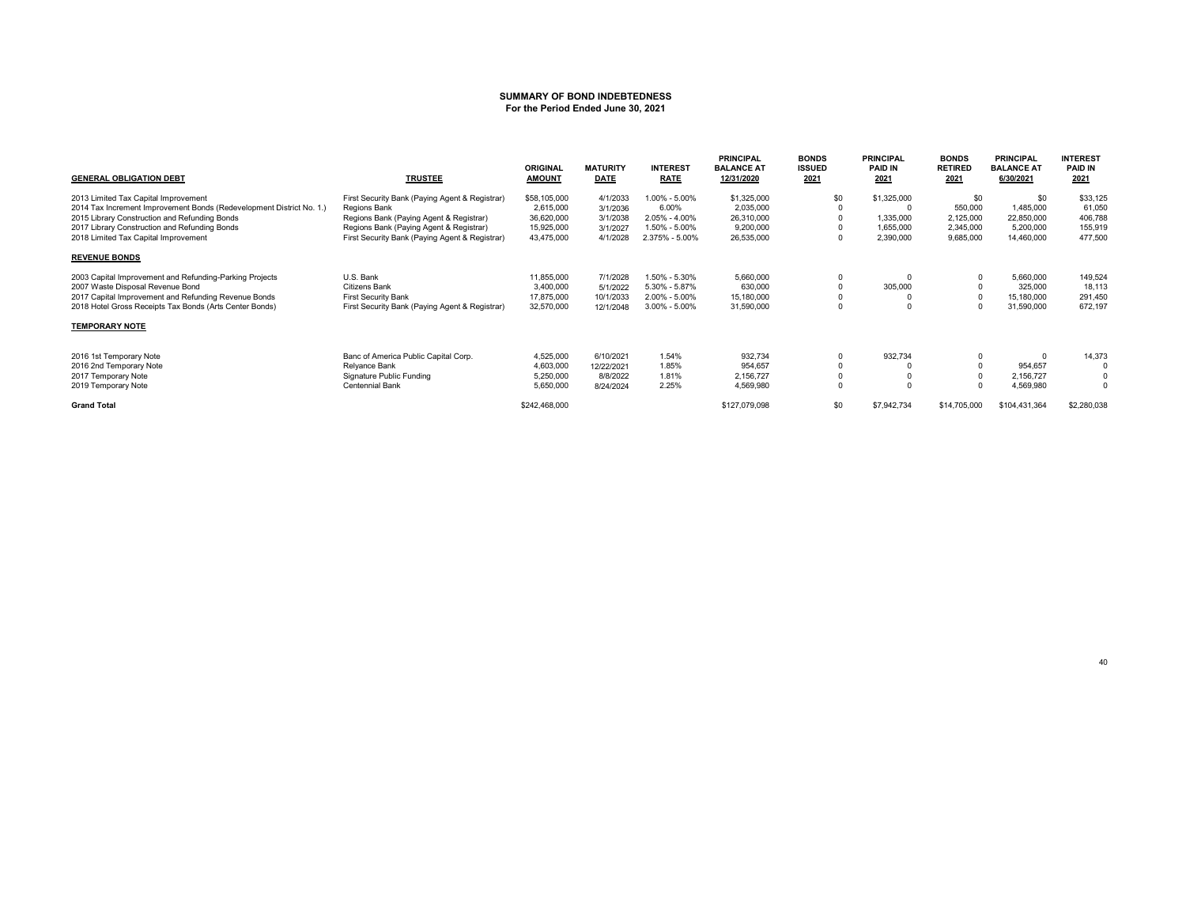## SUMMARY OF BOND INDEBTEDNESS
**For the Period Ended June 30, 2021**

| GENERAL OBLIGATION DEBT | TRUSTEE | ORIGINAL AMOUNT | MATURITY DATE | INTEREST RATE | PRINCIPAL BALANCE AT 12/31/2020 | BONDS ISSUED 2021 | PRINCIPAL PAID IN 2021 | BONDS RETIRED 2021 | PRINCIPAL BALANCE AT 6/30/2021 | INTEREST PAID IN 2021 |
|---|---|---|---|---|---|---|---|---|---|---|
| 2013 Limited Tax Capital Improvement | First Security Bank (Paying Agent & Registrar) | $58,105,000 | 4/1/2033 | 1.00% - 5.00% | $1,325,000 | $0 | $1,325,000 | $0 | $0 | $33,125 |
| 2014 Tax Increment Improvement Bonds (Redevelopment District No. 1.) | Regions Bank | 2,615,000 | 3/1/2036 | 6.00% | 2,035,000 | 0 | 0 | 550,000 | 1,485,000 | 61,050 |
| 2015 Library Construction and Refunding Bonds | Regions Bank (Paying Agent & Registrar) | 36,620,000 | 3/1/2038 | 2.05% - 4.00% | 26,310,000 | 0 | 1,335,000 | 2,125,000 | 22,850,000 | 406,788 |
| 2017 Library Construction and Refunding Bonds | Regions Bank (Paying Agent & Registrar) | 15,925,000 | 3/1/2027 | 1.50% - 5.00% | 9,200,000 | 0 | 1,655,000 | 2,345,000 | 5,200,000 | 155,919 |
| 2018 Limited Tax Capital Improvement | First Security Bank (Paying Agent & Registrar) | 43,475,000 | 4/1/2028 | 2.375% - 5.00% | 26,535,000 | 0 | 2,390,000 | 9,685,000 | 14,460,000 | 477,500 |
| **REVENUE BONDS** | | | | | | | | | | |
| 2003 Capital Improvement and Refunding-Parking Projects | U.S. Bank | 11,855,000 | 7/1/2028 | 1.50% - 5.30% | 5,660,000 | 0 | 0 | 0 | 5,660,000 | 149,524 |
| 2007 Waste Disposal Revenue Bond | Citizens Bank | 3,400,000 | 5/1/2022 | 5.30% - 5.87% | 630,000 | 0 | 305,000 | 0 | 325,000 | 18,113 |
| 2017 Capital Improvement and Refunding Revenue Bonds | First Security Bank | 17,875,000 | 10/1/2033 | 2.00% - 5.00% | 15,180,000 | 0 | 0 | 0 | 15,180,000 | 291,450 |
| 2018 Hotel Gross Receipts Tax Bonds (Arts Center Bonds) | First Security Bank (Paying Agent & Registrar) | 32,570,000 | 12/1/2048 | 3.00% - 5.00% | 31,590,000 | 0 | 0 | 0 | 31,590,000 | 672,197 |
| **TEMPORARY NOTE** | | | | | | | | | | |
| 2016 1st Temporary Note | Banc of America Public Capital Corp. | 4,525,000 | 6/10/2021 | 1.54% | 932,734 | 0 | 932,734 | 0 | 0 | 14,373 |
| 2016 2nd Temporary Note | Relyance Bank | 4,603,000 | 12/22/2021 | 1.85% | 954,657 | 0 | 0 | 0 | 954,657 | 0 |
| 2017 Temporary Note | Signature Public Funding | 5,250,000 | 8/8/2022 | 1.81% | 2,156,727 | 0 | 0 | 0 | 2,156,727 | 0 |
| 2019 Temporary Note | Centennial Bank | 5,650,000 | 8/24/2024 | 2.25% | 4,569,980 | 0 | 0 | 0 | 4,569,980 | 0 |
| **Grand Total** | | $242,468,000 | | | $127,079,098 | $0 | $7,942,734 | $14,705,000 | $104,431,364 | $2,280,038 |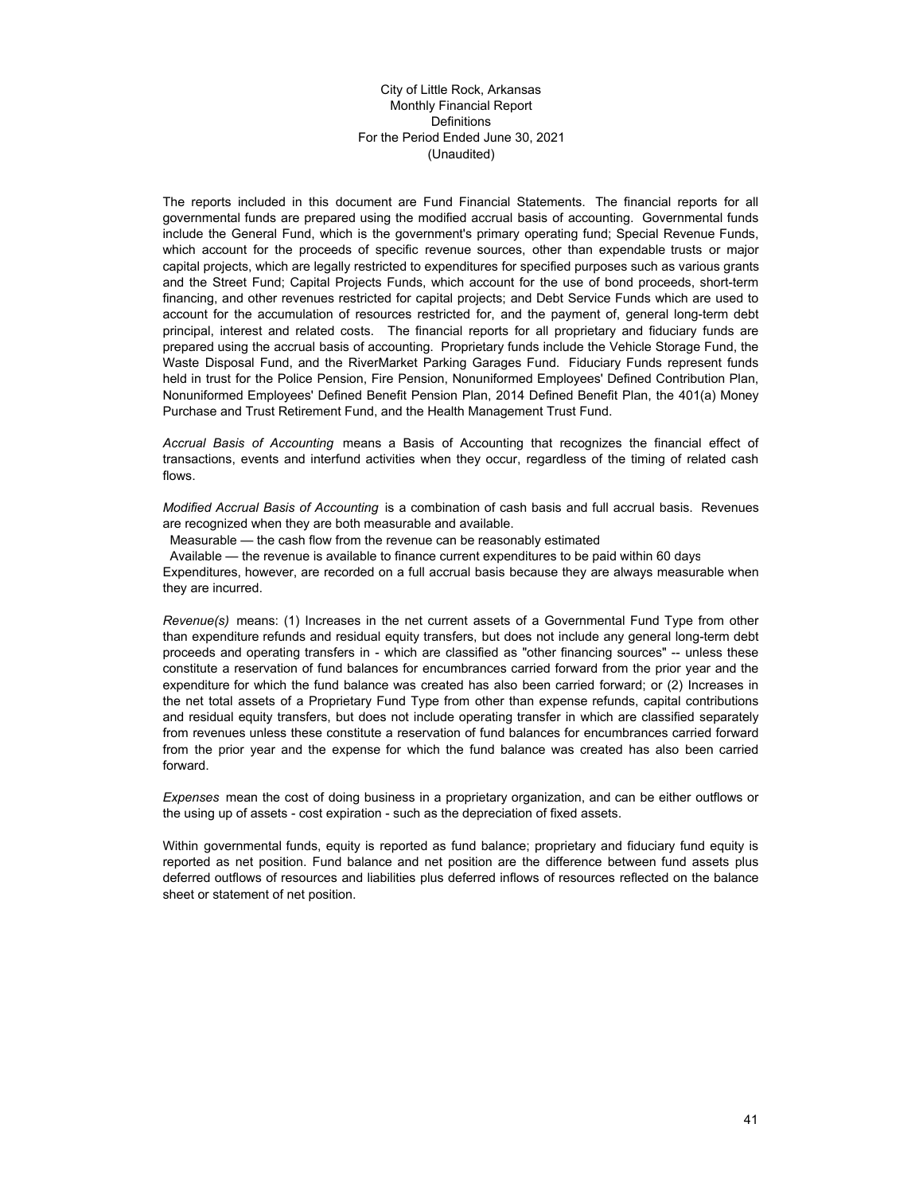# City of Little Rock, Arkansas
## Monthly Financial Report
## Definitions
## For the Period Ended June 30, 2021
## (Unaudited)

The reports included in this document are Fund Financial Statements. The financial reports for all governmental funds are prepared using the modified accrual basis of accounting. Governmental funds include the General Fund, which is the government's primary operating fund; Special Revenue Funds, which account for the proceeds of specific revenue sources, other than expendable trusts or major capital projects, which are legally restricted to expenditures for specified purposes such as various grants and the Street Fund; Capital Projects Funds, which account for the use of bond proceeds, short-term financing, and other revenues restricted for capital projects; and Debt Service Funds which are used to account for the accumulation of resources restricted for, and the payment of, general long-term debt principal, interest and related costs. The financial reports for all proprietary and fiduciary funds are prepared using the accrual basis of accounting. Proprietary funds include the Vehicle Storage Fund, the Waste Disposal Fund, and the RiverMarket Parking Garages Fund. Fiduciary Funds represent funds held in trust for the Police Pension, Fire Pension, Nonuniformed Employees' Defined Contribution Plan, Nonuniformed Employees' Defined Benefit Pension Plan, 2014 Defined Benefit Plan, the 401(a) Money Purchase and Trust Retirement Fund, and the Health Management Trust Fund.

*Accrual Basis of Accounting* means a Basis of Accounting that recognizes the financial effect of transactions, events and interfund activities when they occur, regardless of the timing of related cash flows.

*Modified Accrual Basis of Accounting* is a combination of cash basis and full accrual basis. Revenues are recognized when they are both measurable and available.

Measurable — the cash flow from the revenue can be reasonably estimated

Available — the revenue is available to finance current expenditures to be paid within 60 days

Expenditures, however, are recorded on a full accrual basis because they are always measurable when they are incurred.

*Revenue(s)* means: (1) Increases in the net current assets of a Governmental Fund Type from other than expenditure refunds and residual equity transfers, but does not include any general long-term debt proceeds and operating transfers in - which are classified as "other financing sources" -- unless these constitute a reservation of fund balances for encumbrances carried forward from the prior year and the expenditure for which the fund balance was created has also been carried forward; or (2) Increases in the net total assets of a Proprietary Fund Type from other than expense refunds, capital contributions and residual equity transfers, but does not include operating transfer in which are classified separately from revenues unless these constitute a reservation of fund balances for encumbrances carried forward from the prior year and the expense for which the fund balance was created has also been carried forward.

*Expenses* mean the cost of doing business in a proprietary organization, and can be either outflows or the using up of assets - cost expiration - such as the depreciation of fixed assets.

Within governmental funds, equity is reported as fund balance; proprietary and fiduciary fund equity is reported as net position. Fund balance and net position are the difference between fund assets plus deferred outflows of resources and liabilities plus deferred inflows of resources reflected on the balance sheet or statement of net position.